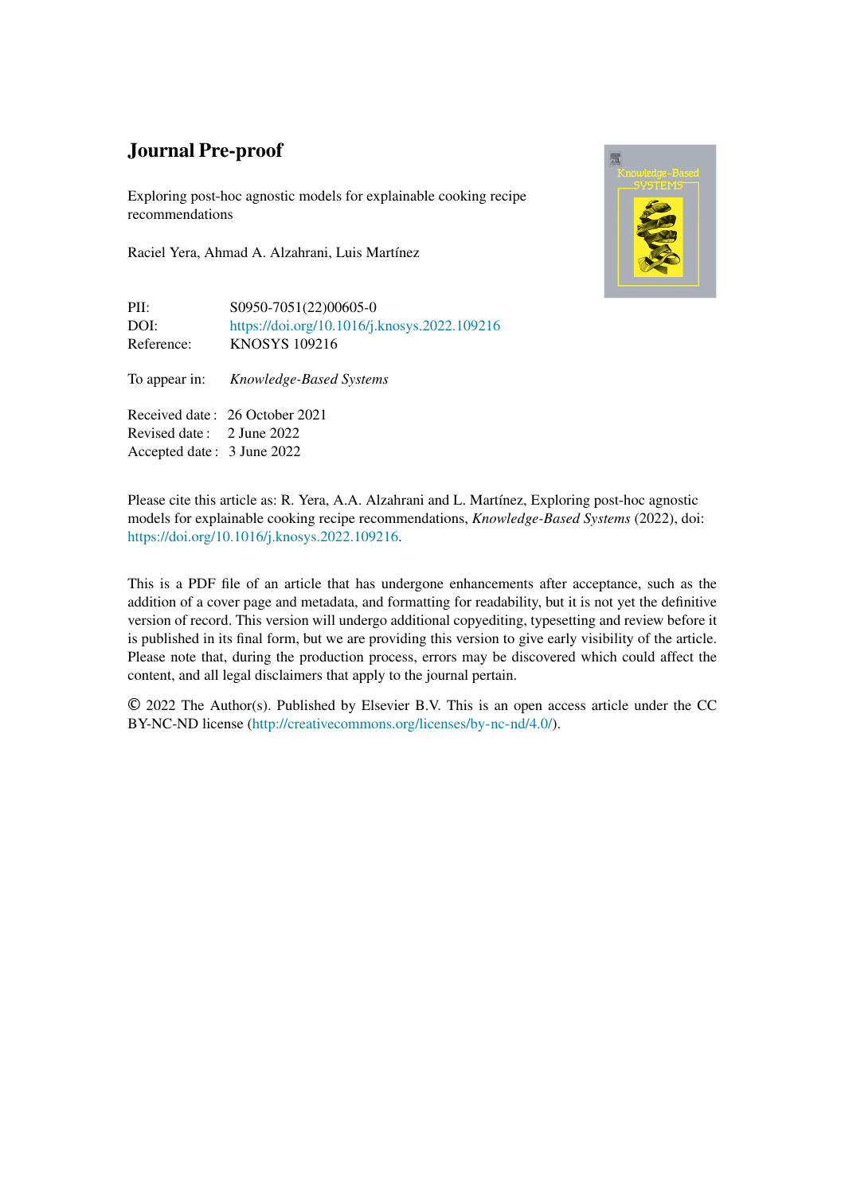# Journal Pre-proof

Exploring post-hoc agnostic models for explainable cooking recipe recommendations

Raciel Yera, Ahmad A. Alzahrani, Luis Martínez

PII: S0950-7051(22)00605-0
DOI: https://doi.org/10.1016/j.knosys.2022.109216
Reference: KNOSYS 109216

To appear in: *Knowledge-Based Systems*

Received date : 26 October 2021
Revised date : 2 June 2022
Accepted date : 3 June 2022

Please cite this article as: R. Yera, A.A. Alzahrani and L. Martínez, Exploring post-hoc agnostic models for explainable cooking recipe recommendations, *Knowledge-Based Systems* (2022), doi: https://doi.org/10.1016/j.knosys.2022.109216.

This is a PDF file of an article that has undergone enhancements after acceptance, such as the addition of a cover page and metadata, and formatting for readability, but it is not yet the definitive version of record. This version will undergo additional copyediting, typesetting and review before it is published in its final form, but we are providing this version to give early visibility of the article. Please note that, during the production process, errors may be discovered which could affect the content, and all legal disclaimers that apply to the journal pertain.

© 2022 The Author(s). Published by Elsevier B.V. This is an open access article under the CC BY-NC-ND license (http://creativecommons.org/licenses/by-nc-nd/4.0/).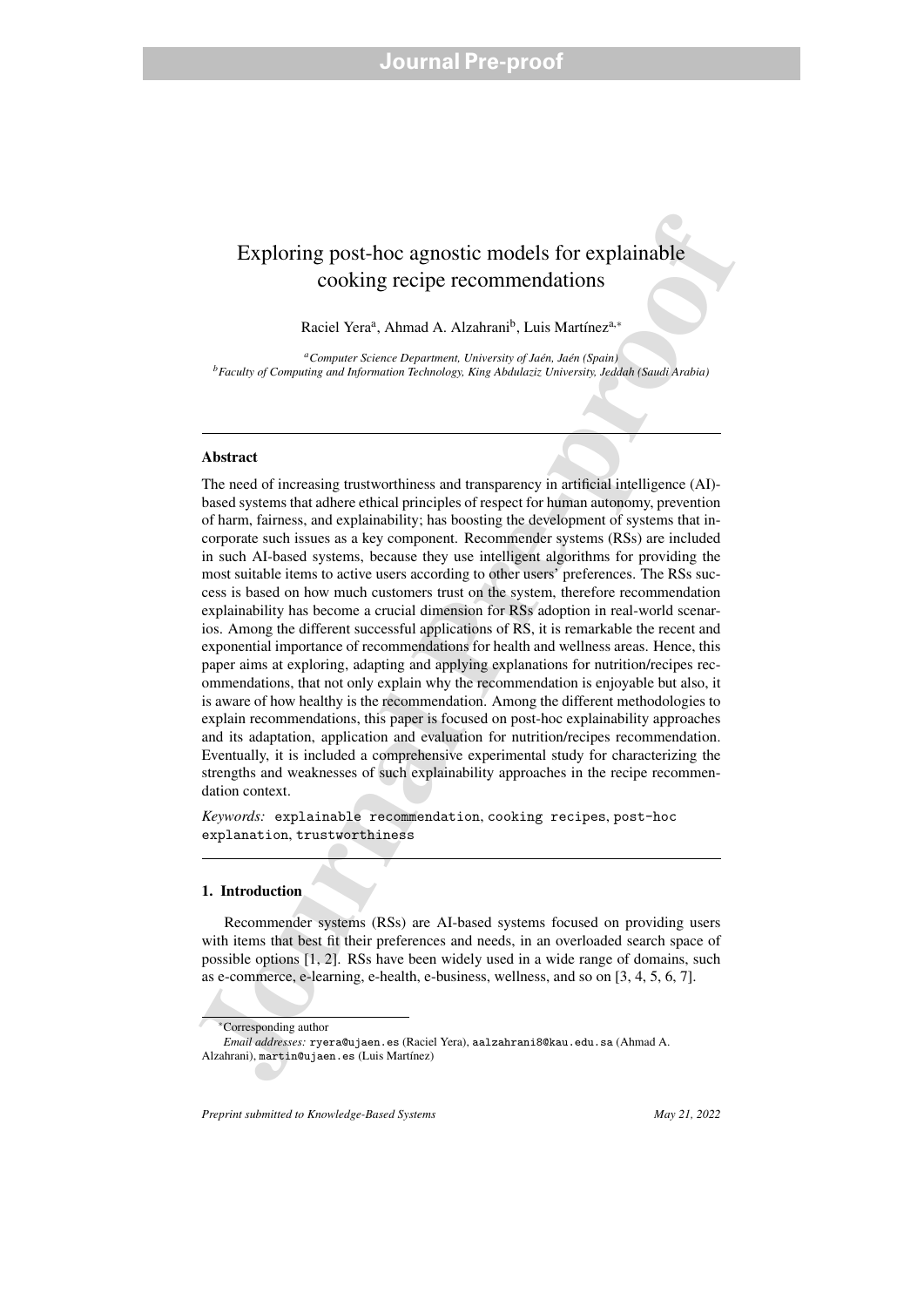# Exploring post-hoc agnostic models for explainable cooking recipe recommendations

Raciel Yera[a], Ahmad A. Alzahrani[b], Luis Martínez[a,*]

[a]*Computer Science Department, University of Jaén, Jaén (Spain)*
[b]*Faculty of Computing and Information Technology, King Abdulaziz University, Jeddah (Saudi Arabia)*

---

## Abstract

The need of increasing trustworthiness and transparency in artificial intelligence (AI)-based systems that adhere ethical principles of respect for human autonomy, prevention of harm, fairness, and explainability; has boosting the development of systems that incorporate such issues as a key component. Recommender systems (RSs) are included in such AI-based systems, because they use intelligent algorithms for providing the most suitable items to active users according to other users' preferences. The RSs success is based on how much customers trust on the system, therefore recommendation explainability has become a crucial dimension for RSs adoption in real-world scenarios. Among the different successful applications of RS, it is remarkable the recent and exponential importance of recommendations for health and wellness areas. Hence, this paper aims at exploring, adapting and applying explanations for nutrition/recipes recommendations, that not only explain why the recommendation is enjoyable but also, it is aware of how healthy is the recommendation. Among the different methodologies to explain recommendations, this paper is focused on post-hoc explainability approaches and its adaptation, application and evaluation for nutrition/recipes recommendation. Eventually, it is included a comprehensive experimental study for characterizing the strengths and weaknesses of such explainability approaches in the recipe recommendation context.

*Keywords:* explainable recommendation, cooking recipes, post-hoc explanation, trustworthiness

---

## 1. Introduction

Recommender systems (RSs) are AI-based systems focused on providing users with items that best fit their preferences and needs, in an overloaded search space of possible options [1, 2]. RSs have been widely used in a wide range of domains, such as e-commerce, e-learning, e-health, e-business, wellness, and so on [3, 4, 5, 6, 7].

---

*Corresponding author

*Email addresses:* ryera@ujaen.es (Raciel Yera), aalzahrani8@kau.edu.sa (Ahmad A. Alzahrani), martin@ujaen.es (Luis Martínez)

*Preprint submitted to Knowledge-Based Systems* — *May 21, 2022*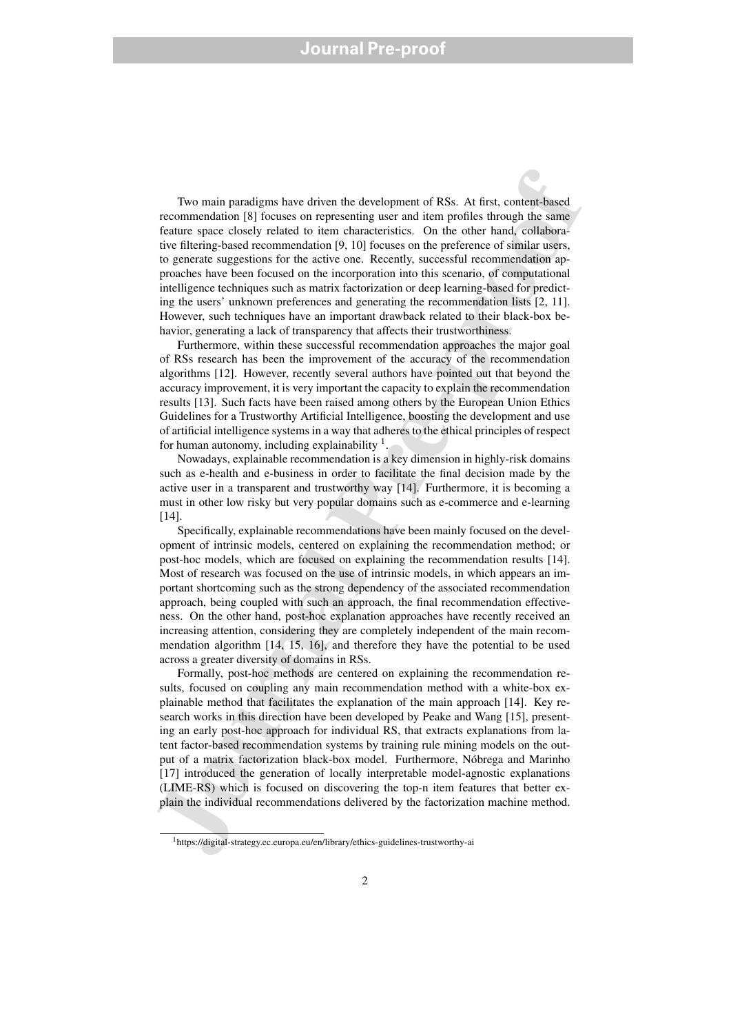Two main paradigms have driven the development of RSs. At first, content-based recommendation [8] focuses on representing user and item profiles through the same feature space closely related to item characteristics. On the other hand, collaborative filtering-based recommendation [9, 10] focuses on the preference of similar users, to generate suggestions for the active one. Recently, successful recommendation approaches have been focused on the incorporation into this scenario, of computational intelligence techniques such as matrix factorization or deep learning-based for predicting the users' unknown preferences and generating the recommendation lists [2, 11]. However, such techniques have an important drawback related to their black-box behavior, generating a lack of transparency that affects their trustworthiness.

Furthermore, within these successful recommendation approaches the major goal of RSs research has been the improvement of the accuracy of the recommendation algorithms [12]. However, recently several authors have pointed out that beyond the accuracy improvement, it is very important the capacity to explain the recommendation results [13]. Such facts have been raised among others by the European Union Ethics Guidelines for a Trustworthy Artificial Intelligence, boosting the development and use of artificial intelligence systems in a way that adheres to the ethical principles of respect for human autonomy, including explainability [1].

Nowadays, explainable recommendation is a key dimension in highly-risk domains such as e-health and e-business in order to facilitate the final decision made by the active user in a transparent and trustworthy way [14]. Furthermore, it is becoming a must in other low risky but very popular domains such as e-commerce and e-learning [14].

Specifically, explainable recommendations have been mainly focused on the development of intrinsic models, centered on explaining the recommendation method; or post-hoc models, which are focused on explaining the recommendation results [14]. Most of research was focused on the use of intrinsic models, in which appears an important shortcoming such as the strong dependency of the associated recommendation approach, being coupled with such an approach, the final recommendation effectiveness. On the other hand, post-hoc explanation approaches have recently received an increasing attention, considering they are completely independent of the main recommendation algorithm [14, 15, 16], and therefore they have the potential to be used across a greater diversity of domains in RSs.

Formally, post-hoc methods are centered on explaining the recommendation results, focused on coupling any main recommendation method with a white-box explainable method that facilitates the explanation of the main approach [14]. Key research works in this direction have been developed by Peake and Wang [15], presenting an early post-hoc approach for individual RS, that extracts explanations from latent factor-based recommendation systems by training rule mining models on the output of a matrix factorization black-box model. Furthermore, Nóbrega and Marinho [17] introduced the generation of locally interpretable model-agnostic explanations (LIME-RS) which is focused on discovering the top-n item features that better explain the individual recommendations delivered by the factorization machine method.

[1] https://digital-strategy.ec.europa.eu/en/library/ethics-guidelines-trustworthy-ai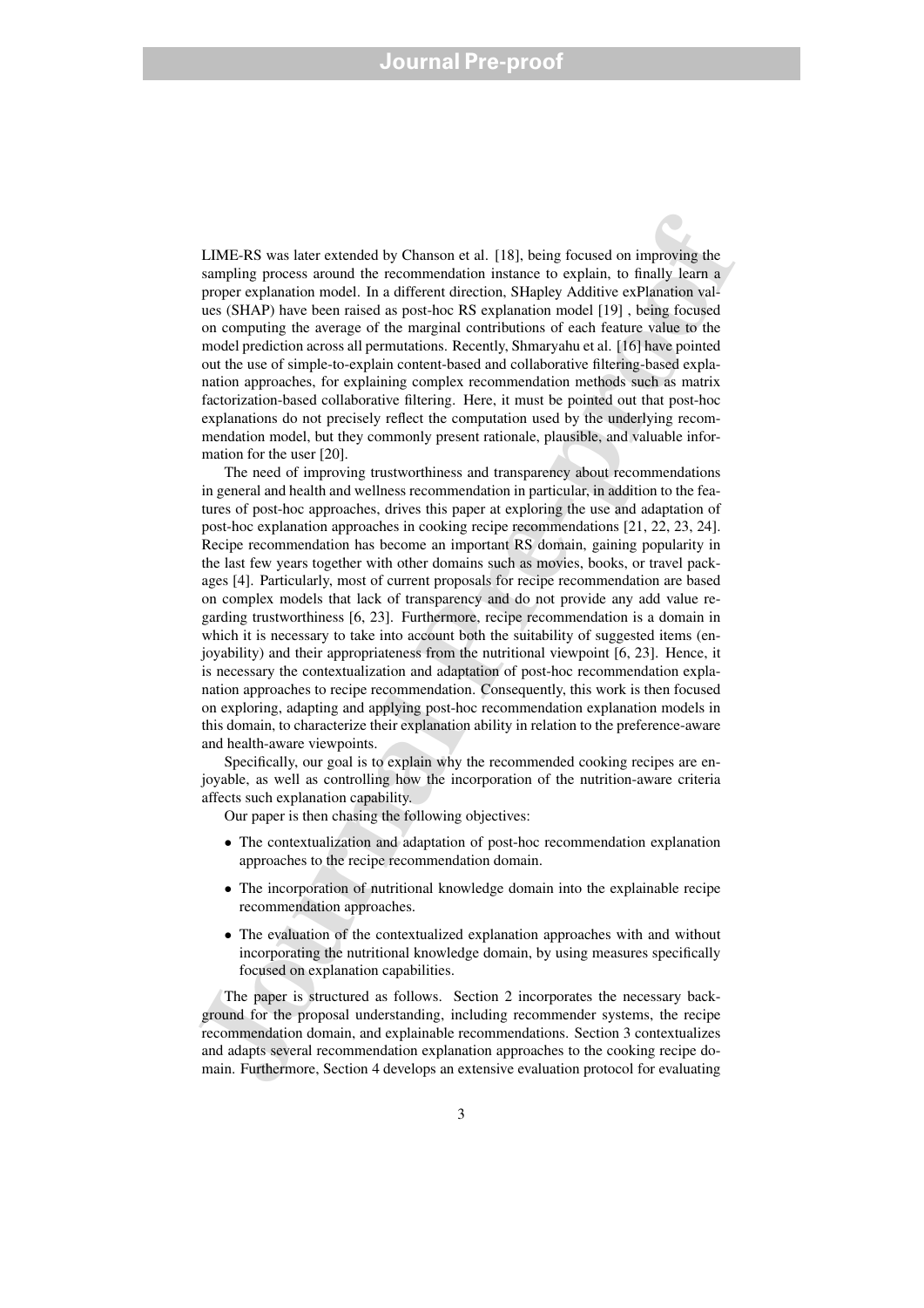LIME-RS was later extended by Chanson et al. [18], being focused on improving the sampling process around the recommendation instance to explain, to finally learn a proper explanation model. In a different direction, SHapley Additive exPlanation values (SHAP) have been raised as post-hoc RS explanation model [19] , being focused on computing the average of the marginal contributions of each feature value to the model prediction across all permutations. Recently, Shmaryahu et al. [16] have pointed out the use of simple-to-explain content-based and collaborative filtering-based explanation approaches, for explaining complex recommendation methods such as matrix factorization-based collaborative filtering. Here, it must be pointed out that post-hoc explanations do not precisely reflect the computation used by the underlying recommendation model, but they commonly present rationale, plausible, and valuable information for the user [20].

The need of improving trustworthiness and transparency about recommendations in general and health and wellness recommendation in particular, in addition to the features of post-hoc approaches, drives this paper at exploring the use and adaptation of post-hoc explanation approaches in cooking recipe recommendations [21, 22, 23, 24]. Recipe recommendation has become an important RS domain, gaining popularity in the last few years together with other domains such as movies, books, or travel packages [4]. Particularly, most of current proposals for recipe recommendation are based on complex models that lack of transparency and do not provide any add value regarding trustworthiness [6, 23]. Furthermore, recipe recommendation is a domain in which it is necessary to take into account both the suitability of suggested items (enjoyability) and their appropriateness from the nutritional viewpoint [6, 23]. Hence, it is necessary the contextualization and adaptation of post-hoc recommendation explanation approaches to recipe recommendation. Consequently, this work is then focused on exploring, adapting and applying post-hoc recommendation explanation models in this domain, to characterize their explanation ability in relation to the preference-aware and health-aware viewpoints.

Specifically, our goal is to explain why the recommended cooking recipes are enjoyable, as well as controlling how the incorporation of the nutrition-aware criteria affects such explanation capability.

Our paper is then chasing the following objectives:

- The contextualization and adaptation of post-hoc recommendation explanation approaches to the recipe recommendation domain.
- The incorporation of nutritional knowledge domain into the explainable recipe recommendation approaches.
- The evaluation of the contextualized explanation approaches with and without incorporating the nutritional knowledge domain, by using measures specifically focused on explanation capabilities.

The paper is structured as follows. Section 2 incorporates the necessary background for the proposal understanding, including recommender systems, the recipe recommendation domain, and explainable recommendations. Section 3 contextualizes and adapts several recommendation explanation approaches to the cooking recipe domain. Furthermore, Section 4 develops an extensive evaluation protocol for evaluating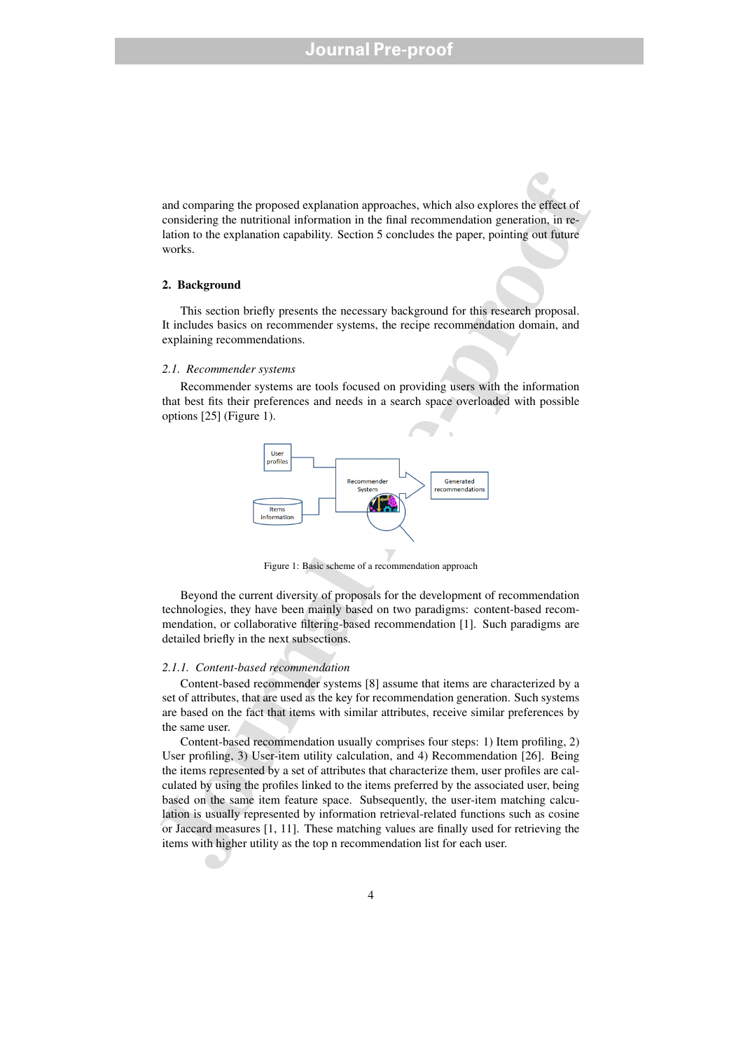and comparing the proposed explanation approaches, which also explores the effect of considering the nutritional information in the final recommendation generation, in relation to the explanation capability. Section 5 concludes the paper, pointing out future works.

## 2. Background

This section briefly presents the necessary background for this research proposal. It includes basics on recommender systems, the recipe recommendation domain, and explaining recommendations.

### 2.1. Recommender systems

Recommender systems are tools focused on providing users with the information that best fits their preferences and needs in a search space overloaded with possible options [25] (Figure 1).

User profiles

Items information

Recommender System

Generated recommendations

Figure 1: Basic scheme of a recommendation approach

Beyond the current diversity of proposals for the development of recommendation technologies, they have been mainly based on two paradigms: content-based recommendation, or collaborative filtering-based recommendation [1]. Such paradigms are detailed briefly in the next subsections.

#### 2.1.1. Content-based recommendation

Content-based recommender systems [8] assume that items are characterized by a set of attributes, that are used as the key for recommendation generation. Such systems are based on the fact that items with similar attributes, receive similar preferences by the same user.

Content-based recommendation usually comprises four steps: 1) Item profiling, 2) User profiling, 3) User-item utility calculation, and 4) Recommendation [26]. Being the items represented by a set of attributes that characterize them, user profiles are calculated by using the profiles linked to the items preferred by the associated user, being based on the same item feature space. Subsequently, the user-item matching calculation is usually represented by information retrieval-related functions such as cosine or Jaccard measures [1, 11]. These matching values are finally used for retrieving the items with higher utility as the top n recommendation list for each user.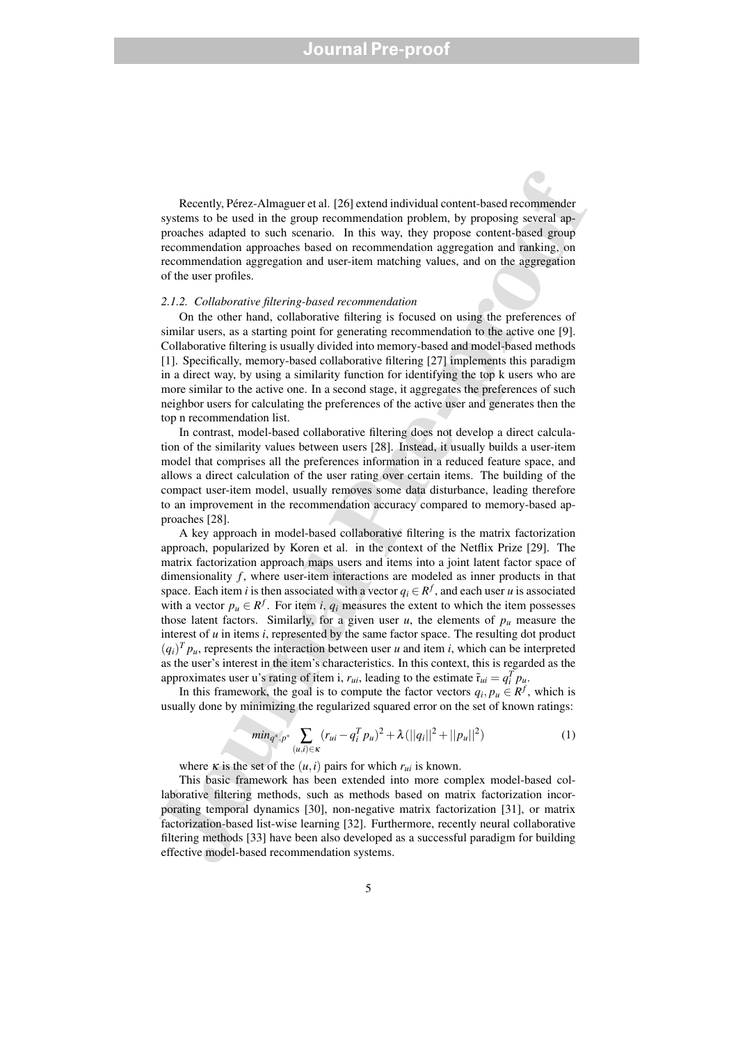Recently, Pérez-Almaguer et al. [26] extend individual content-based recommender systems to be used in the group recommendation problem, by proposing several approaches adapted to such scenario. In this way, they propose content-based group recommendation approaches based on recommendation aggregation and ranking, on recommendation aggregation and user-item matching values, and on the aggregation of the user profiles.

#### *2.1.2. Collaborative filtering-based recommendation*

On the other hand, collaborative filtering is focused on using the preferences of similar users, as a starting point for generating recommendation to the active one [9]. Collaborative filtering is usually divided into memory-based and model-based methods [1]. Specifically, memory-based collaborative filtering [27] implements this paradigm in a direct way, by using a similarity function for identifying the top k users who are more similar to the active one. In a second stage, it aggregates the preferences of such neighbor users for calculating the preferences of the active user and generates then the top n recommendation list.

In contrast, model-based collaborative filtering does not develop a direct calculation of the similarity values between users [28]. Instead, it usually builds a user-item model that comprises all the preferences information in a reduced feature space, and allows a direct calculation of the user rating over certain items. The building of the compact user-item model, usually removes some data disturbance, leading therefore to an improvement in the recommendation accuracy compared to memory-based approaches [28].

A key approach in model-based collaborative filtering is the matrix factorization approach, popularized by Koren et al. in the context of the Netflix Prize [29]. The matrix factorization approach maps users and items into a joint latent factor space of dimensionality $f$, where user-item interactions are modeled as inner products in that space. Each item $i$ is then associated with a vector $q_i \in R^f$, and each user $u$ is associated with a vector $p_u \in R^f$. For item $i$, $q_i$ measures the extent to which the item possesses those latent factors. Similarly, for a given user $u$, the elements of $p_u$ measure the interest of $u$ in items $i$, represented by the same factor space. The resulting dot product $(q_i)^T p_u$, represents the interaction between user $u$ and item $i$, which can be interpreted as the user's interest in the item's characteristics. In this context, this is regarded as the approximates user u's rating of item i, $r_{ui}$, leading to the estimate $\tilde{r}_{ui} = q_i^T p_u$.

In this framework, the goal is to compute the factor vectors $q_i, p_u \in R^f$, which is usually done by minimizing the regularized squared error on the set of known ratings:

$$min_{q^*,p^*} \sum_{(u,i)\in\kappa} (r_{ui} - q_i^T p_u)^2 + \lambda(||q_i||^2 + ||p_u||^2) \tag{1}$$

where $\kappa$ is the set of the $(u,i)$ pairs for which $r_{ui}$ is known.

This basic framework has been extended into more complex model-based collaborative filtering methods, such as methods based on matrix factorization incorporating temporal dynamics [30], non-negative matrix factorization [31], or matrix factorization-based list-wise learning [32]. Furthermore, recently neural collaborative filtering methods [33] have been also developed as a successful paradigm for building effective model-based recommendation systems.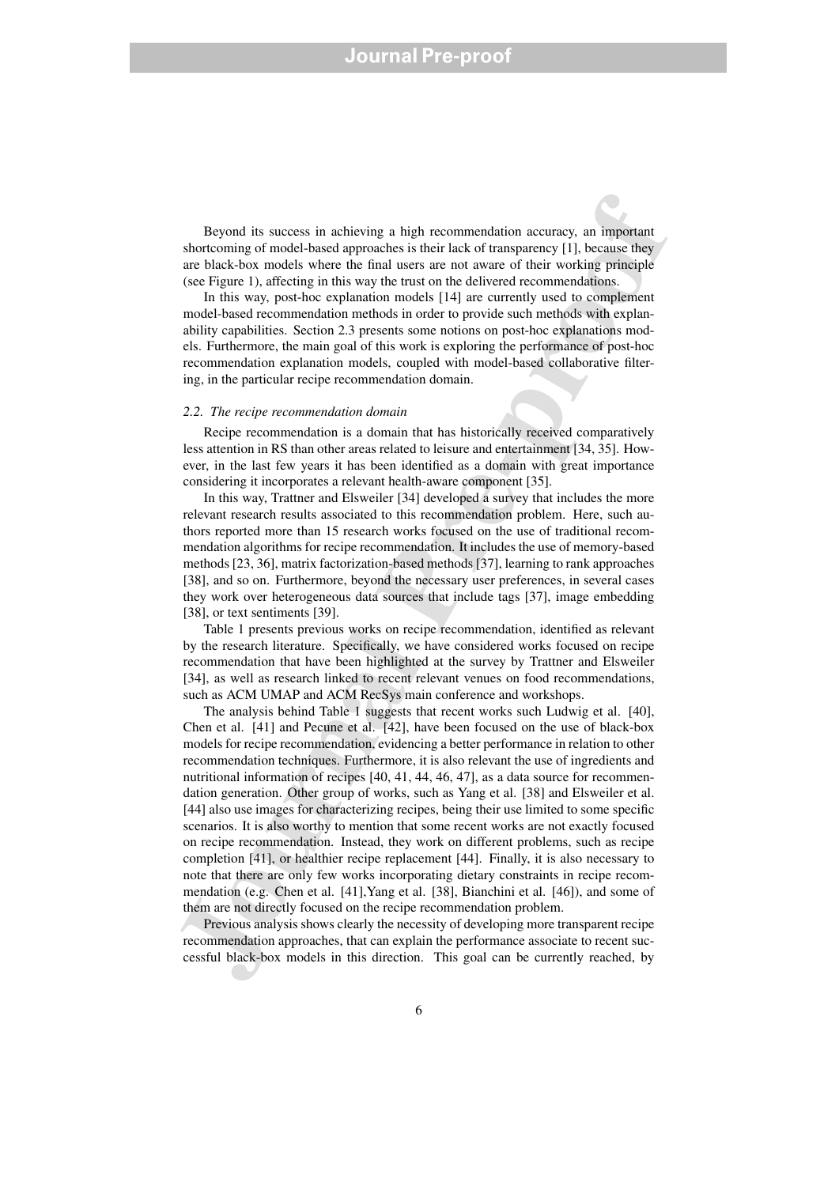Beyond its success in achieving a high recommendation accuracy, an important shortcoming of model-based approaches is their lack of transparency [1], because they are black-box models where the final users are not aware of their working principle (see Figure 1), affecting in this way the trust on the delivered recommendations.

In this way, post-hoc explanation models [14] are currently used to complement model-based recommendation methods in order to provide such methods with explanability capabilities. Section 2.3 presents some notions on post-hoc explanations models. Furthermore, the main goal of this work is exploring the performance of post-hoc recommendation explanation models, coupled with model-based collaborative filtering, in the particular recipe recommendation domain.

### *2.2. The recipe recommendation domain*

Recipe recommendation is a domain that has historically received comparatively less attention in RS than other areas related to leisure and entertainment [34, 35]. However, in the last few years it has been identified as a domain with great importance considering it incorporates a relevant health-aware component [35].

In this way, Trattner and Elsweiler [34] developed a survey that includes the more relevant research results associated to this recommendation problem. Here, such authors reported more than 15 research works focused on the use of traditional recommendation algorithms for recipe recommendation. It includes the use of memory-based methods [23, 36], matrix factorization-based methods [37], learning to rank approaches [38], and so on. Furthermore, beyond the necessary user preferences, in several cases they work over heterogeneous data sources that include tags [37], image embedding [38], or text sentiments [39].

Table 1 presents previous works on recipe recommendation, identified as relevant by the research literature. Specifically, we have considered works focused on recipe recommendation that have been highlighted at the survey by Trattner and Elsweiler [34], as well as research linked to recent relevant venues on food recommendations, such as ACM UMAP and ACM RecSys main conference and workshops.

The analysis behind Table 1 suggests that recent works such Ludwig et al. [40], Chen et al. [41] and Pecune et al. [42], have been focused on the use of black-box models for recipe recommendation, evidencing a better performance in relation to other recommendation techniques. Furthermore, it is also relevant the use of ingredients and nutritional information of recipes [40, 41, 44, 46, 47], as a data source for recommendation generation. Other group of works, such as Yang et al. [38] and Elsweiler et al. [44] also use images for characterizing recipes, being their use limited to some specific scenarios. It is also worthy to mention that some recent works are not exactly focused on recipe recommendation. Instead, they work on different problems, such as recipe completion [41], or healthier recipe replacement [44]. Finally, it is also necessary to note that there are only few works incorporating dietary constraints in recipe recommendation (e.g. Chen et al. [41],Yang et al. [38], Bianchini et al. [46]), and some of them are not directly focused on the recipe recommendation problem.

Previous analysis shows clearly the necessity of developing more transparent recipe recommendation approaches, that can explain the performance associate to recent successful black-box models in this direction. This goal can be currently reached, by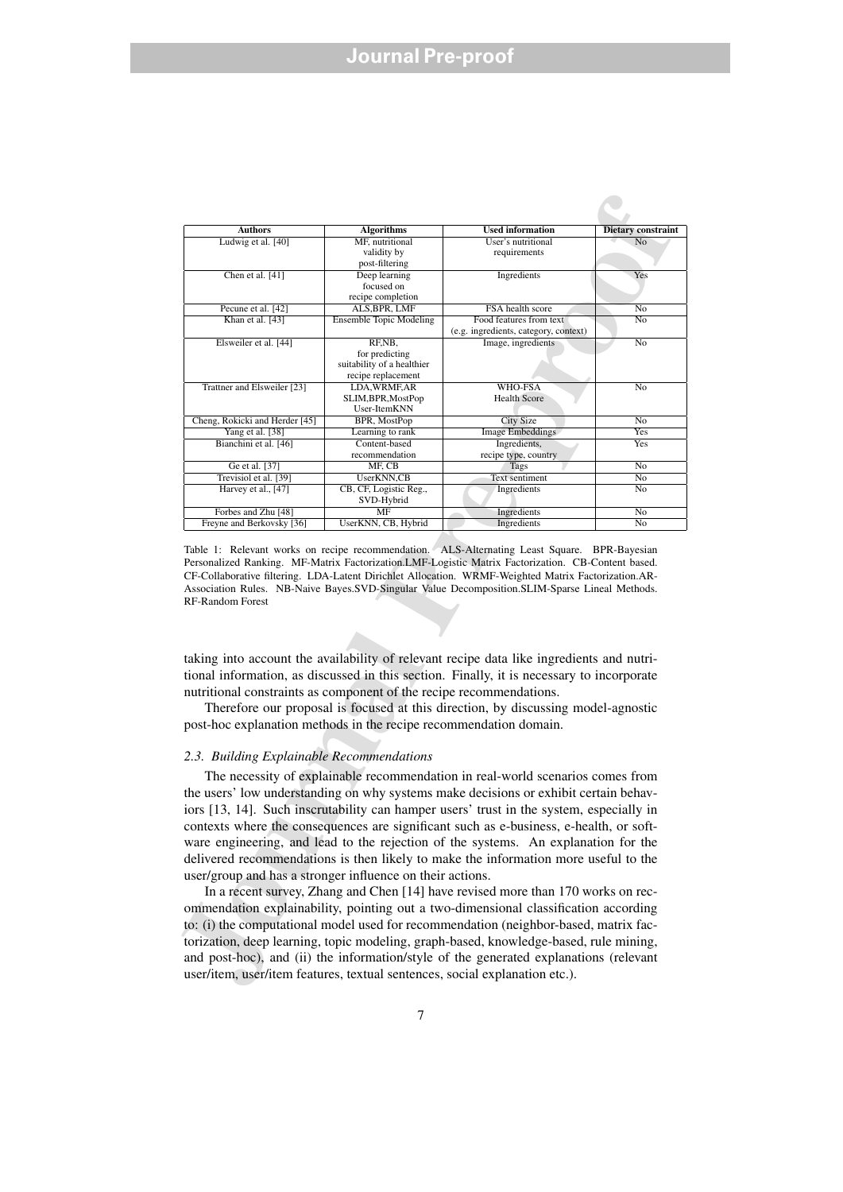| Authors | Algorithms | Used information | Dietary constraint |
|---|---|---|---|
| Ludwig et al. [40] | MF, nutritional validity by post-filtering | User's nutritional requirements | No |
| Chen et al. [41] | Deep learning focused on recipe completion | Ingredients | Yes |
| Pecune et al. [42] | ALS,BPR, LMF | FSA health score | No |
| Khan et al. [43] | Ensemble Topic Modeling | Food features from text (e.g. ingredients, category, context) | No |
| Elsweiler et al. [44] | RF,NB, for predicting suitability of a healthier recipe replacement | Image, ingredients | No |
| Trattner and Elsweiler [23] | LDA,WRMF,AR SLIM,BPR,MostPop User-ItemKNN | WHO-FSA Health Score | No |
| Cheng, Rokicki and Herder [45] | BPR, MostPop | City Size | No |
| Yang et al. [38] | Learning to rank | Image Embeddings | Yes |
| Bianchini et al. [46] | Content-based recommendation | Ingredients, recipe type, country | Yes |
| Ge et al. [37] | MF, CB | Tags | No |
| Trevisiol et al. [39] | UserKNN,CB | Text sentiment | No |
| Harvey et al., [47] | CB, CF, Logistic Reg., SVD-Hybrid | Ingredients | No |
| Forbes and Zhu [48] | MF | Ingredients | No |
| Freyne and Berkovsky [36] | UserKNN, CB, Hybrid | Ingredients | No |

Table 1: Relevant works on recipe recommendation. ALS-Alternating Least Square. BPR-Bayesian Personalized Ranking. MF-Matrix Factorization.LMF-Logistic Matrix Factorization. CB-Content based. CF-Collaborative filtering. LDA-Latent Dirichlet Allocation. WRMF-Weighted Matrix Factorization.AR-Association Rules. NB-Naive Bayes.SVD-Singular Value Decomposition.SLIM-Sparse Lineal Methods. RF-Random Forest

taking into account the availability of relevant recipe data like ingredients and nutritional information, as discussed in this section. Finally, it is necessary to incorporate nutritional constraints as component of the recipe recommendations.

Therefore our proposal is focused at this direction, by discussing model-agnostic post-hoc explanation methods in the recipe recommendation domain.

### *2.3. Building Explainable Recommendations*

The necessity of explainable recommendation in real-world scenarios comes from the users' low understanding on why systems make decisions or exhibit certain behaviors [13, 14]. Such inscrutability can hamper users' trust in the system, especially in contexts where the consequences are significant such as e-business, e-health, or software engineering, and lead to the rejection of the systems. An explanation for the delivered recommendations is then likely to make the information more useful to the user/group and has a stronger influence on their actions.

In a recent survey, Zhang and Chen [14] have revised more than 170 works on recommendation explainability, pointing out a two-dimensional classification according to: (i) the computational model used for recommendation (neighbor-based, matrix factorization, deep learning, topic modeling, graph-based, knowledge-based, rule mining, and post-hoc), and (ii) the information/style of the generated explanations (relevant user/item, user/item features, textual sentences, social explanation etc.).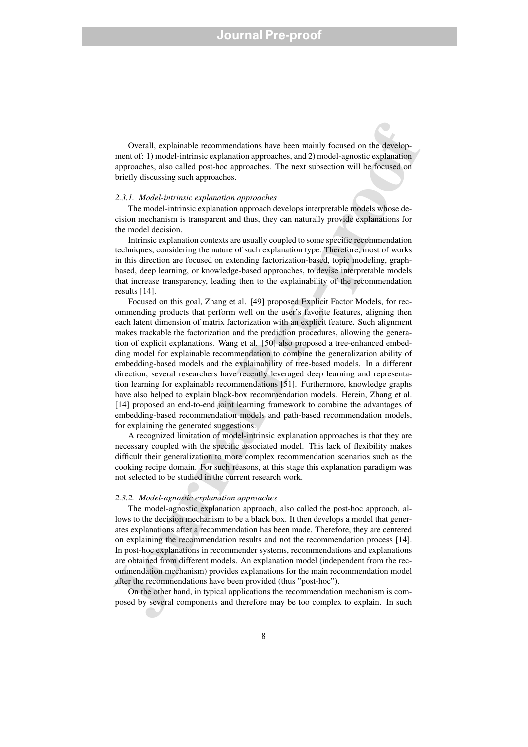Overall, explainable recommendations have been mainly focused on the development of: 1) model-intrinsic explanation approaches, and 2) model-agnostic explanation approaches, also called post-hoc approaches. The next subsection will be focused on briefly discussing such approaches.

#### *2.3.1. Model-intrinsic explanation approaches*

The model-intrinsic explanation approach develops interpretable models whose decision mechanism is transparent and thus, they can naturally provide explanations for the model decision.

Intrinsic explanation contexts are usually coupled to some specific recommendation techniques, considering the nature of such explanation type. Therefore, most of works in this direction are focused on extending factorization-based, topic modeling, graph-based, deep learning, or knowledge-based approaches, to devise interpretable models that increase transparency, leading then to the explainability of the recommendation results [14].

Focused on this goal, Zhang et al. [49] proposed Explicit Factor Models, for recommending products that perform well on the user's favorite features, aligning then each latent dimension of matrix factorization with an explicit feature. Such alignment makes trackable the factorization and the prediction procedures, allowing the generation of explicit explanations. Wang et al. [50] also proposed a tree-enhanced embedding model for explainable recommendation to combine the generalization ability of embedding-based models and the explainability of tree-based models. In a different direction, several researchers have recently leveraged deep learning and representation learning for explainable recommendations [51]. Furthermore, knowledge graphs have also helped to explain black-box recommendation models. Herein, Zhang et al. [14] proposed an end-to-end joint learning framework to combine the advantages of embedding-based recommendation models and path-based recommendation models, for explaining the generated suggestions.

A recognized limitation of model-intrinsic explanation approaches is that they are necessary coupled with the specific associated model. This lack of flexibility makes difficult their generalization to more complex recommendation scenarios such as the cooking recipe domain. For such reasons, at this stage this explanation paradigm was not selected to be studied in the current research work.

#### *2.3.2. Model-agnostic explanation approaches*

The model-agnostic explanation approach, also called the post-hoc approach, allows to the decision mechanism to be a black box. It then develops a model that generates explanations after a recommendation has been made. Therefore, they are centered on explaining the recommendation results and not the recommendation process [14]. In post-hoc explanations in recommender systems, recommendations and explanations are obtained from different models. An explanation model (independent from the recommendation mechanism) provides explanations for the main recommendation model after the recommendations have been provided (thus "post-hoc").

On the other hand, in typical applications the recommendation mechanism is composed by several components and therefore may be too complex to explain. In such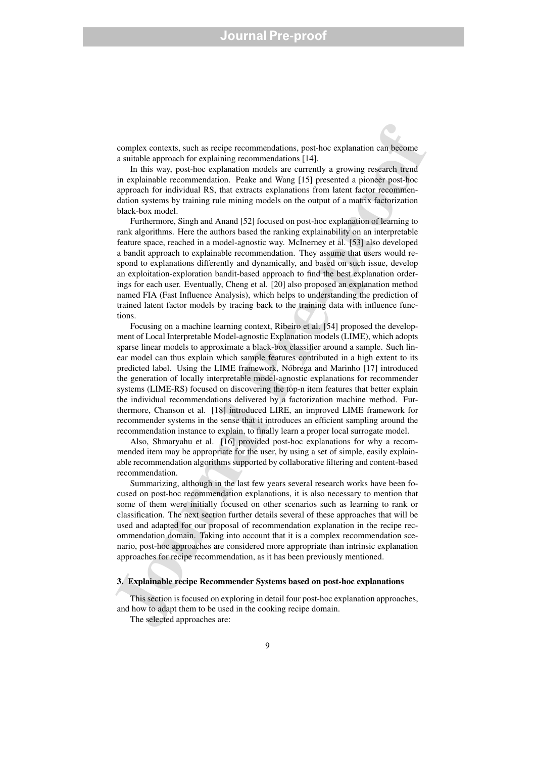complex contexts, such as recipe recommendations, post-hoc explanation can become a suitable approach for explaining recommendations [14].

In this way, post-hoc explanation models are currently a growing research trend in explainable recommendation. Peake and Wang [15] presented a pioneer post-hoc approach for individual RS, that extracts explanations from latent factor recommendation systems by training rule mining models on the output of a matrix factorization black-box model.

Furthermore, Singh and Anand [52] focused on post-hoc explanation of learning to rank algorithms. Here the authors based the ranking explainability on an interpretable feature space, reached in a model-agnostic way. McInerney et al. [53] also developed a bandit approach to explainable recommendation. They assume that users would respond to explanations differently and dynamically, and based on such issue, develop an exploitation-exploration bandit-based approach to find the best explanation orderings for each user. Eventually, Cheng et al. [20] also proposed an explanation method named FIA (Fast Influence Analysis), which helps to understanding the prediction of trained latent factor models by tracing back to the training data with influence functions.

Focusing on a machine learning context, Ribeiro et al. [54] proposed the development of Local Interpretable Model-agnostic Explanation models (LIME), which adopts sparse linear models to approximate a black-box classifier around a sample. Such linear model can thus explain which sample features contributed in a high extent to its predicted label. Using the LIME framework, Nóbrega and Marinho [17] introduced the generation of locally interpretable model-agnostic explanations for recommender systems (LIME-RS) focused on discovering the top-n item features that better explain the individual recommendations delivered by a factorization machine method. Furthermore, Chanson et al. [18] introduced LIRE, an improved LIME framework for recommender systems in the sense that it introduces an efficient sampling around the recommendation instance to explain, to finally learn a proper local surrogate model.

Also, Shmaryahu et al. [16] provided post-hoc explanations for why a recommended item may be appropriate for the user, by using a set of simple, easily explainable recommendation algorithms supported by collaborative filtering and content-based recommendation.

Summarizing, although in the last few years several research works have been focused on post-hoc recommendation explanations, it is also necessary to mention that some of them were initially focused on other scenarios such as learning to rank or classification. The next section further details several of these approaches that will be used and adapted for our proposal of recommendation explanation in the recipe recommendation domain. Taking into account that it is a complex recommendation scenario, post-hoc approaches are considered more appropriate than intrinsic explanation approaches for recipe recommendation, as it has been previously mentioned.

## 3. Explainable recipe Recommender Systems based on post-hoc explanations

This section is focused on exploring in detail four post-hoc explanation approaches, and how to adapt them to be used in the cooking recipe domain.

The selected approaches are: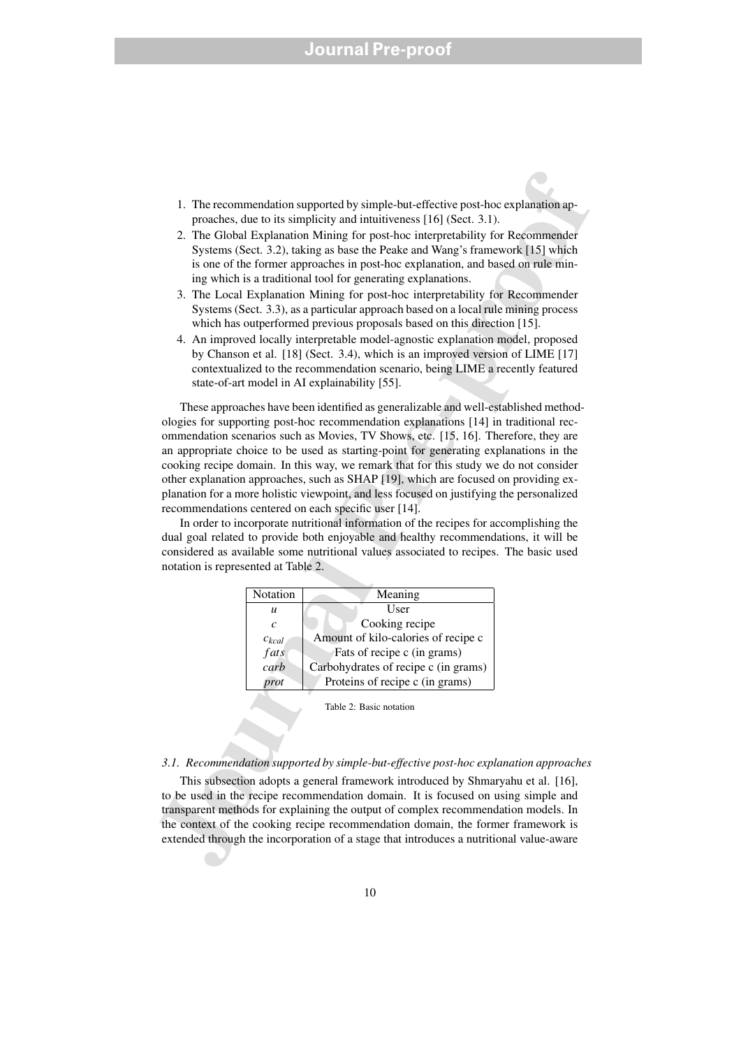1. The recommendation supported by simple-but-effective post-hoc explanation approaches, due to its simplicity and intuitiveness [16] (Sect. 3.1).
2. The Global Explanation Mining for post-hoc interpretability for Recommender Systems (Sect. 3.2), taking as base the Peake and Wang's framework [15] which is one of the former approaches in post-hoc explanation, and based on rule mining which is a traditional tool for generating explanations.
3. The Local Explanation Mining for post-hoc interpretability for Recommender Systems (Sect. 3.3), as a particular approach based on a local rule mining process which has outperformed previous proposals based on this direction [15].
4. An improved locally interpretable model-agnostic explanation model, proposed by Chanson et al. [18] (Sect. 3.4), which is an improved version of LIME [17] contextualized to the recommendation scenario, being LIME a recently featured state-of-art model in AI explainability [55].

These approaches have been identified as generalizable and well-established methodologies for supporting post-hoc recommendation explanations [14] in traditional recommendation scenarios such as Movies, TV Shows, etc. [15, 16]. Therefore, they are an appropriate choice to be used as starting-point for generating explanations in the cooking recipe domain. In this way, we remark that for this study we do not consider other explanation approaches, such as SHAP [19], which are focused on providing explanation for a more holistic viewpoint, and less focused on justifying the personalized recommendations centered on each specific user [14].

In order to incorporate nutritional information of the recipes for accomplishing the dual goal related to provide both enjoyable and healthy recommendations, it will be considered as available some nutritional values associated to recipes. The basic used notation is represented at Table 2.

| Notation | Meaning |
|---|---|
| $u$ | User |
| $c$ | Cooking recipe |
| $c_{kcal}$ | Amount of kilo-calories of recipe c |
| $fats$ | Fats of recipe c (in grams) |
| $carb$ | Carbohydrates of recipe c (in grams) |
| $prot$ | Proteins of recipe c (in grams) |

Table 2: Basic notation

### 3.1. Recommendation supported by simple-but-effective post-hoc explanation approaches

This subsection adopts a general framework introduced by Shmaryahu et al. [16], to be used in the recipe recommendation domain. It is focused on using simple and transparent methods for explaining the output of complex recommendation models. In the context of the cooking recipe recommendation domain, the former framework is extended through the incorporation of a stage that introduces a nutritional value-aware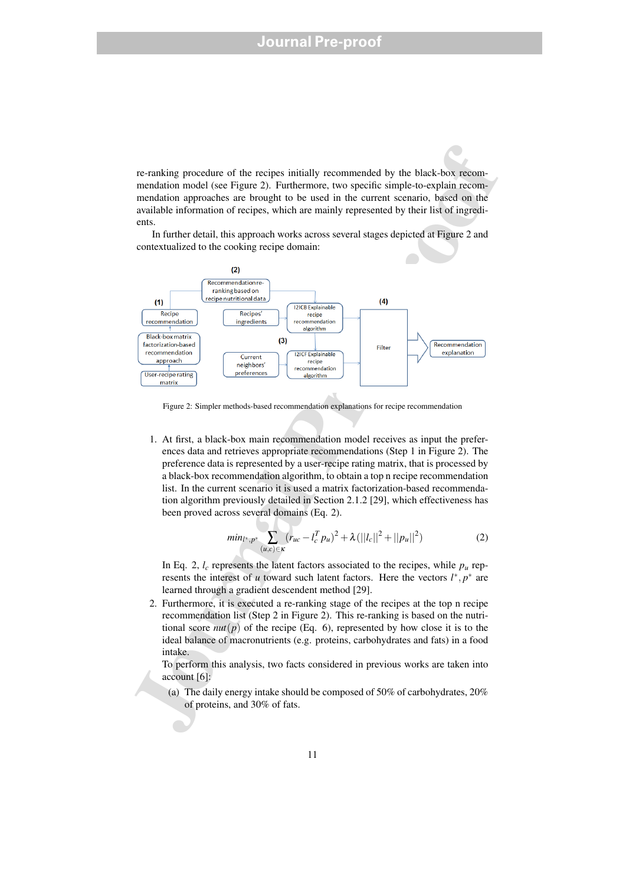re-ranking procedure of the recipes initially recommended by the black-box recommendation model (see Figure 2). Furthermore, two specific simple-to-explain recommendation approaches are brought to be used in the current scenario, based on the available information of recipes, which are mainly represented by their list of ingredients.

In further detail, this approach works across several stages depicted at Figure 2 and contextualized to the cooking recipe domain:

(2)
Recommendation re-ranking based on recipe nutritional data

(1)
Recipe recommendation

Black-box matrix factorization-based recommendation approach

User-recipe rating matrix

Recipes' ingredients

I2ICB Explainable recipe recommendation algorithm

(3)

Current neighbors' preferences

I2ICF Explainable recipe recommendation algorithm

(4)
Filter

Recommendation explanation

Figure 2: Simpler methods-based recommendation explanations for recipe recommendation

1. At first, a black-box main recommendation model receives as input the preferences data and retrieves appropriate recommendations (Step 1 in Figure 2). The preference data is represented by a user-recipe rating matrix, that is processed by a black-box recommendation algorithm, to obtain a top n recipe recommendation list. In the current scenario it is used a matrix factorization-based recommendation algorithm previously detailed in Section 2.1.2 [29], which effectiveness has been proved across several domains (Eq. 2).

$$min_{l^*,p^*} \sum_{(u,c)\in\kappa} (r_{uc} - l_c^T p_u)^2 + \lambda(||l_c||^2 + ||p_u||^2) \tag{2}$$

In Eq. 2, $l_c$ represents the latent factors associated to the recipes, while $p_u$ represents the interest of $u$ toward such latent factors. Here the vectors $l^*, p^*$ are learned through a gradient descendent method [29].

2. Furthermore, it is executed a re-ranking stage of the recipes at the top n recipe recommendation list (Step 2 in Figure 2). This re-ranking is based on the nutritional score $nut(p)$ of the recipe (Eq. 6), represented by how close it is to the ideal balance of macronutrients (e.g. proteins, carbohydrates and fats) in a food intake.

   To perform this analysis, two facts considered in previous works are taken into account [6]:

   (a) The daily energy intake should be composed of 50% of carbohydrates, 20% of proteins, and 30% of fats.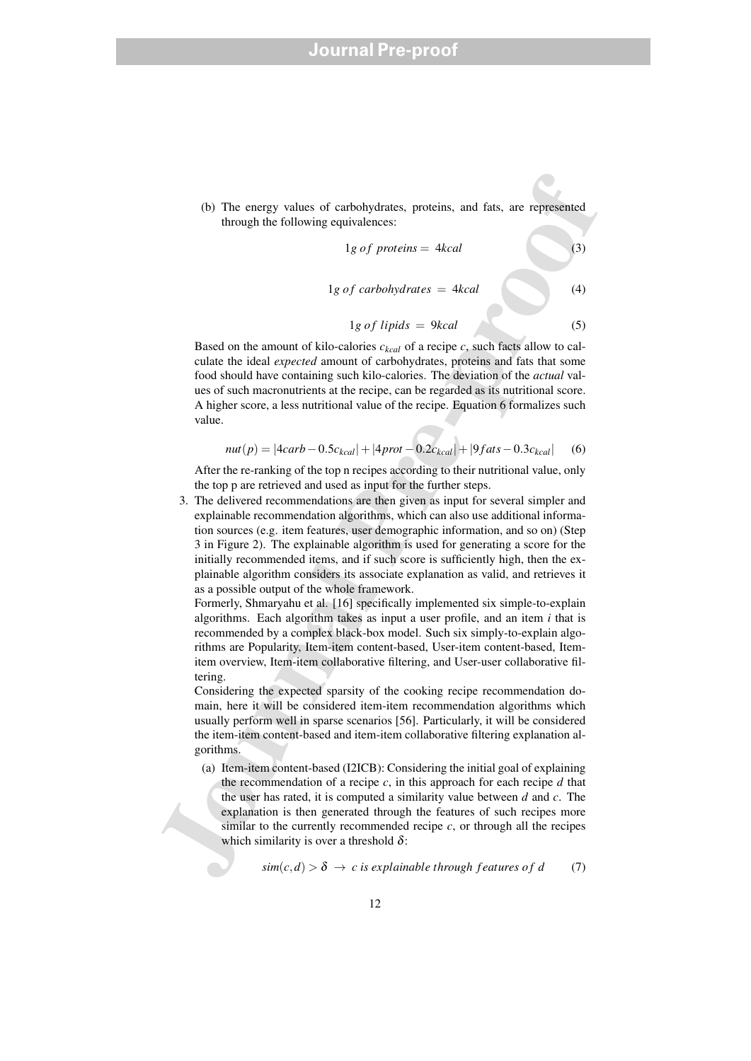(b) The energy values of carbohydrates, proteins, and fats, are represented through the following equivalences:

$$1g\ of\ proteins = 4kcal \tag{3}$$

$$1g\ of\ carbohydrates = 4kcal \tag{4}$$

$$1g\ of\ lipids = 9kcal \tag{5}$$

Based on the amount of kilo-calories $c_{kcal}$ of a recipe $c$, such facts allow to calculate the ideal *expected* amount of carbohydrates, proteins and fats that some food should have containing such kilo-calories. The deviation of the *actual* values of such macronutrients at the recipe, can be regarded as its nutritional score. A higher score, a less nutritional value of the recipe. Equation 6 formalizes such value.

$$nut(p) = |4carb - 0.5c_{kcal}| + |4prot - 0.2c_{kcal}| + |9fats - 0.3c_{kcal}| \tag{6}$$

After the re-ranking of the top n recipes according to their nutritional value, only the top p are retrieved and used as input for the further steps.

3. The delivered recommendations are then given as input for several simpler and explainable recommendation algorithms, which can also use additional information sources (e.g. item features, user demographic information, and so on) (Step 3 in Figure 2). The explainable algorithm is used for generating a score for the initially recommended items, and if such score is sufficiently high, then the explainable algorithm considers its associate explanation as valid, and retrieves it as a possible output of the whole framework.

   Formerly, Shmaryahu et al. [16] specifically implemented six simple-to-explain algorithms. Each algorithm takes as input a user profile, and an item $i$ that is recommended by a complex black-box model. Such six simply-to-explain algorithms are Popularity, Item-item content-based, User-item content-based, Item-item overview, Item-item collaborative filtering, and User-user collaborative filtering.

   Considering the expected sparsity of the cooking recipe recommendation domain, here it will be considered item-item recommendation algorithms which usually perform well in sparse scenarios [56]. Particularly, it will be considered the item-item content-based and item-item collaborative filtering explanation algorithms.

   (a) Item-item content-based (I2ICB): Considering the initial goal of explaining the recommendation of a recipe $c$, in this approach for each recipe $d$ that the user has rated, it is computed a similarity value between $d$ and $c$. The explanation is then generated through the features of such recipes more similar to the currently recommended recipe $c$, or through all the recipes which similarity is over a threshold $\delta$:

$$sim(c,d) > \delta \ \rightarrow \ c\ is\ explainable\ through\ features\ of\ d \tag{7}$$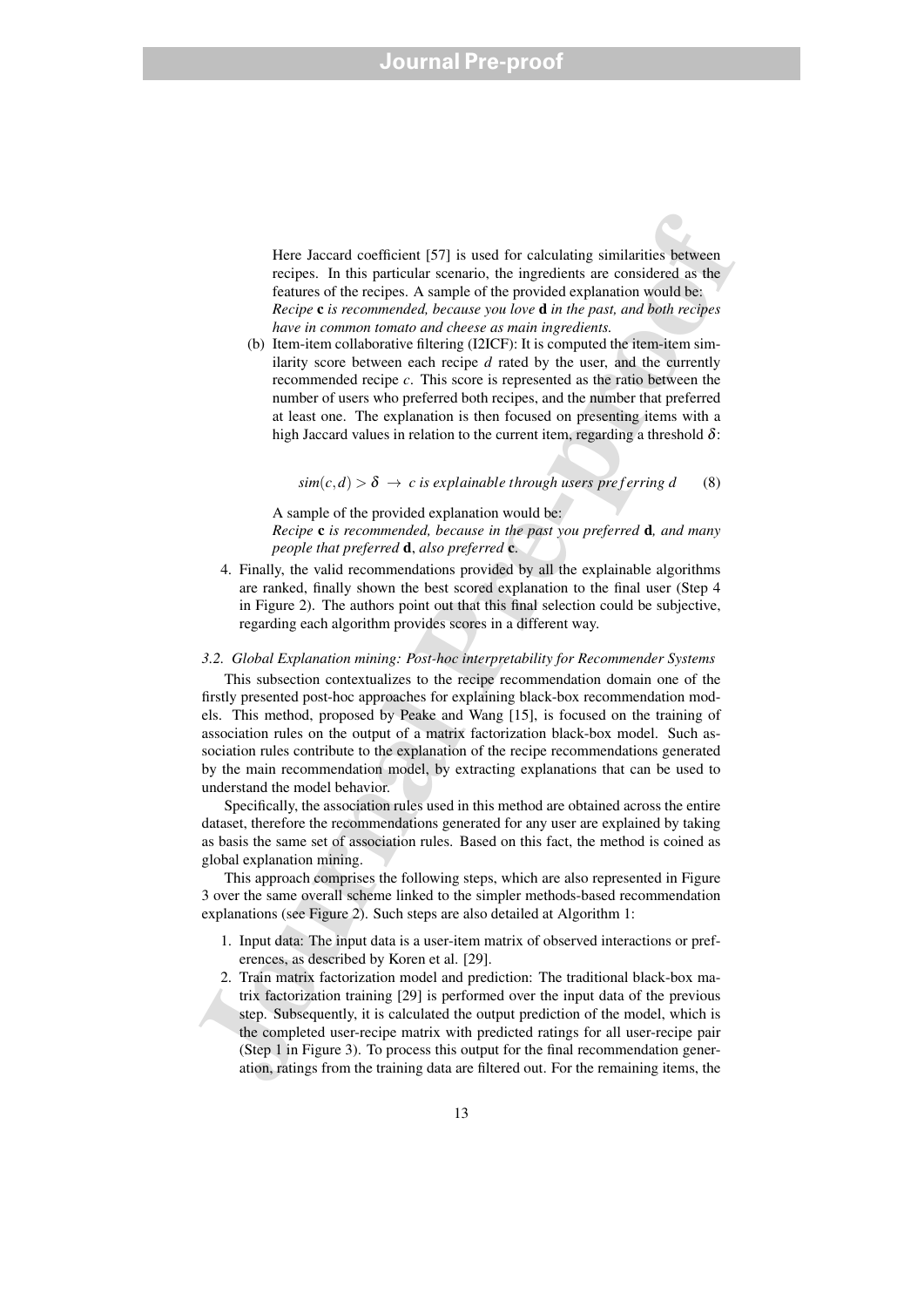Here Jaccard coefficient [57] is used for calculating similarities between recipes. In this particular scenario, the ingredients are considered as the features of the recipes. A sample of the provided explanation would be: *Recipe* **c** *is recommended, because you love* **d** *in the past, and both recipes have in common tomato and cheese as main ingredients.*

(b) Item-item collaborative filtering (I2ICF): It is computed the item-item similarity score between each recipe $d$ rated by the user, and the currently recommended recipe $c$. This score is represented as the ratio between the number of users who preferred both recipes, and the number that preferred at least one. The explanation is then focused on presenting items with a high Jaccard values in relation to the current item, regarding a threshold $\delta$:

$$sim(c,d) > \delta \;\rightarrow\; c \text{ is explainable through users preferring } d \tag{8}$$

A sample of the provided explanation would be: *Recipe* **c** *is recommended, because in the past you preferred* **d***, and many people that preferred* **d***, also preferred* **c***.*

4. Finally, the valid recommendations provided by all the explainable algorithms are ranked, finally shown the best scored explanation to the final user (Step 4 in Figure 2). The authors point out that this final selection could be subjective, regarding each algorithm provides scores in a different way.

### 3.2. Global Explanation mining: Post-hoc interpretability for Recommender Systems

This subsection contextualizes to the recipe recommendation domain one of the firstly presented post-hoc approaches for explaining black-box recommendation models. This method, proposed by Peake and Wang [15], is focused on the training of association rules on the output of a matrix factorization black-box model. Such association rules contribute to the explanation of the recipe recommendations generated by the main recommendation model, by extracting explanations that can be used to understand the model behavior.

Specifically, the association rules used in this method are obtained across the entire dataset, therefore the recommendations generated for any user are explained by taking as basis the same set of association rules. Based on this fact, the method is coined as global explanation mining.

This approach comprises the following steps, which are also represented in Figure 3 over the same overall scheme linked to the simpler methods-based recommendation explanations (see Figure 2). Such steps are also detailed at Algorithm 1:

1. Input data: The input data is a user-item matrix of observed interactions or preferences, as described by Koren et al. [29].
2. Train matrix factorization model and prediction: The traditional black-box matrix factorization training [29] is performed over the input data of the previous step. Subsequently, it is calculated the output prediction of the model, which is the completed user-recipe matrix with predicted ratings for all user-recipe pair (Step 1 in Figure 3). To process this output for the final recommendation generation, ratings from the training data are filtered out. For the remaining items, the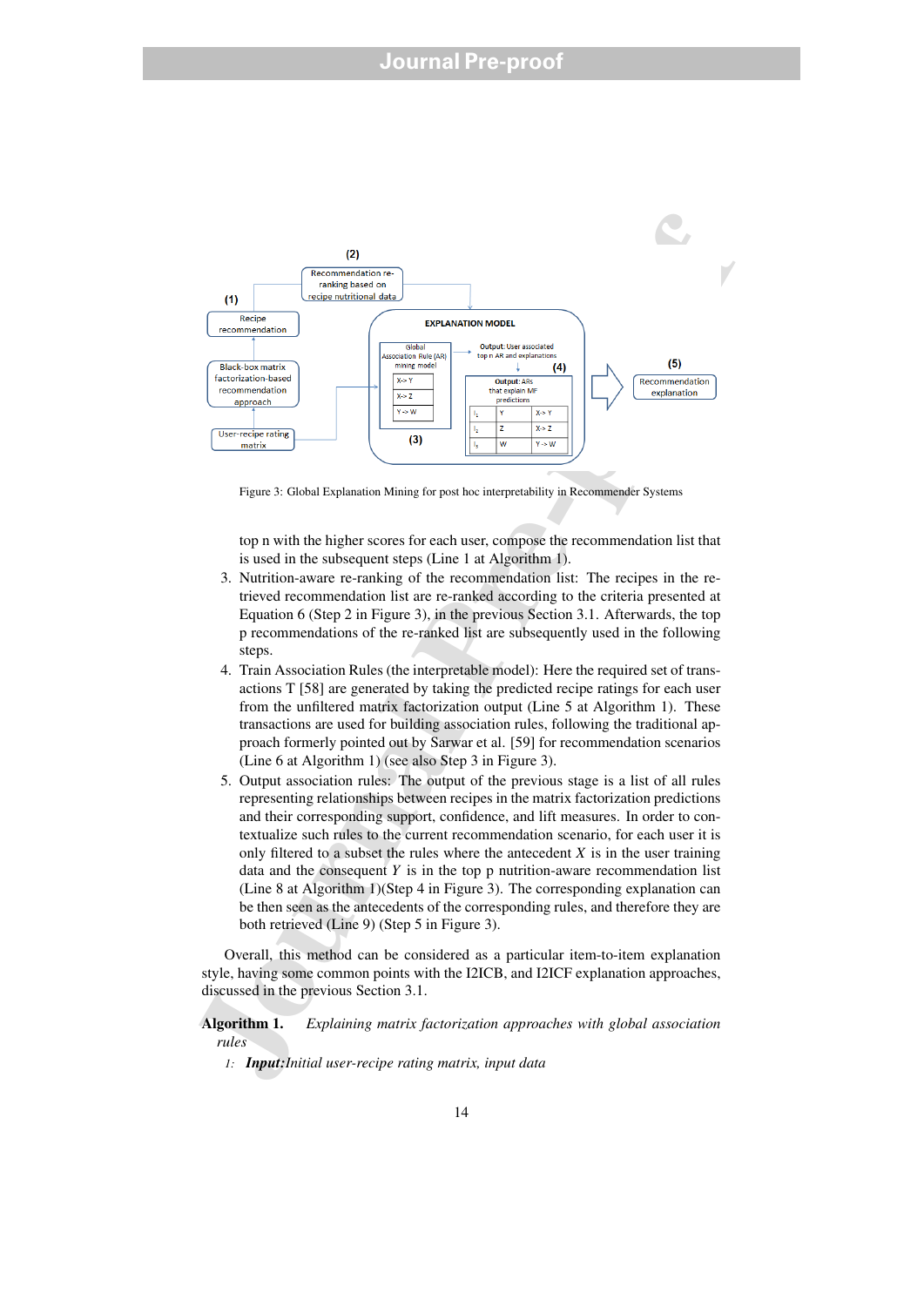Figure 3: Global Explanation Mining for post hoc interpretability in Recommender Systems

top n with the higher scores for each user, compose the recommendation list that is used in the subsequent steps (Line 1 at Algorithm 1).

3. Nutrition-aware re-ranking of the recommendation list: The recipes in the retrieved recommendation list are re-ranked according to the criteria presented at Equation 6 (Step 2 in Figure 3), in the previous Section 3.1. Afterwards, the top p recommendations of the re-ranked list are subsequently used in the following steps.
4. Train Association Rules (the interpretable model): Here the required set of transactions T [58] are generated by taking the predicted recipe ratings for each user from the unfiltered matrix factorization output (Line 5 at Algorithm 1). These transactions are used for building association rules, following the traditional approach formerly pointed out by Sarwar et al. [59] for recommendation scenarios (Line 6 at Algorithm 1) (see also Step 3 in Figure 3).
5. Output association rules: The output of the previous stage is a list of all rules representing relationships between recipes in the matrix factorization predictions and their corresponding support, confidence, and lift measures. In order to contextualize such rules to the current recommendation scenario, for each user it is only filtered to a subset the rules where the antecedent $X$ is in the user training data and the consequent $Y$ is in the top p nutrition-aware recommendation list (Line 8 at Algorithm 1)(Step 4 in Figure 3). The corresponding explanation can be then seen as the antecedents of the corresponding rules, and therefore they are both retrieved (Line 9) (Step 5 in Figure 3).

Overall, this method can be considered as a particular item-to-item explanation style, having some common points with the I2ICB, and I2ICF explanation approaches, discussed in the previous Section 3.1.

**Algorithm 1.** *Explaining matrix factorization approaches with global association rules*

1: ***Input:****Initial user-recipe rating matrix, input data*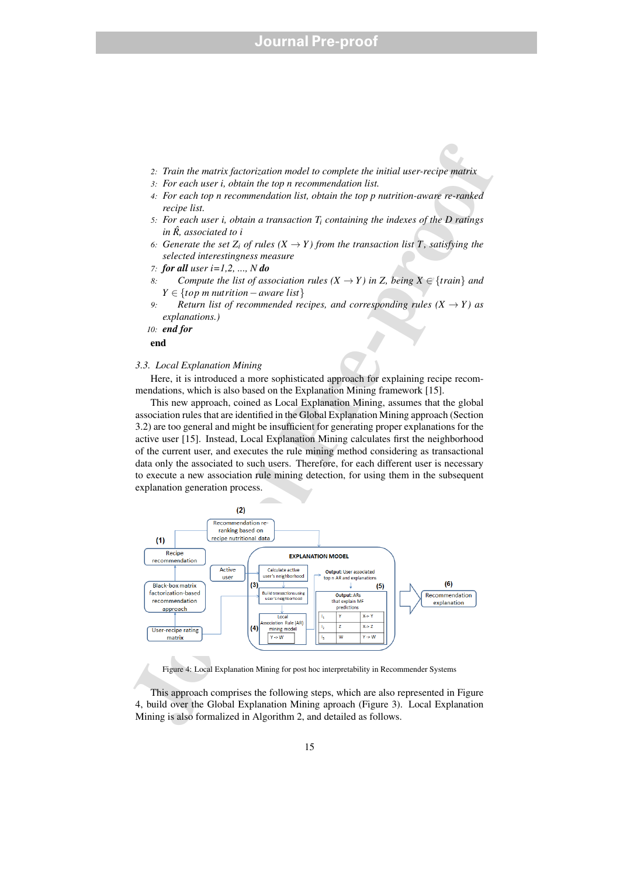2: *Train the matrix factorization model to complete the initial user-recipe matrix*
3: *For each user i, obtain the top n recommendation list.*
4: *For each top n recommendation list, obtain the top p nutrition-aware re-ranked recipe list.*
5: *For each user i, obtain a transaction $T_i$ containing the indexes of the D ratings in $\hat{R}$, associated to i*
6: *Generate the set $Z_i$ of rules $(X \rightarrow Y)$ from the transaction list $T$, satisfying the selected interestingness measure*
7: ***for all** user i=1,2, ..., N **do***
8: *Compute the list of association rules $(X \rightarrow Y)$ in Z, being $X \in \{train\}$ and $Y \in \{top\ m\ nutrition-aware\ list\}$*
9: *Return list of recommended recipes, and corresponding rules $(X \rightarrow Y)$ as explanations.)*
10: ***end for***

**end**

### 3.3. Local Explanation Mining

Here, it is introduced a more sophisticated approach for explaining recipe recommendations, which is also based on the Explanation Mining framework [15].

This new approach, coined as Local Explanation Mining, assumes that the global association rules that are identified in the Global Explanation Mining approach (Section 3.2) are too general and might be insufficient for generating proper explanations for the active user [15]. Instead, Local Explanation Mining calculates first the neighborhood of the current user, and executes the rule mining method considering as transactional data only the associated to such users. Therefore, for each different user is necessary to execute a new association rule mining detection, for using them in the subsequent explanation generation process.

(2)
Recommendation re-ranking based on recipe nutritional data
(1)
Recipe recommendation
Black-box matrix factorization-based recommendation approach
User-recipe rating matrix
Active user
EXPLANATION MODEL
Calculate active user's neighborhood
(3)
Build transactions using user's neighborhood
(4)
Local Association Rule (AR) mining model
Y -> W
Output: User associated top n AR and explanations
(5)
Output: ARs that explain MF predictions
$I_1$ Y X-> Y
$I_2$ Z X-> Z
$I_3$ W Y -> W
(6)
Recommendation explanation

Figure 4: Local Explanation Mining for post hoc interpretability in Recommender Systems

This approach comprises the following steps, which are also represented in Figure 4, build over the Global Explanation Mining aproach (Figure 3). Local Explanation Mining is also formalized in Algorithm 2, and detailed as follows.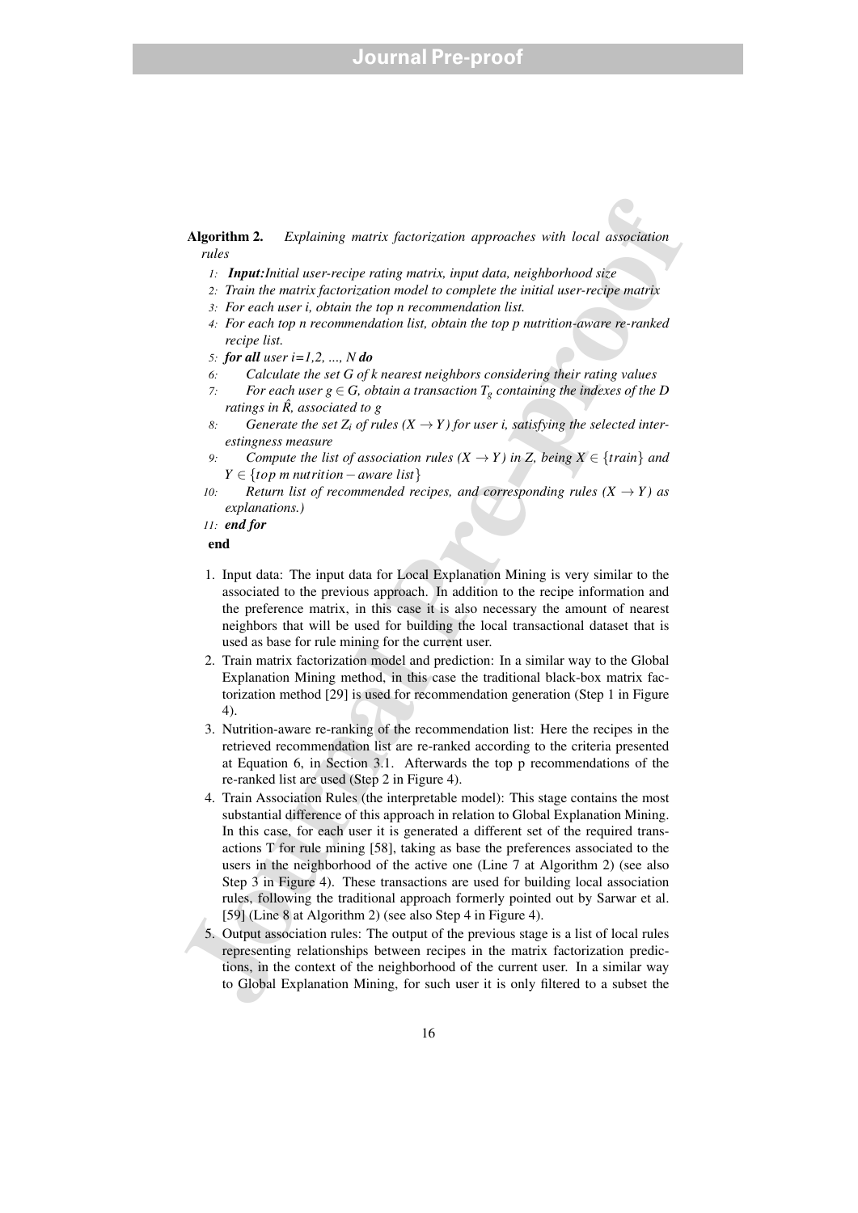**Algorithm 2.** *Explaining matrix factorization approaches with local association rules*

1: ***Input:****Initial user-recipe rating matrix, input data, neighborhood size*
2: *Train the matrix factorization model to complete the initial user-recipe matrix*
3: *For each user i, obtain the top n recommendation list.*
4: *For each top n recommendation list, obtain the top p nutrition-aware re-ranked recipe list.*
5: ***for all*** *user i=1,2, ..., N* ***do***
6: *Calculate the set G of k nearest neighbors considering their rating values*
7: *For each user $g \in G$, obtain a transaction $T_g$ containing the indexes of the D ratings in $\hat{R}$, associated to g*
8: *Generate the set $Z_i$ of rules ($X \rightarrow Y$) for user i, satisfying the selected interestingness measure*
9: *Compute the list of association rules ($X \rightarrow Y$) in Z, being $X \in \{train\}$ and $Y \in \{top\ m\ nutrition-aware\ list\}$*
10: *Return list of recommended recipes, and corresponding rules ($X \rightarrow Y$) as explanations.)*
11: ***end for***

**end**

1. Input data: The input data for Local Explanation Mining is very similar to the associated to the previous approach. In addition to the recipe information and the preference matrix, in this case it is also necessary the amount of nearest neighbors that will be used for building the local transactional dataset that is used as base for rule mining for the current user.
2. Train matrix factorization model and prediction: In a similar way to the Global Explanation Mining method, in this case the traditional black-box matrix factorization method [29] is used for recommendation generation (Step 1 in Figure 4).
3. Nutrition-aware re-ranking of the recommendation list: Here the recipes in the retrieved recommendation list are re-ranked according to the criteria presented at Equation 6, in Section 3.1. Afterwards the top p recommendations of the re-ranked list are used (Step 2 in Figure 4).
4. Train Association Rules (the interpretable model): This stage contains the most substantial difference of this approach in relation to Global Explanation Mining. In this case, for each user it is generated a different set of the required transactions T for rule mining [58], taking as base the preferences associated to the users in the neighborhood of the active one (Line 7 at Algorithm 2) (see also Step 3 in Figure 4). These transactions are used for building local association rules, following the traditional approach formerly pointed out by Sarwar et al. [59] (Line 8 at Algorithm 2) (see also Step 4 in Figure 4).
5. Output association rules: The output of the previous stage is a list of local rules representing relationships between recipes in the matrix factorization predictions, in the context of the neighborhood of the current user. In a similar way to Global Explanation Mining, for such user it is only filtered to a subset the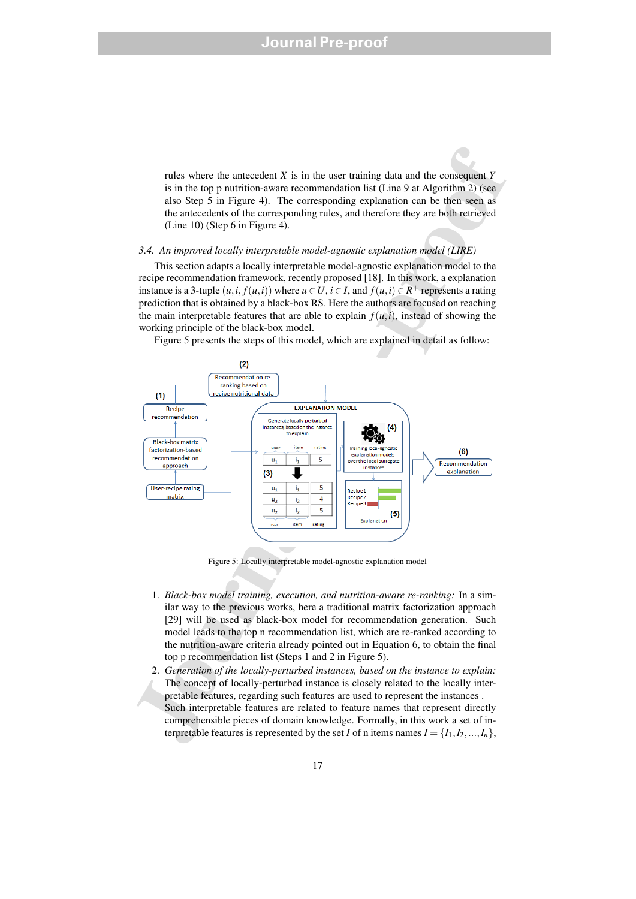rules where the antecedent $X$ is in the user training data and the consequent $Y$ is in the top p nutrition-aware recommendation list (Line 9 at Algorithm 2) (see also Step 5 in Figure 4). The corresponding explanation can be then seen as the antecedents of the corresponding rules, and therefore they are both retrieved (Line 10) (Step 6 in Figure 4).

### *3.4. An improved locally interpretable model-agnostic explanation model (LIRE)*

This section adapts a locally interpretable model-agnostic explanation model to the recipe recommendation framework, recently proposed [18]. In this work, a explanation instance is a 3-tuple $(u, i, f(u, i))$ where $u \in U$, $i \in I$, and $f(u, i) \in R^{+}$ represents a rating prediction that is obtained by a black-box RS. Here the authors are focused on reaching the main interpretable features that are able to explain $f(u, i)$, instead of showing the working principle of the black-box model.

Figure 5 presents the steps of this model, which are explained in detail as follow:

(2)
Recommendation re-ranking based on recipe nutritional data
(1)
Recipe recommendation
Black-box matrix factorization-based recommendation approach
User-recipe rating matrix
EXPLANATION MODEL
Generate locally-perturbed instances, based on the instance to explain
user item rating
u1 i1 5
(3)
u1 i1 5
u2 i2 4
u2 i2 5
user item rating
(4)
Training local-agnostic explanation models over the local surrogate instances
Recipe1
Recipe2
Recipe3
(5)
Explanation
(6)
Recommendation explanation

Figure 5: Locally interpretable model-agnostic explanation model

1. *Black-box model training, execution, and nutrition-aware re-ranking:* In a similar way to the previous works, here a traditional matrix factorization approach [29] will be used as black-box model for recommendation generation. Such model leads to the top n recommendation list, which are re-ranked according to the nutrition-aware criteria already pointed out in Equation 6, to obtain the final top p recommendation list (Steps 1 and 2 in Figure 5).
2. *Generation of the locally-perturbed instances, based on the instance to explain:* The concept of locally-perturbed instance is closely related to the locally interpretable features, regarding such features are used to represent the instances . Such interpretable features are related to feature names that represent directly comprehensible pieces of domain knowledge. Formally, in this work a set of interpretable features is represented by the set $I$ of n items names $I = \{I_1, I_2, ..., I_n\}$,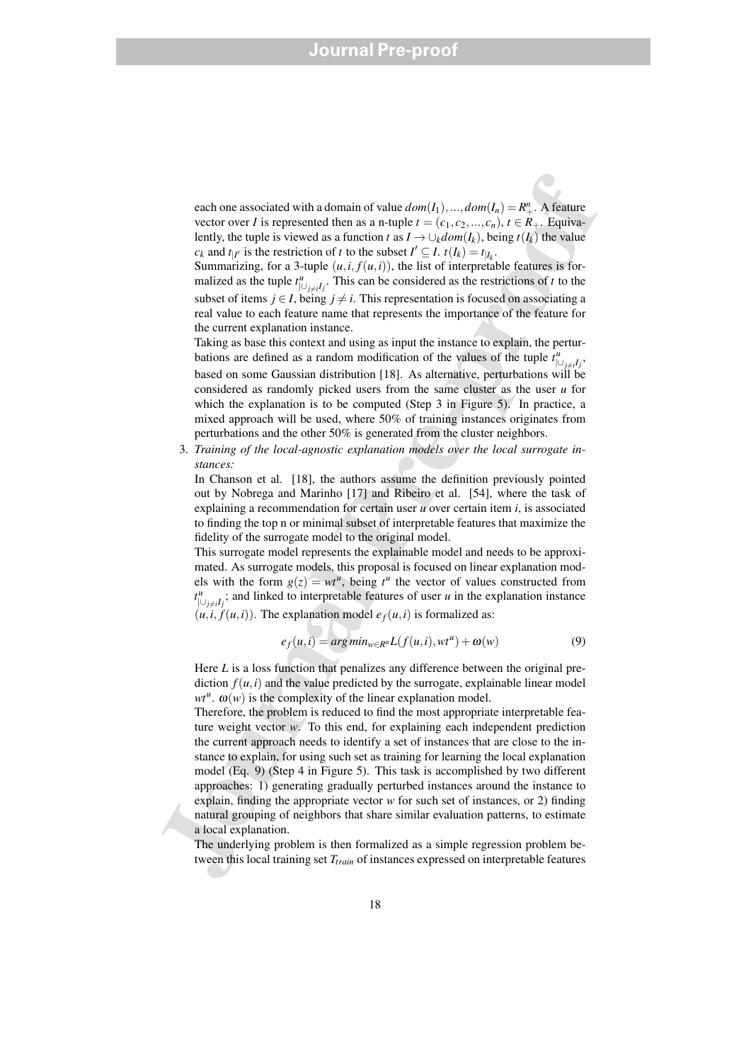each one associated with a domain of value $dom(I_1),...,dom(I_n) = R^n_+$. A feature vector over $I$ is represented then as a n-tuple $t = (c_1, c_2, ..., c_n)$, $t \in R_+$. Equivalently, the tuple is viewed as a function $t$ as $I \rightarrow \cup_k dom(I_k)$, being $t(I_k)$ the value $c_k$ and $t_{|I'}$ is the restriction of $t$ to the subset $I' \subseteq I$. $t(I_k) = t_{|I_k}$.

Summarizing, for a 3-tuple $(u, i, f(u,i))$, the list of interpretable features is formalized as the tuple $t^u_{|\cup_{j \neq i} I_j}$. This can be considered as the restrictions of $t$ to the subset of items $j \in I$, being $j \neq i$. This representation is focused on associating a real value to each feature name that represents the importance of the feature for the current explanation instance.

Taking as base this context and using as input the instance to explain, the perturbations are defined as a random modification of the values of the tuple $t^u_{|\cup_{j \neq i} I_j}$, based on some Gaussian distribution [18]. As alternative, perturbations will be considered as randomly picked users from the same cluster as the user $u$ for which the explanation is to be computed (Step 3 in Figure 5). In practice, a mixed approach will be used, where 50% of training instances originates from perturbations and the other 50% is generated from the cluster neighbors.

3. *Training of the local-agnostic explanation models over the local surrogate instances:*

   In Chanson et al. [18], the authors assume the definition previously pointed out by Nobrega and Marinho [17] and Ribeiro et al. [54], where the task of explaining a recommendation for certain user $u$ over certain item $i$, is associated to finding the top n or minimal subset of interpretable features that maximize the fidelity of the surrogate model to the original model.

   This surrogate model represents the explainable model and needs to be approximated. As surrogate models, this proposal is focused on linear explanation models with the form $g(z) = wt^u$, being $t^u$ the vector of values constructed from $t^u_{|\cup_{j \neq i} I_j}$; and linked to interpretable features of user $u$ in the explanation instance $(u, i, f(u,i))$. The explanation model $e_f(u,i)$ is formalized as:

$$e_f(u,i) = arg\,min_{w \in R^n} L(f(u,i), wt^u) + \omega(w) \tag{9}$$

   Here $L$ is a loss function that penalizes any difference between the original prediction $f(u,i)$ and the value predicted by the surrogate, explainable linear model $wt^u$. $\omega(w)$ is the complexity of the linear explanation model.

   Therefore, the problem is reduced to find the most appropriate interpretable feature weight vector $w$. To this end, for explaining each independent prediction the current approach needs to identify a set of instances that are close to the instance to explain, for using such set as training for learning the local explanation model (Eq. 9) (Step 4 in Figure 5). This task is accomplished by two different approaches: 1) generating gradually perturbed instances around the instance to explain, finding the appropriate vector $w$ for such set of instances, or 2) finding natural grouping of neighbors that share similar evaluation patterns, to estimate a local explanation.

   The underlying problem is then formalized as a simple regression problem between this local training set $T_{train}$ of instances expressed on interpretable features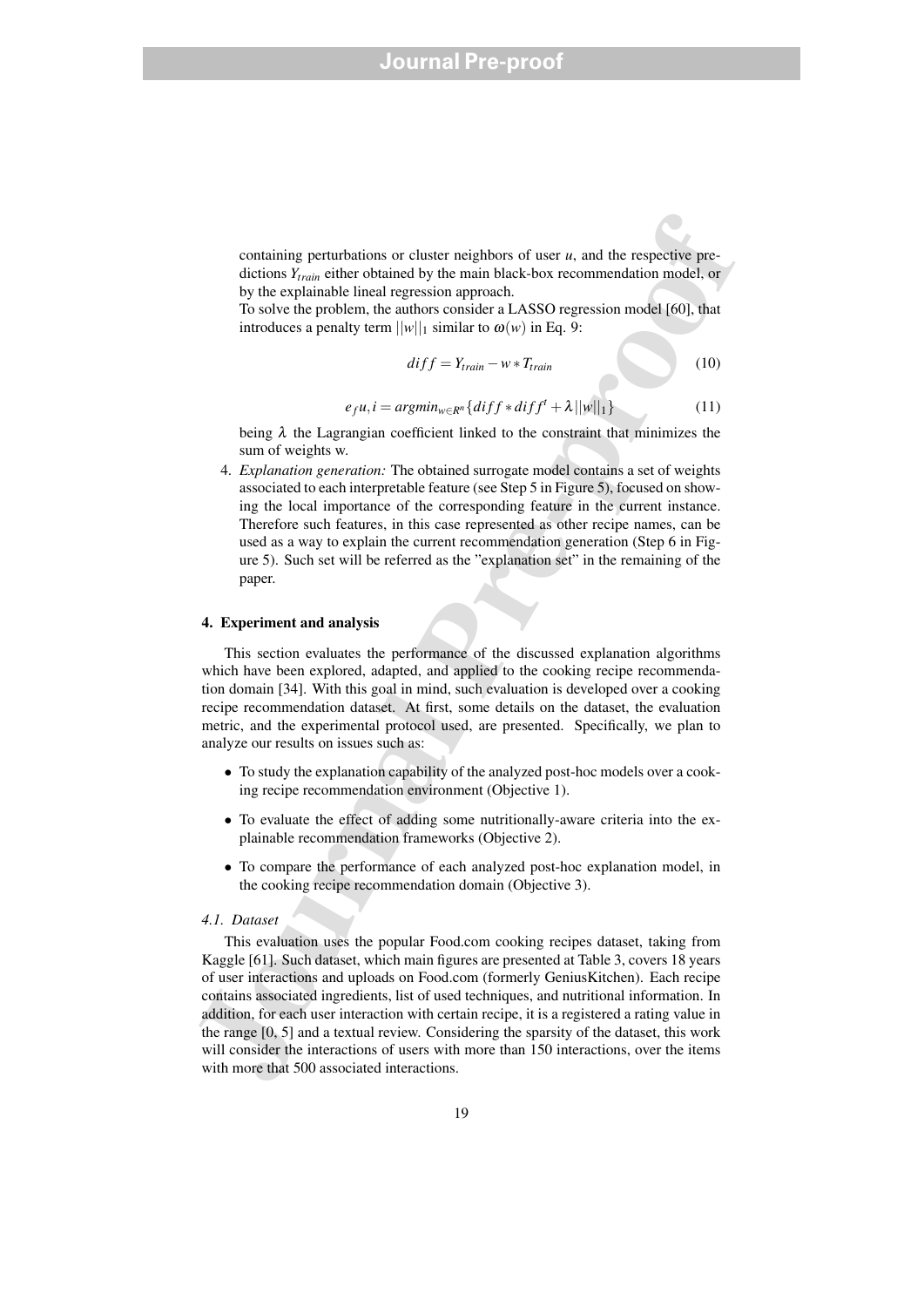containing perturbations or cluster neighbors of user $u$, and the respective predictions $Y_{train}$ either obtained by the main black-box recommendation model, or by the explainable lineal regression approach.
To solve the problem, the authors consider a LASSO regression model [60], that introduces a penalty term $||w||_1$ similar to $\omega(w)$ in Eq. 9:

$$diff = Y_{train} - w * T_{train} \tag{10}$$

$$e_f u, i = argmin_{w \in R^n} \{diff * diff^t + \lambda ||w||_1\} \tag{11}$$

being $\lambda$ the Lagrangian coefficient linked to the constraint that minimizes the sum of weights w.

4. *Explanation generation:* The obtained surrogate model contains a set of weights associated to each interpretable feature (see Step 5 in Figure 5), focused on showing the local importance of the corresponding feature in the current instance. Therefore such features, in this case represented as other recipe names, can be used as a way to explain the current recommendation generation (Step 6 in Figure 5). Such set will be referred as the "explanation set" in the remaining of the paper.

## 4. Experiment and analysis

This section evaluates the performance of the discussed explanation algorithms which have been explored, adapted, and applied to the cooking recipe recommendation domain [34]. With this goal in mind, such evaluation is developed over a cooking recipe recommendation dataset. At first, some details on the dataset, the evaluation metric, and the experimental protocol used, are presented. Specifically, we plan to analyze our results on issues such as:

- To study the explanation capability of the analyzed post-hoc models over a cooking recipe recommendation environment (Objective 1).
- To evaluate the effect of adding some nutritionally-aware criteria into the explainable recommendation frameworks (Objective 2).
- To compare the performance of each analyzed post-hoc explanation model, in the cooking recipe recommendation domain (Objective 3).

### *4.1. Dataset*

This evaluation uses the popular Food.com cooking recipes dataset, taking from Kaggle [61]. Such dataset, which main figures are presented at Table 3, covers 18 years of user interactions and uploads on Food.com (formerly GeniusKitchen). Each recipe contains associated ingredients, list of used techniques, and nutritional information. In addition, for each user interaction with certain recipe, it is a registered a rating value in the range [0, 5] and a textual review. Considering the sparsity of the dataset, this work will consider the interactions of users with more than 150 interactions, over the items with more that 500 associated interactions.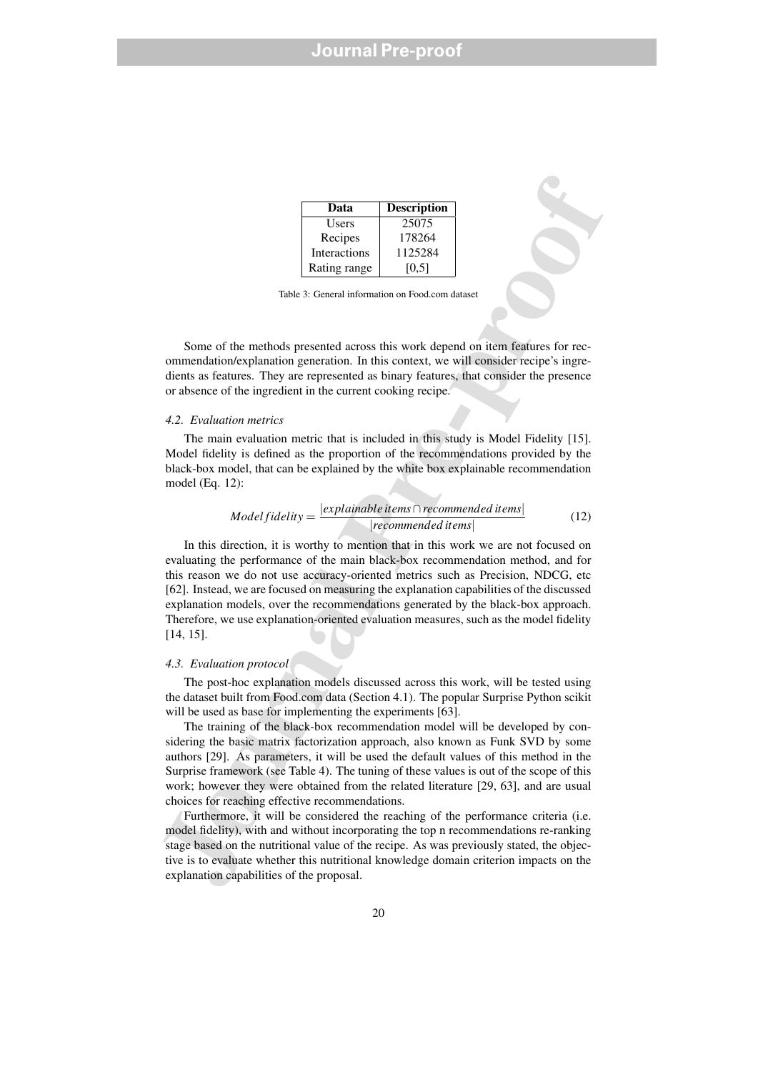| Data | Description |
|---|---|
| Users | 25075 |
| Recipes | 178264 |
| Interactions | 1125284 |
| Rating range | [0,5] |

Table 3: General information on Food.com dataset

Some of the methods presented across this work depend on item features for recommendation/explanation generation. In this context, we will consider recipe's ingredients as features. They are represented as binary features, that consider the presence or absence of the ingredient in the current cooking recipe.

### *4.2. Evaluation metrics*

The main evaluation metric that is included in this study is Model Fidelity [15]. Model fidelity is defined as the proportion of the recommendations provided by the black-box model, that can be explained by the white box explainable recommendation model (Eq. 12):

$$Model\,fidelity = \frac{|explainable\,items \cap recommended\,items|}{|recommended\,items|} \tag{12}$$

In this direction, it is worthy to mention that in this work we are not focused on evaluating the performance of the main black-box recommendation method, and for this reason we do not use accuracy-oriented metrics such as Precision, NDCG, etc [62]. Instead, we are focused on measuring the explanation capabilities of the discussed explanation models, over the recommendations generated by the black-box approach. Therefore, we use explanation-oriented evaluation measures, such as the model fidelity [14, 15].

### *4.3. Evaluation protocol*

The post-hoc explanation models discussed across this work, will be tested using the dataset built from Food.com data (Section 4.1). The popular Surprise Python scikit will be used as base for implementing the experiments [63].

The training of the black-box recommendation model will be developed by considering the basic matrix factorization approach, also known as Funk SVD by some authors [29]. As parameters, it will be used the default values of this method in the Surprise framework (see Table 4). The tuning of these values is out of the scope of this work; however they were obtained from the related literature [29, 63], and are usual choices for reaching effective recommendations.

Furthermore, it will be considered the reaching of the performance criteria (i.e. model fidelity), with and without incorporating the top n recommendations re-ranking stage based on the nutritional value of the recipe. As was previously stated, the objective is to evaluate whether this nutritional knowledge domain criterion impacts on the explanation capabilities of the proposal.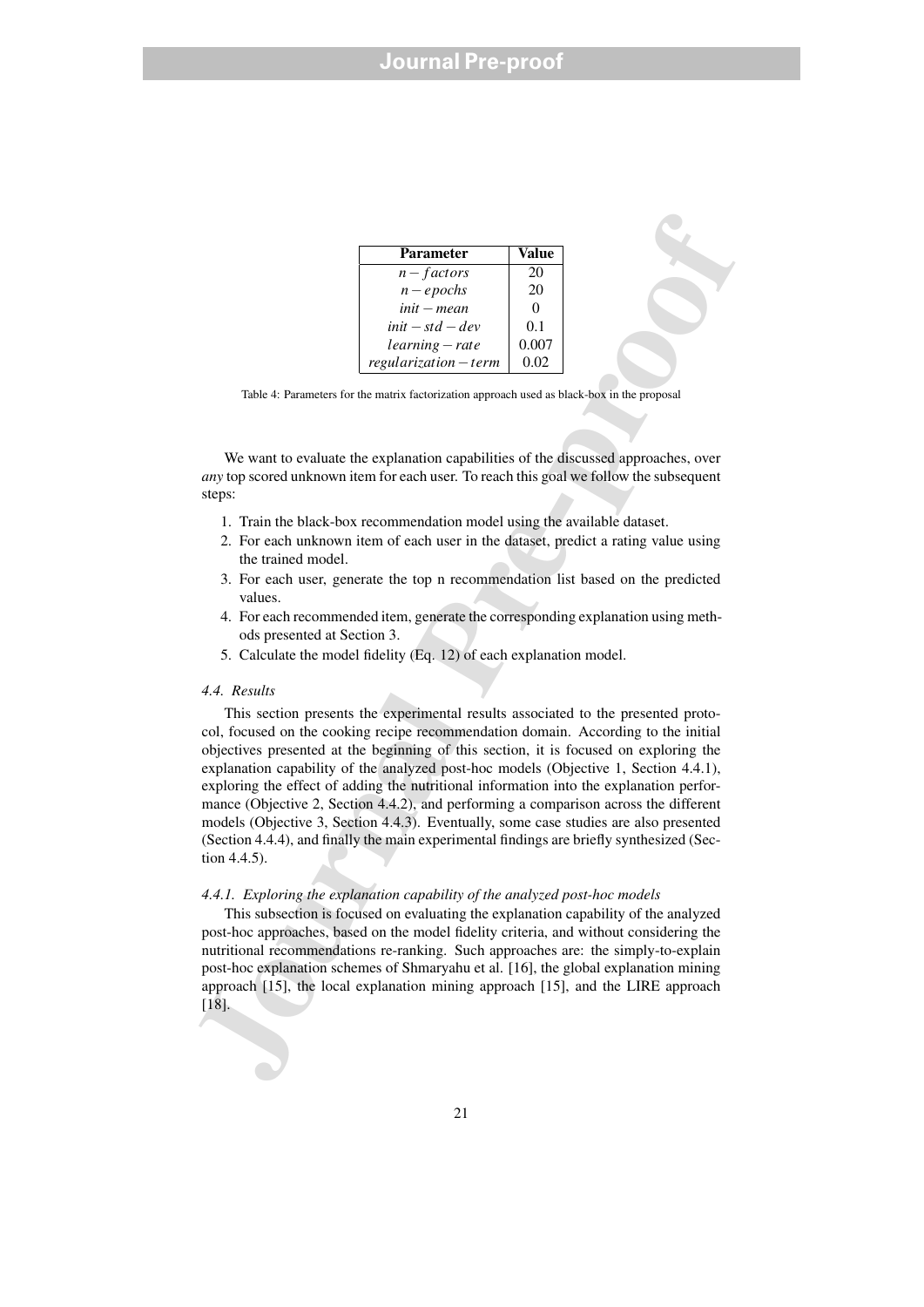| Parameter | Value |
| --- | --- |
| $n-factors$ | 20 |
| $n-epochs$ | 20 |
| $init-mean$ | 0 |
| $init-std-dev$ | 0.1 |
| $learning-rate$ | 0.007 |
| $regularization-term$ | 0.02 |

Table 4: Parameters for the matrix factorization approach used as black-box in the proposal

We want to evaluate the explanation capabilities of the discussed approaches, over *any* top scored unknown item for each user. To reach this goal we follow the subsequent steps:

1. Train the black-box recommendation model using the available dataset.
2. For each unknown item of each user in the dataset, predict a rating value using the trained model.
3. For each user, generate the top n recommendation list based on the predicted values.
4. For each recommended item, generate the corresponding explanation using methods presented at Section 3.
5. Calculate the model fidelity (Eq. 12) of each explanation model.

### *4.4. Results*

This section presents the experimental results associated to the presented protocol, focused on the cooking recipe recommendation domain. According to the initial objectives presented at the beginning of this section, it is focused on exploring the explanation capability of the analyzed post-hoc models (Objective 1, Section 4.4.1), exploring the effect of adding the nutritional information into the explanation performance (Objective 2, Section 4.4.2), and performing a comparison across the different models (Objective 3, Section 4.4.3). Eventually, some case studies are also presented (Section 4.4.4), and finally the main experimental findings are briefly synthesized (Section 4.4.5).

#### *4.4.1. Exploring the explanation capability of the analyzed post-hoc models*

This subsection is focused on evaluating the explanation capability of the analyzed post-hoc approaches, based on the model fidelity criteria, and without considering the nutritional recommendations re-ranking. Such approaches are: the simply-to-explain post-hoc explanation schemes of Shmaryahu et al. [16], the global explanation mining approach [15], the local explanation mining approach [15], and the LIRE approach [18].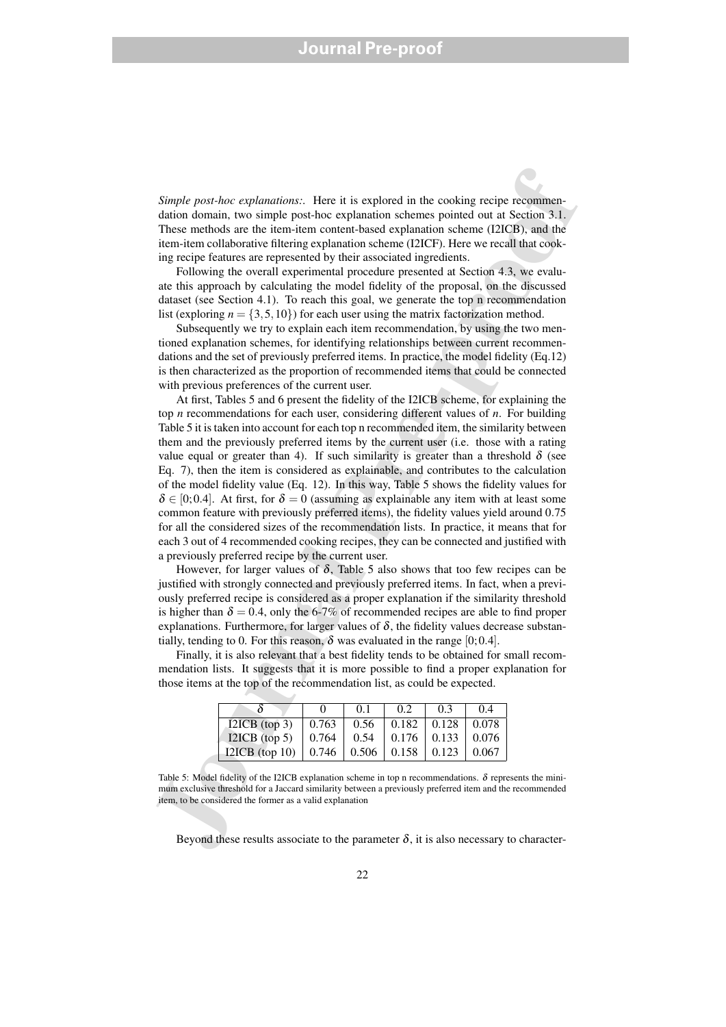*Simple post-hoc explanations:.* Here it is explored in the cooking recipe recommendation domain, two simple post-hoc explanation schemes pointed out at Section 3.1. These methods are the item-item content-based explanation scheme (I2ICB), and the item-item collaborative filtering explanation scheme (I2ICF). Here we recall that cooking recipe features are represented by their associated ingredients.

Following the overall experimental procedure presented at Section 4.3, we evaluate this approach by calculating the model fidelity of the proposal, on the discussed dataset (see Section 4.1). To reach this goal, we generate the top n recommendation list (exploring $n = \{3, 5, 10\}$) for each user using the matrix factorization method.

Subsequently we try to explain each item recommendation, by using the two mentioned explanation schemes, for identifying relationships between current recommendations and the set of previously preferred items. In practice, the model fidelity (Eq.12) is then characterized as the proportion of recommended items that could be connected with previous preferences of the current user.

At first, Tables 5 and 6 present the fidelity of the I2ICB scheme, for explaining the top $n$ recommendations for each user, considering different values of $n$. For building Table 5 it is taken into account for each top n recommended item, the similarity between them and the previously preferred items by the current user (i.e. those with a rating value equal or greater than 4). If such similarity is greater than a threshold $\delta$ (see Eq. 7), then the item is considered as explainable, and contributes to the calculation of the model fidelity value (Eq. 12). In this way, Table 5 shows the fidelity values for $\delta \in [0; 0.4]$. At first, for $\delta = 0$ (assuming as explainable any item with at least some common feature with previously preferred items), the fidelity values yield around 0.75 for all the considered sizes of the recommendation lists. In practice, it means that for each 3 out of 4 recommended cooking recipes, they can be connected and justified with a previously preferred recipe by the current user.

However, for larger values of $\delta$, Table 5 also shows that too few recipes can be justified with strongly connected and previously preferred items. In fact, when a previously preferred recipe is considered as a proper explanation if the similarity threshold is higher than $\delta = 0.4$, only the 6-7% of recommended recipes are able to find proper explanations. Furthermore, for larger values of $\delta$, the fidelity values decrease substantially, tending to 0. For this reason, $\delta$ was evaluated in the range $[0; 0.4]$.

Finally, it is also relevant that a best fidelity tends to be obtained for small recommendation lists. It suggests that it is more possible to find a proper explanation for those items at the top of the recommendation list, as could be expected.

| $\delta$ | 0 | 0.1 | 0.2 | 0.3 | 0.4 |
|---|---|---|---|---|---|
| I2ICB (top 3) | 0.763 | 0.56 | 0.182 | 0.128 | 0.078 |
| I2ICB (top 5) | 0.764 | 0.54 | 0.176 | 0.133 | 0.076 |
| I2ICB (top 10) | 0.746 | 0.506 | 0.158 | 0.123 | 0.067 |

Table 5: Model fidelity of the I2ICB explanation scheme in top n recommendations. $\delta$ represents the minimum exclusive threshold for a Jaccard similarity between a previously preferred item and the recommended item, to be considered the former as a valid explanation

Beyond these results associate to the parameter $\delta$, it is also necessary to character-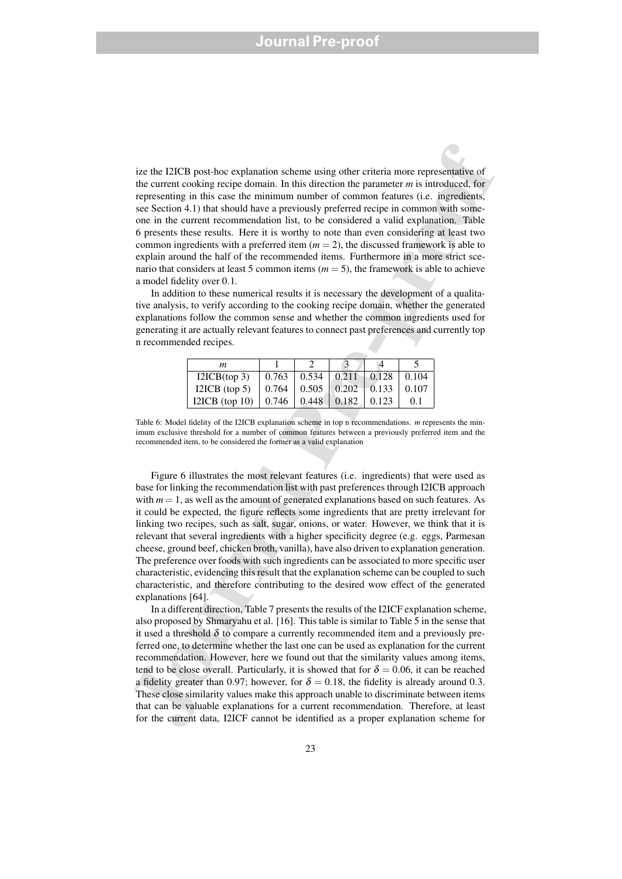ize the I2ICB post-hoc explanation scheme using other criteria more representative of the current cooking recipe domain. In this direction the parameter $m$ is introduced, for representing in this case the minimum number of common features (i.e. ingredients, see Section 4.1) that should have a previously preferred recipe in common with someone in the current recommendation list, to be considered a valid explanation. Table 6 presents these results. Here it is worthy to note than even considering at least two common ingredients with a preferred item ($m = 2$), the discussed framework is able to explain around the half of the recommended items. Furthermore in a more strict scenario that considers at least 5 common items ($m = 5$), the framework is able to achieve a model fidelity over 0.1.

In addition to these numerical results it is necessary the development of a qualitative analysis, to verify according to the cooking recipe domain, whether the generated explanations follow the common sense and whether the common ingredients used for generating it are actually relevant features to connect past preferences and currently top n recommended recipes.

| $m$ | 1 | 2 | 3 | 4 | 5 |
|---|---|---|---|---|---|
| I2ICB(top 3) | 0.763 | 0.534 | 0.211 | 0.128 | 0.104 |
| I2ICB (top 5) | 0.764 | 0.505 | 0.202 | 0.133 | 0.107 |
| I2ICB (top 10) | 0.746 | 0.448 | 0.182 | 0.123 | 0.1 |

Table 6: Model fidelity of the I2ICB explanation scheme in top n recommendations. $m$ represents the minimum exclusive threshold for a number of common features between a previously preferred item and the recommended item, to be considered the former as a valid explanation

Figure 6 illustrates the most relevant features (i.e. ingredients) that were used as base for linking the recommendation list with past preferences through I2ICB approach with $m = 1$, as well as the amount of generated explanations based on such features. As it could be expected, the figure reflects some ingredients that are pretty irrelevant for linking two recipes, such as salt, sugar, onions, or water. However, we think that it is relevant that several ingredients with a higher specificity degree (e.g. eggs, Parmesan cheese, ground beef, chicken broth, vanilla), have also driven to explanation generation. The preference over foods with such ingredients can be associated to more specific user characteristic, evidencing this result that the explanation scheme can be coupled to such characteristic, and therefore contributing to the desired wow effect of the generated explanations [64].

In a different direction, Table 7 presents the results of the I2ICF explanation scheme, also proposed by Shmaryahu et al. [16]. This table is similar to Table 5 in the sense that it used a threshold $\delta$ to compare a currently recommended item and a previously preferred one, to determine whether the last one can be used as explanation for the current recommendation. However, here we found out that the similarity values among items, tend to be close overall. Particularly, it is showed that for $\delta = 0.06$, it can be reached a fidelity greater than 0.97; however, for $\delta = 0.18$, the fidelity is already around 0.3. These close similarity values make this approach unable to discriminate between items that can be valuable explanations for a current recommendation. Therefore, at least for the current data, I2ICF cannot be identified as a proper explanation scheme for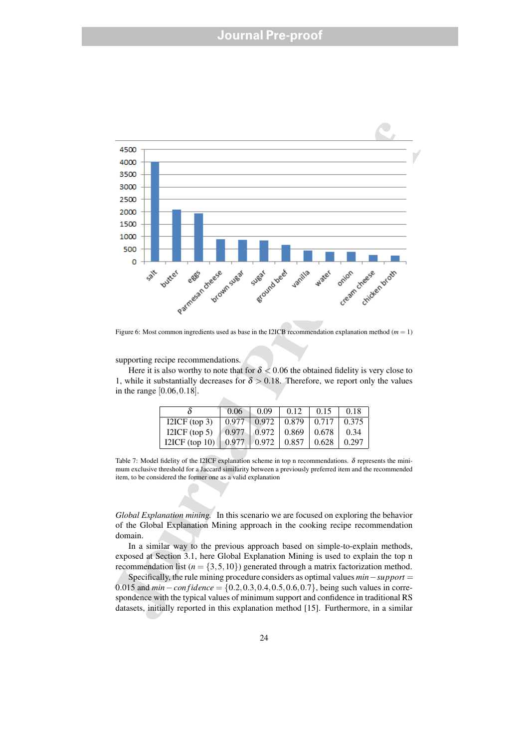4500
4000
3500
3000
2500
2000
1500
1000
500
0

salt
butter
eggs
Parmesan cheese
brown sugar
sugar
ground beef
vanilla
water
onion
cream cheese
chicken broth

Figure 6: Most common ingredients used as base in the I2ICB recommendation explanation method ($m = 1$)

supporting recipe recommendations.

Here it is also worthy to note that for $\delta < 0.06$ the obtained fidelity is very close to 1, while it substantially decreases for $\delta > 0.18$. Therefore, we report only the values in the range $[0.06, 0.18]$.

| $\delta$ | 0.06 | 0.09 | 0.12 | 0.15 | 0.18 |
|---|---|---|---|---|---|
| I2ICF (top 3) | 0.977 | 0.972 | 0.879 | 0.717 | 0.375 |
| I2ICF (top 5) | 0.977 | 0.972 | 0.869 | 0.678 | 0.34 |
| I2ICF (top 10) | 0.977 | 0.972 | 0.857 | 0.628 | 0.297 |

Table 7: Model fidelity of the I2ICF explanation scheme in top n recommendations. $\delta$ represents the minimum exclusive threshold for a Jaccard similarity between a previously preferred item and the recommended item, to be considered the former one as a valid explanation

*Global Explanation mining.* In this scenario we are focused on exploring the behavior of the Global Explanation Mining approach in the cooking recipe recommendation domain.

In a similar way to the previous approach based on simple-to-explain methods, exposed at Section 3.1, here Global Explanation Mining is used to explain the top n recommendation list ($n = \{3, 5, 10\}$) generated through a matrix factorization method.

Specifically, the rule mining procedure considers as optimal values $min-support = 0.015$ and $min-confidence = \{0.2, 0.3, 0.4, 0.5, 0.6, 0.7\}$, being such values in correspondence with the typical values of minimum support and confidence in traditional RS datasets, initially reported in this explanation method [15]. Furthermore, in a similar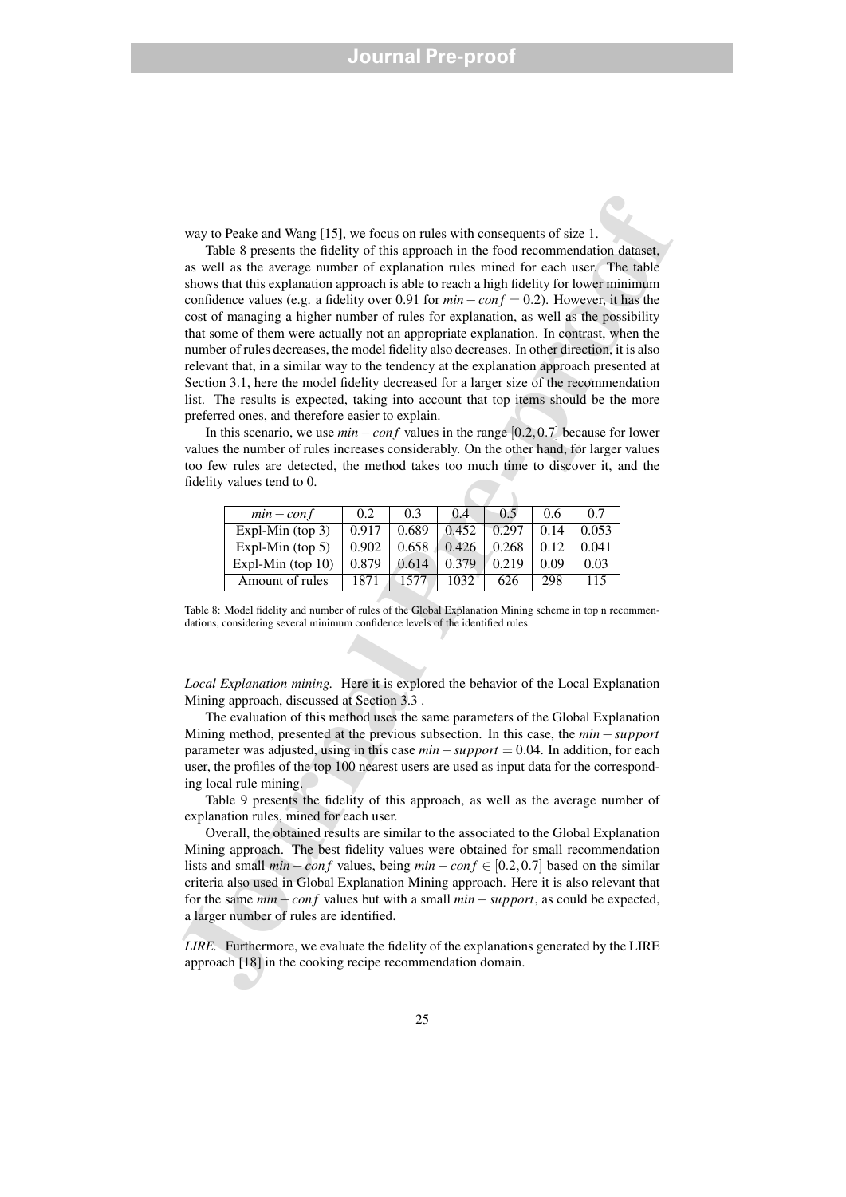way to Peake and Wang [15], we focus on rules with consequents of size 1.

Table 8 presents the fidelity of this approach in the food recommendation dataset, as well as the average number of explanation rules mined for each user. The table shows that this explanation approach is able to reach a high fidelity for lower minimum confidence values (e.g. a fidelity over 0.91 for $min-conf=0.2$). However, it has the cost of managing a higher number of rules for explanation, as well as the possibility that some of them were actually not an appropriate explanation. In contrast, when the number of rules decreases, the model fidelity also decreases. In other direction, it is also relevant that, in a similar way to the tendency at the explanation approach presented at Section 3.1, here the model fidelity decreased for a larger size of the recommendation list. The results is expected, taking into account that top items should be the more preferred ones, and therefore easier to explain.

In this scenario, we use $min-conf$ values in the range $[0.2, 0.7]$ because for lower values the number of rules increases considerably. On the other hand, for larger values too few rules are detected, the method takes too much time to discover it, and the fidelity values tend to 0.

| $min-conf$ | 0.2 | 0.3 | 0.4 | 0.5 | 0.6 | 0.7 |
|---|---|---|---|---|---|---|
| Expl-Min (top 3) | 0.917 | 0.689 | 0.452 | 0.297 | 0.14 | 0.053 |
| Expl-Min (top 5) | 0.902 | 0.658 | 0.426 | 0.268 | 0.12 | 0.041 |
| Expl-Min (top 10) | 0.879 | 0.614 | 0.379 | 0.219 | 0.09 | 0.03 |
| Amount of rules | 1871 | 1577 | 1032 | 626 | 298 | 115 |

Table 8: Model fidelity and number of rules of the Global Explanation Mining scheme in top n recommendations, considering several minimum confidence levels of the identified rules.

*Local Explanation mining.* Here it is explored the behavior of the Local Explanation Mining approach, discussed at Section 3.3 .

The evaluation of this method uses the same parameters of the Global Explanation Mining method, presented at the previous subsection. In this case, the $min-support$ parameter was adjusted, using in this case $min-support=0.04$. In addition, for each user, the profiles of the top 100 nearest users are used as input data for the corresponding local rule mining.

Table 9 presents the fidelity of this approach, as well as the average number of explanation rules, mined for each user.

Overall, the obtained results are similar to the associated to the Global Explanation Mining approach. The best fidelity values were obtained for small recommendation lists and small $min-conf$ values, being $min-conf \in [0.2, 0.7]$ based on the similar criteria also used in Global Explanation Mining approach. Here it is also relevant that for the same $min-conf$ values but with a small $min-support$, as could be expected, a larger number of rules are identified.

*LIRE.* Furthermore, we evaluate the fidelity of the explanations generated by the LIRE approach [18] in the cooking recipe recommendation domain.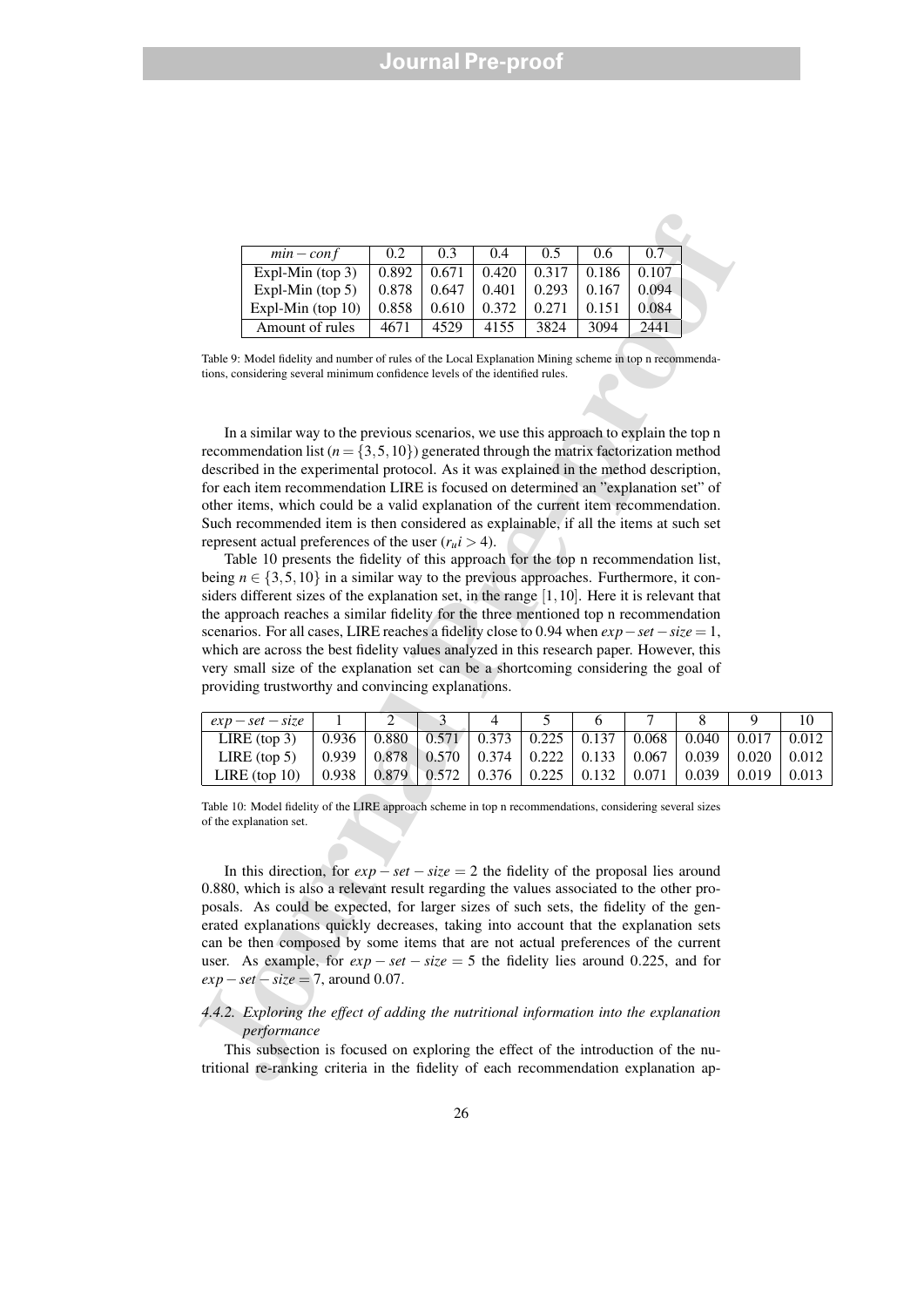| $min-conf$ | 0.2 | 0.3 | 0.4 | 0.5 | 0.6 | 0.7 |
|---|---|---|---|---|---|---|
| Expl-Min (top 3) | 0.892 | 0.671 | 0.420 | 0.317 | 0.186 | 0.107 |
| Expl-Min (top 5) | 0.878 | 0.647 | 0.401 | 0.293 | 0.167 | 0.094 |
| Expl-Min (top 10) | 0.858 | 0.610 | 0.372 | 0.271 | 0.151 | 0.084 |
| Amount of rules | 4671 | 4529 | 4155 | 3824 | 3094 | 2441 |

Table 9: Model fidelity and number of rules of the Local Explanation Mining scheme in top n recommendations, considering several minimum confidence levels of the identified rules.

In a similar way to the previous scenarios, we use this approach to explain the top n recommendation list ($n = \{3,5,10\}$) generated through the matrix factorization method described in the experimental protocol. As it was explained in the method description, for each item recommendation LIRE is focused on determined an "explanation set" of other items, which could be a valid explanation of the current item recommendation. Such recommended item is then considered as explainable, if all the items at such set represent actual preferences of the user ($r_ui > 4$).

Table 10 presents the fidelity of this approach for the top n recommendation list, being $n \in \{3,5,10\}$ in a similar way to the previous approaches. Furthermore, it considers different sizes of the explanation set, in the range $[1,10]$. Here it is relevant that the approach reaches a similar fidelity for the three mentioned top n recommendation scenarios. For all cases, LIRE reaches a fidelity close to 0.94 when $exp-set-size = 1$, which are across the best fidelity values analyzed in this research paper. However, this very small size of the explanation set can be a shortcoming considering the goal of providing trustworthy and convincing explanations.

| $exp-set-size$ | 1 | 2 | 3 | 4 | 5 | 6 | 7 | 8 | 9 | 10 |
|---|---|---|---|---|---|---|---|---|---|---|
| LIRE (top 3) | 0.936 | 0.880 | 0.571 | 0.373 | 0.225 | 0.137 | 0.068 | 0.040 | 0.017 | 0.012 |
| LIRE (top 5) | 0.939 | 0.878 | 0.570 | 0.374 | 0.222 | 0.133 | 0.067 | 0.039 | 0.020 | 0.012 |
| LIRE (top 10) | 0.938 | 0.879 | 0.572 | 0.376 | 0.225 | 0.132 | 0.071 | 0.039 | 0.019 | 0.013 |

Table 10: Model fidelity of the LIRE approach scheme in top n recommendations, considering several sizes of the explanation set.

In this direction, for $exp-set-size = 2$ the fidelity of the proposal lies around 0.880, which is also a relevant result regarding the values associated to the other proposals. As could be expected, for larger sizes of such sets, the fidelity of the generated explanations quickly decreases, taking into account that the explanation sets can be then composed by some items that are not actual preferences of the current user. As example, for $exp-set-size = 5$ the fidelity lies around 0.225, and for $exp-set-size = 7$, around 0.07.

#### 4.4.2. Exploring the effect of adding the nutritional information into the explanation performance

This subsection is focused on exploring the effect of the introduction of the nutritional re-ranking criteria in the fidelity of each recommendation explanation ap-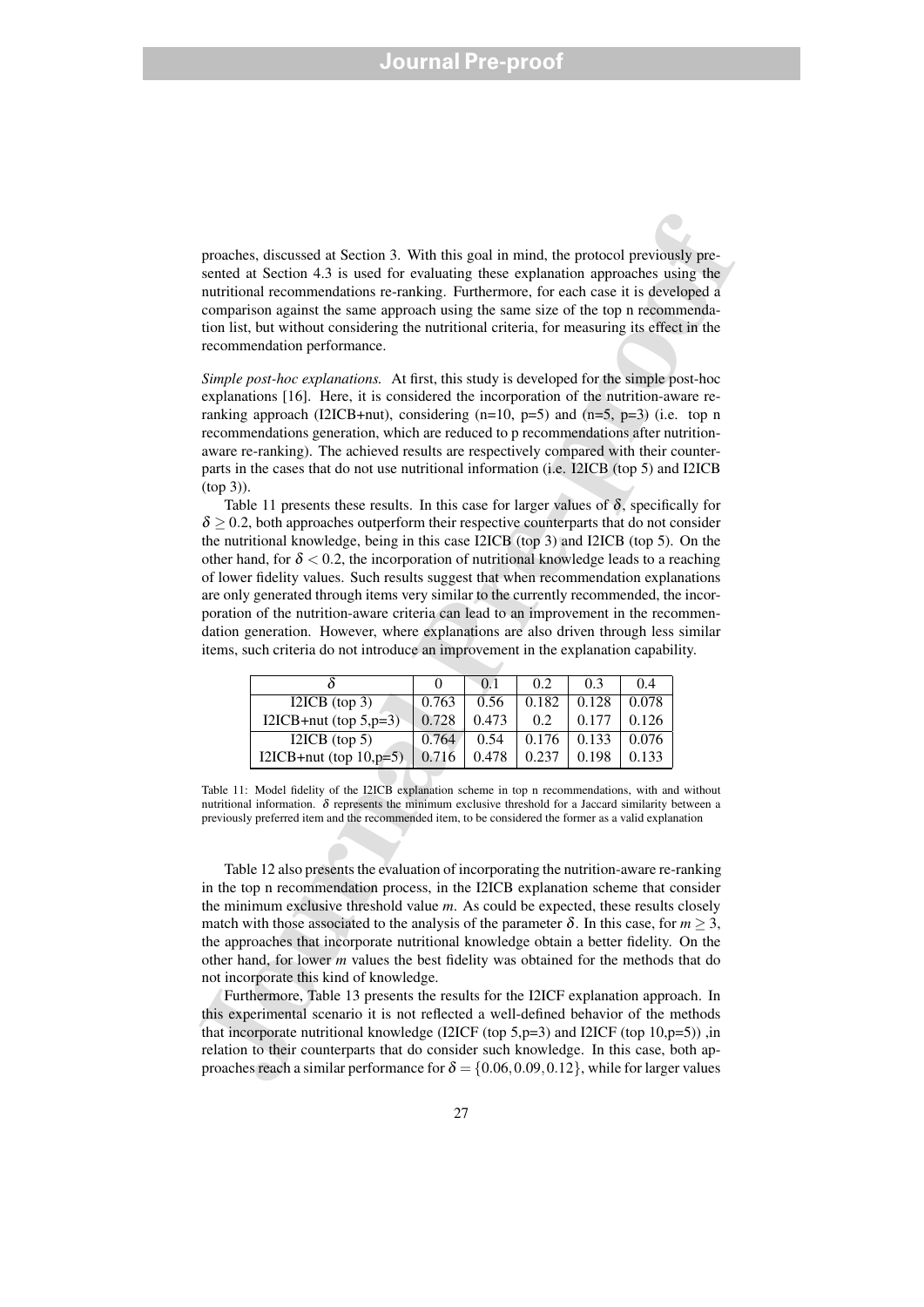proaches, discussed at Section 3. With this goal in mind, the protocol previously presented at Section 4.3 is used for evaluating these explanation approaches using the nutritional recommendations re-ranking. Furthermore, for each case it is developed a comparison against the same approach using the same size of the top n recommendation list, but without considering the nutritional criteria, for measuring its effect in the recommendation performance.

*Simple post-hoc explanations.* At first, this study is developed for the simple post-hoc explanations [16]. Here, it is considered the incorporation of the nutrition-aware re-ranking approach (I2ICB+nut), considering (n=10, p=5) and (n=5, p=3) (i.e. top n recommendations generation, which are reduced to p recommendations after nutrition-aware re-ranking). The achieved results are respectively compared with their counterparts in the cases that do not use nutritional information (i.e. I2ICB (top 5) and I2ICB (top 3)).

Table 11 presents these results. In this case for larger values of $\delta$, specifically for $\delta \geq 0.2$, both approaches outperform their respective counterparts that do not consider the nutritional knowledge, being in this case I2ICB (top 3) and I2ICB (top 5). On the other hand, for $\delta < 0.2$, the incorporation of nutritional knowledge leads to a reaching of lower fidelity values. Such results suggest that when recommendation explanations are only generated through items very similar to the currently recommended, the incorporation of the nutrition-aware criteria can lead to an improvement in the recommendation generation. However, where explanations are also driven through less similar items, such criteria do not introduce an improvement in the explanation capability.

| $\delta$ | 0 | 0.1 | 0.2 | 0.3 | 0.4 |
|---|---|---|---|---|---|
| I2ICB (top 3) | 0.763 | 0.56 | 0.182 | 0.128 | 0.078 |
| I2ICB+nut (top 5,p=3) | 0.728 | 0.473 | 0.2 | 0.177 | 0.126 |
| I2ICB (top 5) | 0.764 | 0.54 | 0.176 | 0.133 | 0.076 |
| I2ICB+nut (top 10,p=5) | 0.716 | 0.478 | 0.237 | 0.198 | 0.133 |

Table 11: Model fidelity of the I2ICB explanation scheme in top n recommendations, with and without nutritional information. $\delta$ represents the minimum exclusive threshold for a Jaccard similarity between a previously preferred item and the recommended item, to be considered the former as a valid explanation

Table 12 also presents the evaluation of incorporating the nutrition-aware re-ranking in the top n recommendation process, in the I2ICB explanation scheme that consider the minimum exclusive threshold value $m$. As could be expected, these results closely match with those associated to the analysis of the parameter $\delta$. In this case, for $m \geq 3$, the approaches that incorporate nutritional knowledge obtain a better fidelity. On the other hand, for lower $m$ values the best fidelity was obtained for the methods that do not incorporate this kind of knowledge.

Furthermore, Table 13 presents the results for the I2ICF explanation approach. In this experimental scenario it is not reflected a well-defined behavior of the methods that incorporate nutritional knowledge (I2ICF (top 5,p=3) and I2ICF (top 10,p=5)) ,in relation to their counterparts that do consider such knowledge. In this case, both approaches reach a similar performance for $\delta = \{0.06, 0.09, 0.12\}$, while for larger values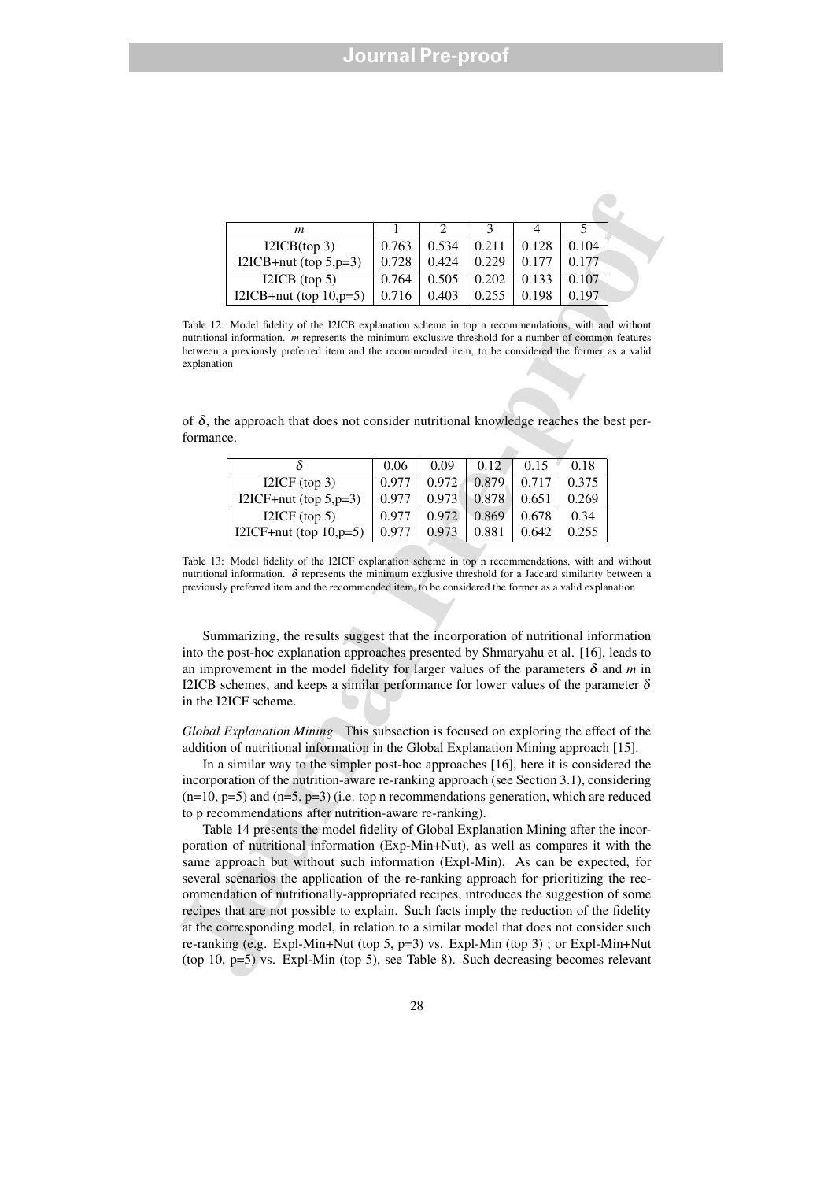| $m$ | 1 | 2 | 3 | 4 | 5 |
|---|---|---|---|---|---|
| I2ICB(top 3) | 0.763 | 0.534 | 0.211 | 0.128 | 0.104 |
| I2ICB+nut (top 5,p=3) | 0.728 | 0.424 | 0.229 | 0.177 | 0.177 |
| I2ICB (top 5) | 0.764 | 0.505 | 0.202 | 0.133 | 0.107 |
| I2ICB+nut (top 10,p=5) | 0.716 | 0.403 | 0.255 | 0.198 | 0.197 |

Table 12: Model fidelity of the I2ICB explanation scheme in top n recommendations, with and without nutritional information. *m* represents the minimum exclusive threshold for a number of common features between a previously preferred item and the recommended item, to be considered the former as a valid explanation

of $\delta$, the approach that does not consider nutritional knowledge reaches the best performance.

| $\delta$ | 0.06 | 0.09 | 0.12 | 0.15 | 0.18 |
|---|---|---|---|---|---|
| I2ICF (top 3) | 0.977 | 0.972 | 0.879 | 0.717 | 0.375 |
| I2ICF+nut (top 5,p=3) | 0.977 | 0.973 | 0.878 | 0.651 | 0.269 |
| I2ICF (top 5) | 0.977 | 0.972 | 0.869 | 0.678 | 0.34 |
| I2ICF+nut (top 10,p=5) | 0.977 | 0.973 | 0.881 | 0.642 | 0.255 |

Table 13: Model fidelity of the I2ICF explanation scheme in top n recommendations, with and without nutritional information. $\delta$ represents the minimum exclusive threshold for a Jaccard similarity between a previously preferred item and the recommended item, to be considered the former as a valid explanation

Summarizing, the results suggest that the incorporation of nutritional information into the post-hoc explanation approaches presented by Shmaryahu et al. [16], leads to an improvement in the model fidelity for larger values of the parameters $\delta$ and $m$ in I2ICB schemes, and keeps a similar performance for lower values of the parameter $\delta$ in the I2ICF scheme.

*Global Explanation Mining.* This subsection is focused on exploring the effect of the addition of nutritional information in the Global Explanation Mining approach [15].

In a similar way to the simpler post-hoc approaches [16], here it is considered the incorporation of the nutrition-aware re-ranking approach (see Section 3.1), considering (n=10, p=5) and (n=5, p=3) (i.e. top n recommendations generation, which are reduced to p recommendations after nutrition-aware re-ranking).

Table 14 presents the model fidelity of Global Explanation Mining after the incorporation of nutritional information (Exp-Min+Nut), as well as compares it with the same approach but without such information (Expl-Min). As can be expected, for several scenarios the application of the re-ranking approach for prioritizing the recommendation of nutritionally-appropriated recipes, introduces the suggestion of some recipes that are not possible to explain. Such facts imply the reduction of the fidelity at the corresponding model, in relation to a similar model that does not consider such re-ranking (e.g. Expl-Min+Nut (top 5, p=3) vs. Expl-Min (top 3) ; or Expl-Min+Nut (top 10, p=5) vs. Expl-Min (top 5), see Table 8). Such decreasing becomes relevant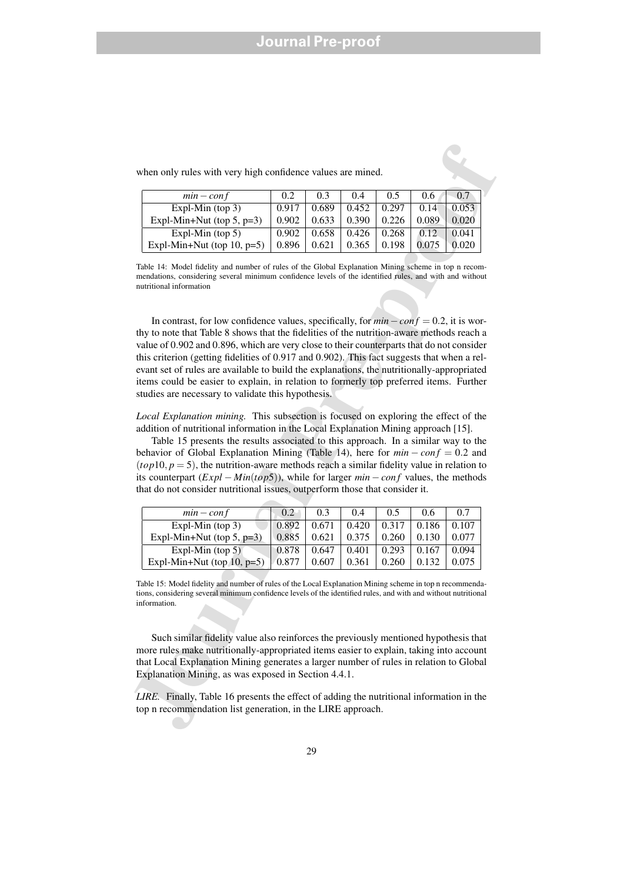when only rules with very high confidence values are mined.

| $min-conf$ | 0.2 | 0.3 | 0.4 | 0.5 | 0.6 | 0.7 |
|---|---|---|---|---|---|---|
| Expl-Min (top 3) | 0.917 | 0.689 | 0.452 | 0.297 | 0.14 | 0.053 |
| Expl-Min+Nut (top 5, p=3) | 0.902 | 0.633 | 0.390 | 0.226 | 0.089 | 0.020 |
| Expl-Min (top 5) | 0.902 | 0.658 | 0.426 | 0.268 | 0.12 | 0.041 |
| Expl-Min+Nut (top 10, p=5) | 0.896 | 0.621 | 0.365 | 0.198 | 0.075 | 0.020 |

Table 14: Model fidelity and number of rules of the Global Explanation Mining scheme in top n recommendations, considering several minimum confidence levels of the identified rules, and with and without nutritional information

In contrast, for low confidence values, specifically, for $min-conf = 0.2$, it is worthy to note that Table 8 shows that the fidelities of the nutrition-aware methods reach a value of 0.902 and 0.896, which are very close to their counterparts that do not consider this criterion (getting fidelities of 0.917 and 0.902). This fact suggests that when a relevant set of rules are available to build the explanations, the nutritionally-appropriated items could be easier to explain, in relation to formerly top preferred items. Further studies are necessary to validate this hypothesis.

*Local Explanation mining.* This subsection is focused on exploring the effect of the addition of nutritional information in the Local Explanation Mining approach [15].

Table 15 presents the results associated to this approach. In a similar way to the behavior of Global Explanation Mining (Table 14), here for $min-conf = 0.2$ and $(top10, p = 5)$, the nutrition-aware methods reach a similar fidelity value in relation to its counterpart $(Expl-Min(top5))$, while for larger $min-conf$ values, the methods that do not consider nutritional issues, outperform those that consider it.

| $min-conf$ | 0.2 | 0.3 | 0.4 | 0.5 | 0.6 | 0.7 |
|---|---|---|---|---|---|---|
| Expl-Min (top 3) | 0.892 | 0.671 | 0.420 | 0.317 | 0.186 | 0.107 |
| Expl-Min+Nut (top 5, p=3) | 0.885 | 0.621 | 0.375 | 0.260 | 0.130 | 0.077 |
| Expl-Min (top 5) | 0.878 | 0.647 | 0.401 | 0.293 | 0.167 | 0.094 |
| Expl-Min+Nut (top 10, p=5) | 0.877 | 0.607 | 0.361 | 0.260 | 0.132 | 0.075 |

Table 15: Model fidelity and number of rules of the Local Explanation Mining scheme in top n recommendations, considering several minimum confidence levels of the identified rules, and with and without nutritional information.

Such similar fidelity value also reinforces the previously mentioned hypothesis that more rules make nutritionally-appropriated items easier to explain, taking into account that Local Explanation Mining generates a larger number of rules in relation to Global Explanation Mining, as was exposed in Section 4.4.1.

*LIRE.* Finally, Table 16 presents the effect of adding the nutritional information in the top n recommendation list generation, in the LIRE approach.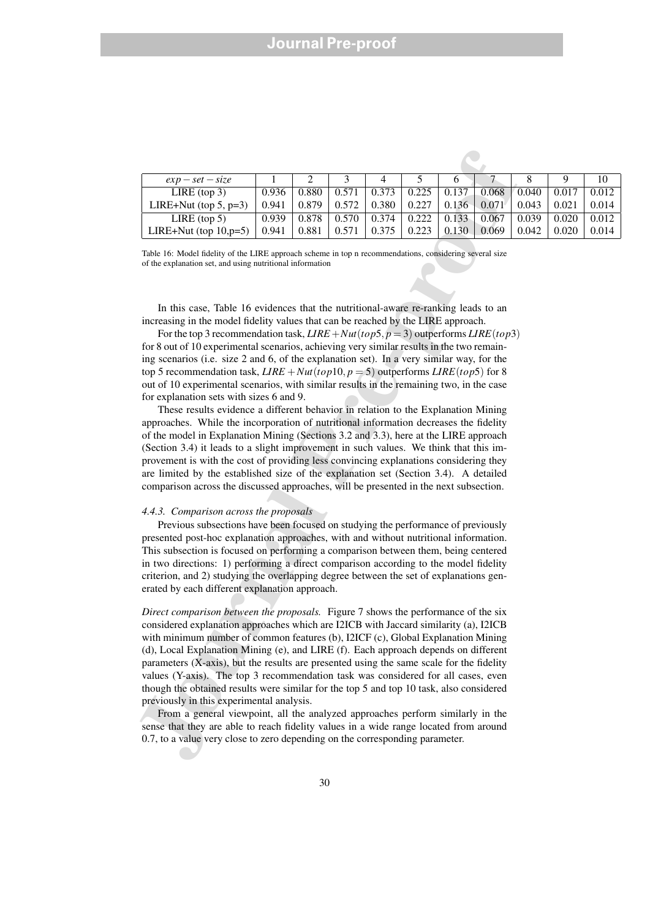| $exp-set-size$ | 1 | 2 | 3 | 4 | 5 | 6 | 7 | 8 | 9 | 10 |
|---|---|---|---|---|---|---|---|---|---|---|
| LIRE (top 3) | 0.936 | 0.880 | 0.571 | 0.373 | 0.225 | 0.137 | 0.068 | 0.040 | 0.017 | 0.012 |
| LIRE+Nut (top 5, p=3) | 0.941 | 0.879 | 0.572 | 0.380 | 0.227 | 0.136 | 0.071 | 0.043 | 0.021 | 0.014 |
| LIRE (top 5) | 0.939 | 0.878 | 0.570 | 0.374 | 0.222 | 0.133 | 0.067 | 0.039 | 0.020 | 0.012 |
| LIRE+Nut (top 10,p=5) | 0.941 | 0.881 | 0.571 | 0.375 | 0.223 | 0.130 | 0.069 | 0.042 | 0.020 | 0.014 |

Table 16: Model fidelity of the LIRE approach scheme in top n recommendations, considering several size of the explanation set, and using nutritional information

In this case, Table 16 evidences that the nutritional-aware re-ranking leads to an increasing in the model fidelity values that can be reached by the LIRE approach.

For the top 3 recommendation task, $LIRE+Nut(top5, p=3)$ outperforms $LIRE(top3)$ for 8 out of 10 experimental scenarios, achieving very similar results in the two remaining scenarios (i.e. size 2 and 6, of the explanation set). In a very similar way, for the top 5 recommendation task, $LIRE+Nut(top10, p=5)$ outperforms $LIRE(top5)$ for 8 out of 10 experimental scenarios, with similar results in the remaining two, in the case for explanation sets with sizes 6 and 9.

These results evidence a different behavior in relation to the Explanation Mining approaches. While the incorporation of nutritional information decreases the fidelity of the model in Explanation Mining (Sections 3.2 and 3.3), here at the LIRE approach (Section 3.4) it leads to a slight improvement in such values. We think that this improvement is with the cost of providing less convincing explanations considering they are limited by the established size of the explanation set (Section 3.4). A detailed comparison across the discussed approaches, will be presented in the next subsection.

#### 4.4.3. Comparison across the proposals

Previous subsections have been focused on studying the performance of previously presented post-hoc explanation approaches, with and without nutritional information. This subsection is focused on performing a comparison between them, being centered in two directions: 1) performing a direct comparison according to the model fidelity criterion, and 2) studying the overlapping degree between the set of explanations generated by each different explanation approach.

*Direct comparison between the proposals.* Figure 7 shows the performance of the six considered explanation approaches which are I2ICB with Jaccard similarity (a), I2ICB with minimum number of common features (b), I2ICF (c), Global Explanation Mining (d), Local Explanation Mining (e), and LIRE (f). Each approach depends on different parameters (X-axis), but the results are presented using the same scale for the fidelity values (Y-axis). The top 3 recommendation task was considered for all cases, even though the obtained results were similar for the top 5 and top 10 task, also considered previously in this experimental analysis.

From a general viewpoint, all the analyzed approaches perform similarly in the sense that they are able to reach fidelity values in a wide range located from around 0.7, to a value very close to zero depending on the corresponding parameter.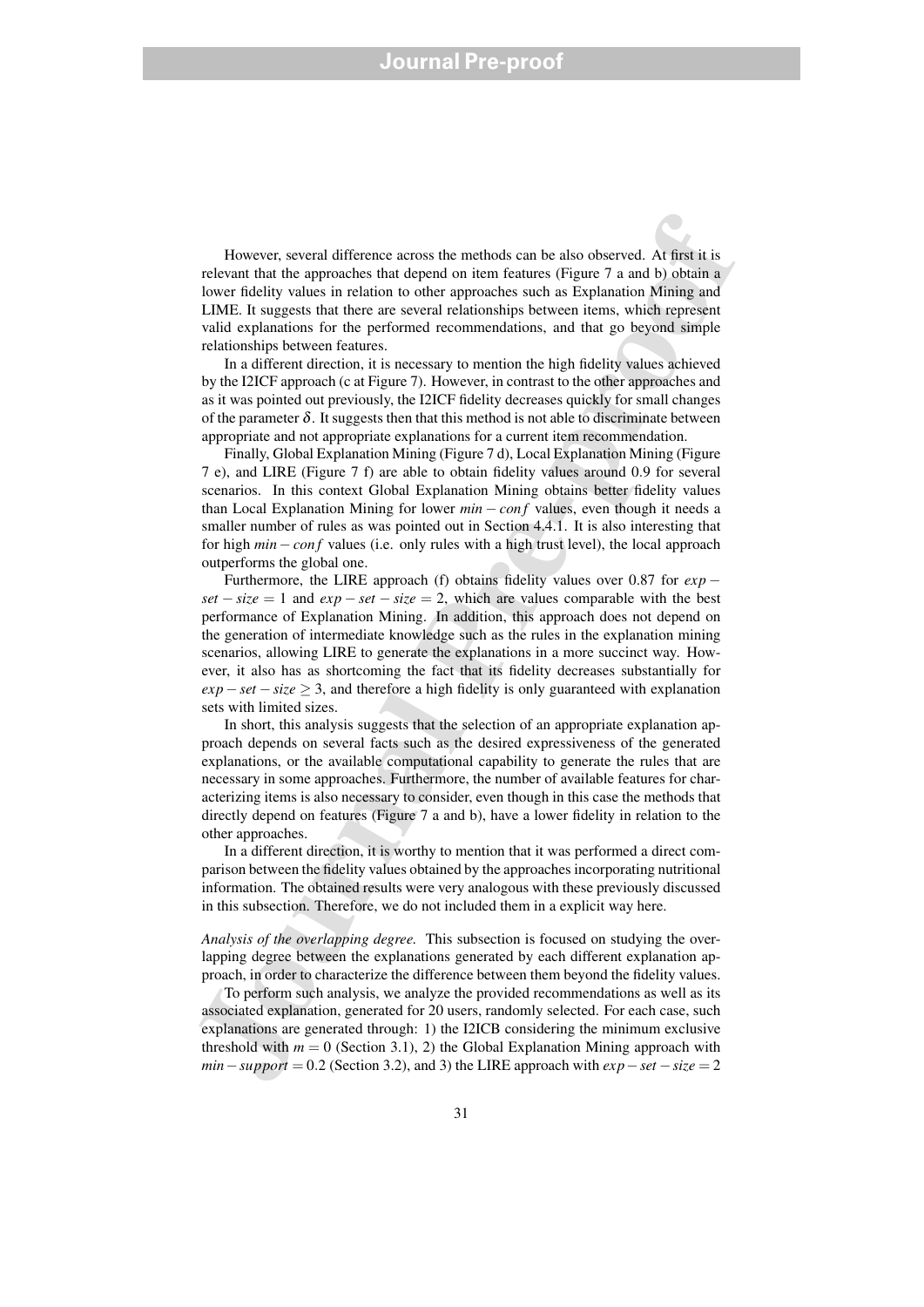However, several difference across the methods can be also observed. At first it is relevant that the approaches that depend on item features (Figure 7 a and b) obtain a lower fidelity values in relation to other approaches such as Explanation Mining and LIME. It suggests that there are several relationships between items, which represent valid explanations for the performed recommendations, and that go beyond simple relationships between features.

In a different direction, it is necessary to mention the high fidelity values achieved by the I2ICF approach (c at Figure 7). However, in contrast to the other approaches and as it was pointed out previously, the I2ICF fidelity decreases quickly for small changes of the parameter $\delta$. It suggests then that this method is not able to discriminate between appropriate and not appropriate explanations for a current item recommendation.

Finally, Global Explanation Mining (Figure 7 d), Local Explanation Mining (Figure 7 e), and LIRE (Figure 7 f) are able to obtain fidelity values around 0.9 for several scenarios. In this context Global Explanation Mining obtains better fidelity values than Local Explanation Mining for lower $min-conf$ values, even though it needs a smaller number of rules as was pointed out in Section 4.4.1. It is also interesting that for high $min-conf$ values (i.e. only rules with a high trust level), the local approach outperforms the global one.

Furthermore, the LIRE approach (f) obtains fidelity values over 0.87 for $exp-set-size = 1$ and $exp-set-size = 2$, which are values comparable with the best performance of Explanation Mining. In addition, this approach does not depend on the generation of intermediate knowledge such as the rules in the explanation mining scenarios, allowing LIRE to generate the explanations in a more succinct way. However, it also has as shortcoming the fact that its fidelity decreases substantially for $exp-set-size \geq 3$, and therefore a high fidelity is only guaranteed with explanation sets with limited sizes.

In short, this analysis suggests that the selection of an appropriate explanation approach depends on several facts such as the desired expressiveness of the generated explanations, or the available computational capability to generate the rules that are necessary in some approaches. Furthermore, the number of available features for characterizing items is also necessary to consider, even though in this case the methods that directly depend on features (Figure 7 a and b), have a lower fidelity in relation to the other approaches.

In a different direction, it is worthy to mention that it was performed a direct comparison between the fidelity values obtained by the approaches incorporating nutritional information. The obtained results were very analogous with these previously discussed in this subsection. Therefore, we do not included them in a explicit way here.

*Analysis of the overlapping degree.* This subsection is focused on studying the overlapping degree between the explanations generated by each different explanation approach, in order to characterize the difference between them beyond the fidelity values.

To perform such analysis, we analyze the provided recommendations as well as its associated explanation, generated for 20 users, randomly selected. For each case, such explanations are generated through: 1) the I2ICB considering the minimum exclusive threshold with $m = 0$ (Section 3.1), 2) the Global Explanation Mining approach with $min-support = 0.2$ (Section 3.2), and 3) the LIRE approach with $exp-set-size = 2$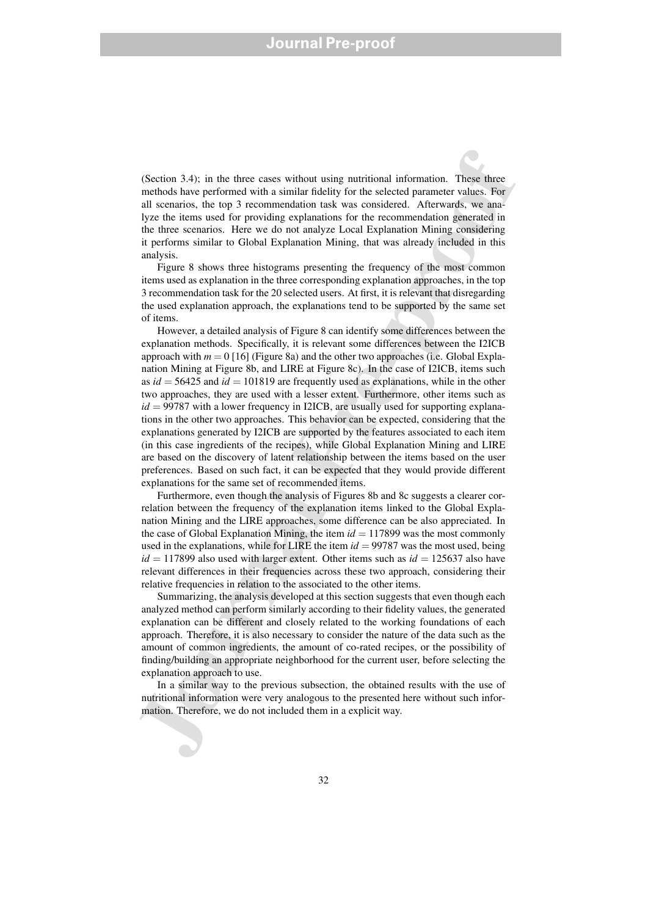(Section 3.4); in the three cases without using nutritional information. These three methods have performed with a similar fidelity for the selected parameter values. For all scenarios, the top 3 recommendation task was considered. Afterwards, we analyze the items used for providing explanations for the recommendation generated in the three scenarios. Here we do not analyze Local Explanation Mining considering it performs similar to Global Explanation Mining, that was already included in this analysis.

Figure 8 shows three histograms presenting the frequency of the most common items used as explanation in the three corresponding explanation approaches, in the top 3 recommendation task for the 20 selected users. At first, it is relevant that disregarding the used explanation approach, the explanations tend to be supported by the same set of items.

However, a detailed analysis of Figure 8 can identify some differences between the explanation methods. Specifically, it is relevant some differences between the I2ICB approach with $m = 0$ [16] (Figure 8a) and the other two approaches (i.e. Global Explanation Mining at Figure 8b, and LIRE at Figure 8c). In the case of I2ICB, items such as $id = 56425$ and $id = 101819$ are frequently used as explanations, while in the other two approaches, they are used with a lesser extent. Furthermore, other items such as $id = 99787$ with a lower frequency in I2ICB, are usually used for supporting explanations in the other two approaches. This behavior can be expected, considering that the explanations generated by I2ICB are supported by the features associated to each item (in this case ingredients of the recipes), while Global Explanation Mining and LIRE are based on the discovery of latent relationship between the items based on the user preferences. Based on such fact, it can be expected that they would provide different explanations for the same set of recommended items.

Furthermore, even though the analysis of Figures 8b and 8c suggests a clearer correlation between the frequency of the explanation items linked to the Global Explanation Mining and the LIRE approaches, some difference can be also appreciated. In the case of Global Explanation Mining, the item $id = 117899$ was the most commonly used in the explanations, while for LIRE the item $id = 99787$ was the most used, being $id = 117899$ also used with larger extent. Other items such as $id = 125637$ also have relevant differences in their frequencies across these two approach, considering their relative frequencies in relation to the associated to the other items.

Summarizing, the analysis developed at this section suggests that even though each analyzed method can perform similarly according to their fidelity values, the generated explanation can be different and closely related to the working foundations of each approach. Therefore, it is also necessary to consider the nature of the data such as the amount of common ingredients, the amount of co-rated recipes, or the possibility of finding/building an appropriate neighborhood for the current user, before selecting the explanation approach to use.

In a similar way to the previous subsection, the obtained results with the use of nutritional information were very analogous to the presented here without such information. Therefore, we do not included them in a explicit way.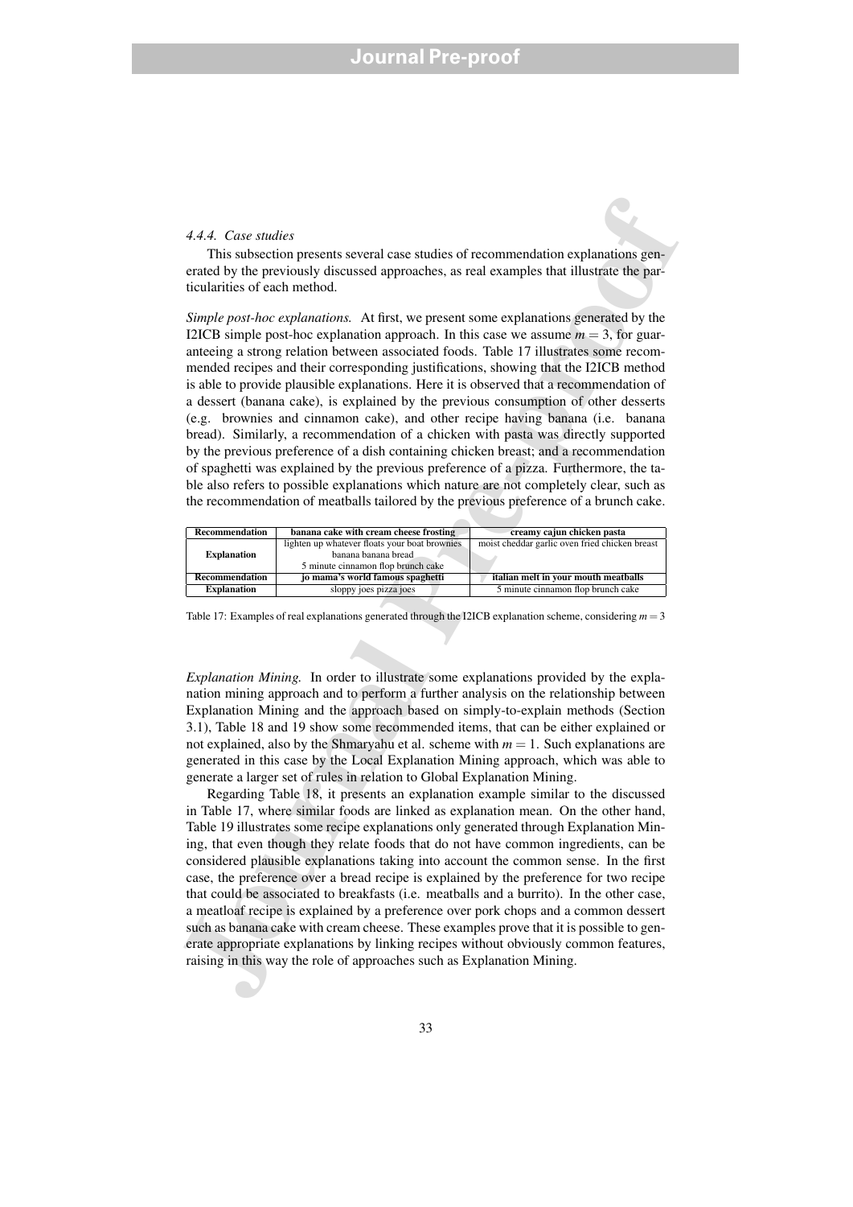#### 4.4.4. Case studies

This subsection presents several case studies of recommendation explanations generated by the previously discussed approaches, as real examples that illustrate the particularities of each method.

*Simple post-hoc explanations.* At first, we present some explanations generated by the I2ICB simple post-hoc explanation approach. In this case we assume $m = 3$, for guaranteeing a strong relation between associated foods. Table 17 illustrates some recommended recipes and their corresponding justifications, showing that the I2ICB method is able to provide plausible explanations. Here it is observed that a recommendation of a dessert (banana cake), is explained by the previous consumption of other desserts (e.g. brownies and cinnamon cake), and other recipe having banana (i.e. banana bread). Similarly, a recommendation of a chicken with pasta was directly supported by the previous preference of a dish containing chicken breast; and a recommendation of spaghetti was explained by the previous preference of a pizza. Furthermore, the table also refers to possible explanations which nature are not completely clear, such as the recommendation of meatballs tailored by the previous preference of a brunch cake.

| | | |
|---|---|---|
| **Recommendation** | **banana cake with cream cheese frosting** | **creamy cajun chicken pasta** |
| **Explanation** | lighten up whatever floats your boat brownies<br>banana banana bread<br>5 minute cinnamon flop brunch cake | moist cheddar garlic oven fried chicken breast |
| **Recommendation** | **jo mama's world famous spaghetti** | **italian melt in your mouth meatballs** |
| **Explanation** | sloppy joes pizza joes | 5 minute cinnamon flop brunch cake |

Table 17: Examples of real explanations generated through the I2ICB explanation scheme, considering $m = 3$

*Explanation Mining.* In order to illustrate some explanations provided by the explanation mining approach and to perform a further analysis on the relationship between Explanation Mining and the approach based on simply-to-explain methods (Section 3.1), Table 18 and 19 show some recommended items, that can be either explained or not explained, also by the Shmaryahu et al. scheme with $m = 1$. Such explanations are generated in this case by the Local Explanation Mining approach, which was able to generate a larger set of rules in relation to Global Explanation Mining.

Regarding Table 18, it presents an explanation example similar to the discussed in Table 17, where similar foods are linked as explanation mean. On the other hand, Table 19 illustrates some recipe explanations only generated through Explanation Mining, that even though they relate foods that do not have common ingredients, can be considered plausible explanations taking into account the common sense. In the first case, the preference over a bread recipe is explained by the preference for two recipe that could be associated to breakfasts (i.e. meatballs and a burrito). In the other case, a meatloaf recipe is explained by a preference over pork chops and a common dessert such as banana cake with cream cheese. These examples prove that it is possible to generate appropriate explanations by linking recipes without obviously common features, raising in this way the role of approaches such as Explanation Mining.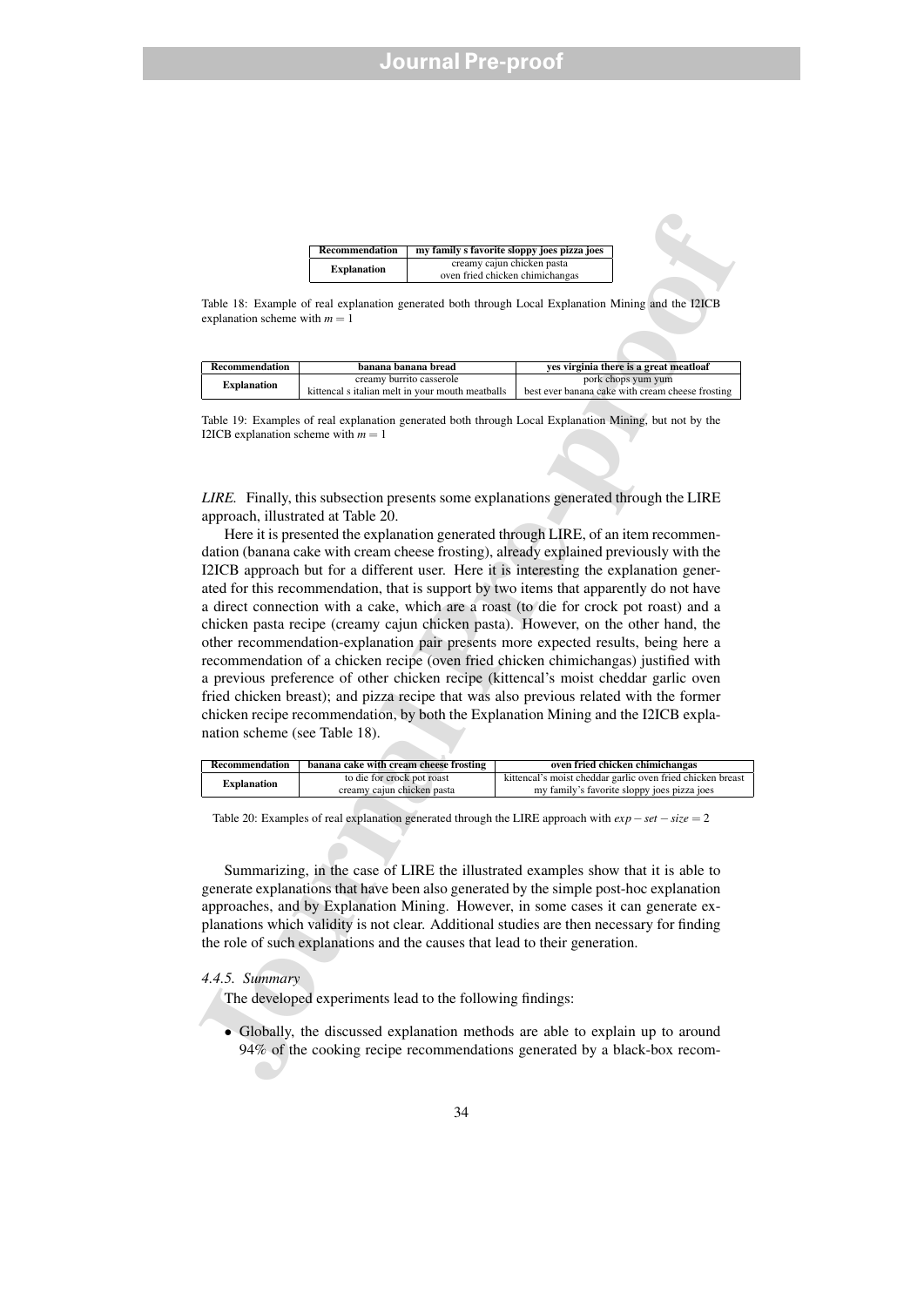| Recommendation | my family s favorite sloppy joes pizza joes |
|---|---|
| Explanation | creamy cajun chicken pasta<br>oven fried chicken chimichangas |

Table 18: Example of real explanation generated both through Local Explanation Mining and the I2ICB explanation scheme with $m = 1$

| Recommendation | banana banana bread | yes virginia there is a great meatloaf |
|---|---|---|
| Explanation | creamy burrito casserole<br>kittencal s italian melt in your mouth meatballs | pork chops yum yum<br>best ever banana cake with cream cheese frosting |

Table 19: Examples of real explanation generated both through Local Explanation Mining, but not by the I2ICB explanation scheme with $m = 1$

*LIRE.* Finally, this subsection presents some explanations generated through the LIRE approach, illustrated at Table 20.

Here it is presented the explanation generated through LIRE, of an item recommendation (banana cake with cream cheese frosting), already explained previously with the I2ICB approach but for a different user. Here it is interesting the explanation generated for this recommendation, that is support by two items that apparently do not have a direct connection with a cake, which are a roast (to die for crock pot roast) and a chicken pasta recipe (creamy cajun chicken pasta). However, on the other hand, the other recommendation-explanation pair presents more expected results, being here a recommendation of a chicken recipe (oven fried chicken chimichangas) justified with a previous preference of other chicken recipe (kittencal's moist cheddar garlic oven fried chicken breast); and pizza recipe that was also previous related with the former chicken recipe recommendation, by both the Explanation Mining and the I2ICB explanation scheme (see Table 18).

| Recommendation | banana cake with cream cheese frosting | oven fried chicken chimichangas |
|---|---|---|
| Explanation | to die for crock pot roast<br>creamy cajun chicken pasta | kittencal's moist cheddar garlic oven fried chicken breast<br>my family's favorite sloppy joes pizza joes |

Table 20: Examples of real explanation generated through the LIRE approach with $exp - set - size = 2$

Summarizing, in the case of LIRE the illustrated examples show that it is able to generate explanations that have been also generated by the simple post-hoc explanation approaches, and by Explanation Mining. However, in some cases it can generate explanations which validity is not clear. Additional studies are then necessary for finding the role of such explanations and the causes that lead to their generation.

#### *4.4.5. Summary*

The developed experiments lead to the following findings:

- Globally, the discussed explanation methods are able to explain up to around 94% of the cooking recipe recommendations generated by a black-box recom-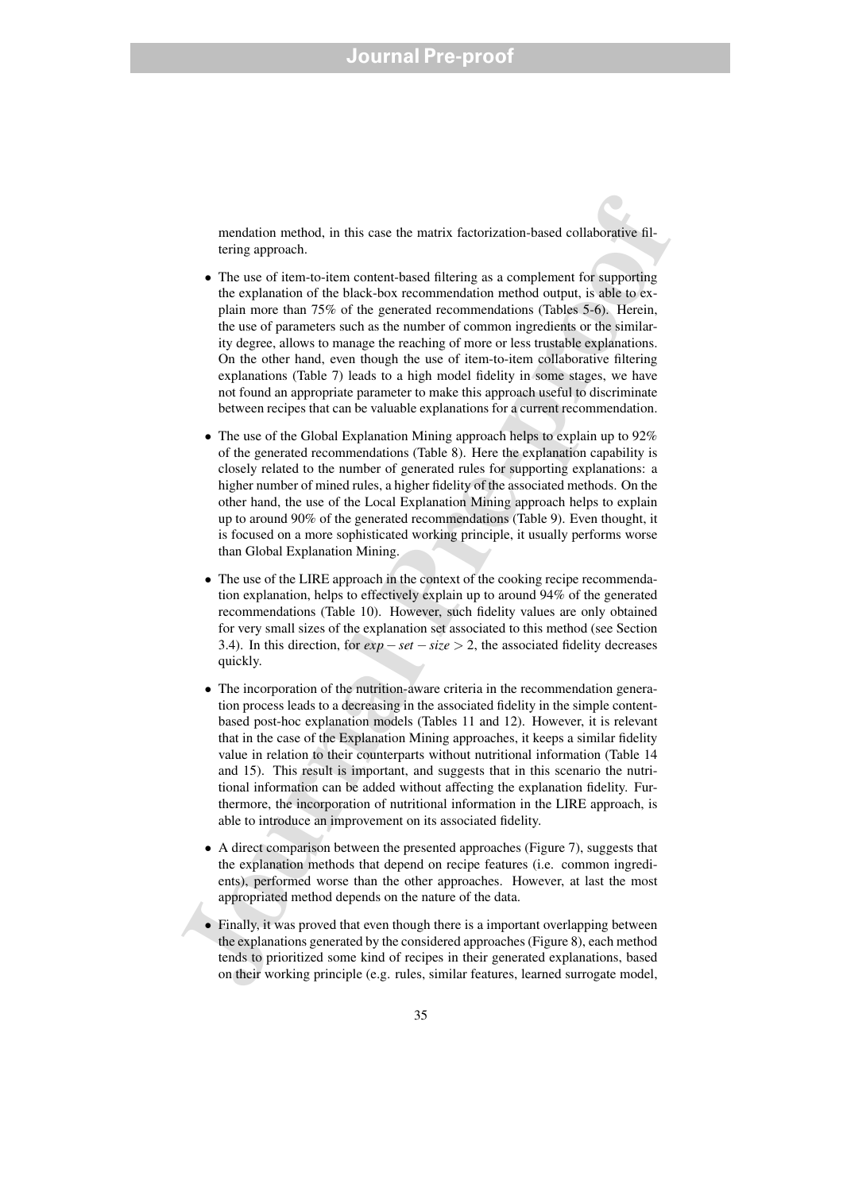mendation method, in this case the matrix factorization-based collaborative filtering approach.

- The use of item-to-item content-based filtering as a complement for supporting the explanation of the black-box recommendation method output, is able to explain more than 75% of the generated recommendations (Tables 5-6). Herein, the use of parameters such as the number of common ingredients or the similarity degree, allows to manage the reaching of more or less trustable explanations. On the other hand, even though the use of item-to-item collaborative filtering explanations (Table 7) leads to a high model fidelity in some stages, we have not found an appropriate parameter to make this approach useful to discriminate between recipes that can be valuable explanations for a current recommendation.

- The use of the Global Explanation Mining approach helps to explain up to 92% of the generated recommendations (Table 8). Here the explanation capability is closely related to the number of generated rules for supporting explanations: a higher number of mined rules, a higher fidelity of the associated methods. On the other hand, the use of the Local Explanation Mining approach helps to explain up to around 90% of the generated recommendations (Table 9). Even thought, it is focused on a more sophisticated working principle, it usually performs worse than Global Explanation Mining.

- The use of the LIRE approach in the context of the cooking recipe recommendation explanation, helps to effectively explain up to around 94% of the generated recommendations (Table 10). However, such fidelity values are only obtained for very small sizes of the explanation set associated to this method (see Section 3.4). In this direction, for $exp-set-size > 2$, the associated fidelity decreases quickly.

- The incorporation of the nutrition-aware criteria in the recommendation generation process leads to a decreasing in the associated fidelity in the simple content-based post-hoc explanation models (Tables 11 and 12). However, it is relevant that in the case of the Explanation Mining approaches, it keeps a similar fidelity value in relation to their counterparts without nutritional information (Table 14 and 15). This result is important, and suggests that in this scenario the nutritional information can be added without affecting the explanation fidelity. Furthermore, the incorporation of nutritional information in the LIRE approach, is able to introduce an improvement on its associated fidelity.

- A direct comparison between the presented approaches (Figure 7), suggests that the explanation methods that depend on recipe features (i.e. common ingredients), performed worse than the other approaches. However, at last the most appropriated method depends on the nature of the data.

- Finally, it was proved that even though there is a important overlapping between the explanations generated by the considered approaches (Figure 8), each method tends to prioritized some kind of recipes in their generated explanations, based on their working principle (e.g. rules, similar features, learned surrogate model,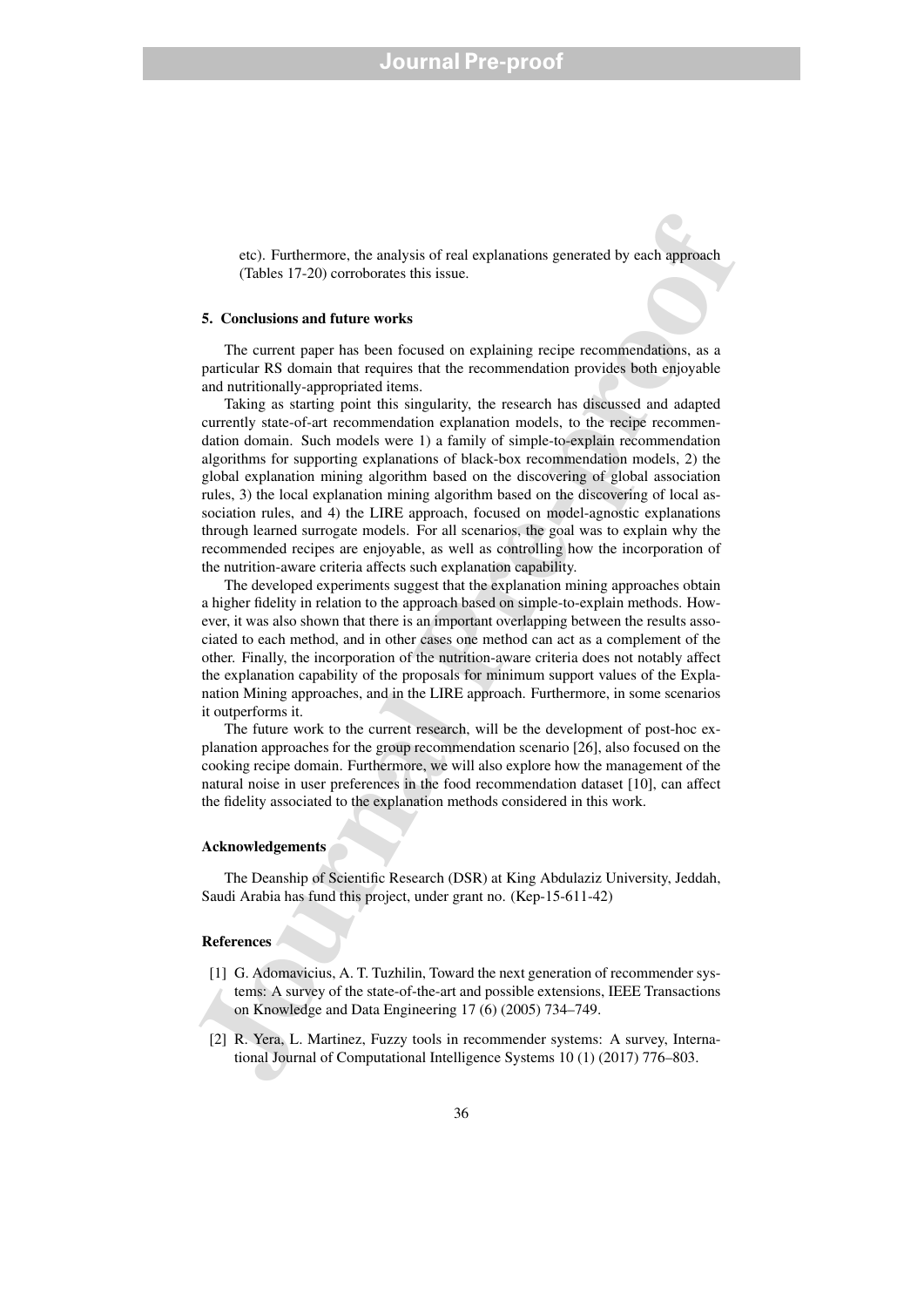etc). Furthermore, the analysis of real explanations generated by each approach (Tables 17-20) corroborates this issue.

### 5. Conclusions and future works

The current paper has been focused on explaining recipe recommendations, as a particular RS domain that requires that the recommendation provides both enjoyable and nutritionally-appropriated items.

Taking as starting point this singularity, the research has discussed and adapted currently state-of-art recommendation explanation models, to the recipe recommendation domain. Such models were 1) a family of simple-to-explain recommendation algorithms for supporting explanations of black-box recommendation models, 2) the global explanation mining algorithm based on the discovering of global association rules, 3) the local explanation mining algorithm based on the discovering of local association rules, and 4) the LIRE approach, focused on model-agnostic explanations through learned surrogate models. For all scenarios, the goal was to explain why the recommended recipes are enjoyable, as well as controlling how the incorporation of the nutrition-aware criteria affects such explanation capability.

The developed experiments suggest that the explanation mining approaches obtain a higher fidelity in relation to the approach based on simple-to-explain methods. However, it was also shown that there is an important overlapping between the results associated to each method, and in other cases one method can act as a complement of the other. Finally, the incorporation of the nutrition-aware criteria does not notably affect the explanation capability of the proposals for minimum support values of the Explanation Mining approaches, and in the LIRE approach. Furthermore, in some scenarios it outperforms it.

The future work to the current research, will be the development of post-hoc explanation approaches for the group recommendation scenario [26], also focused on the cooking recipe domain. Furthermore, we will also explore how the management of the natural noise in user preferences in the food recommendation dataset [10], can affect the fidelity associated to the explanation methods considered in this work.

### Acknowledgements

The Deanship of Scientific Research (DSR) at King Abdulaziz University, Jeddah, Saudi Arabia has fund this project, under grant no. (Kep-15-611-42)

### References

[1] G. Adomavicius, A. T. Tuzhilin, Toward the next generation of recommender systems: A survey of the state-of-the-art and possible extensions, IEEE Transactions on Knowledge and Data Engineering 17 (6) (2005) 734–749.

[2] R. Yera, L. Martinez, Fuzzy tools in recommender systems: A survey, International Journal of Computational Intelligence Systems 10 (1) (2017) 776–803.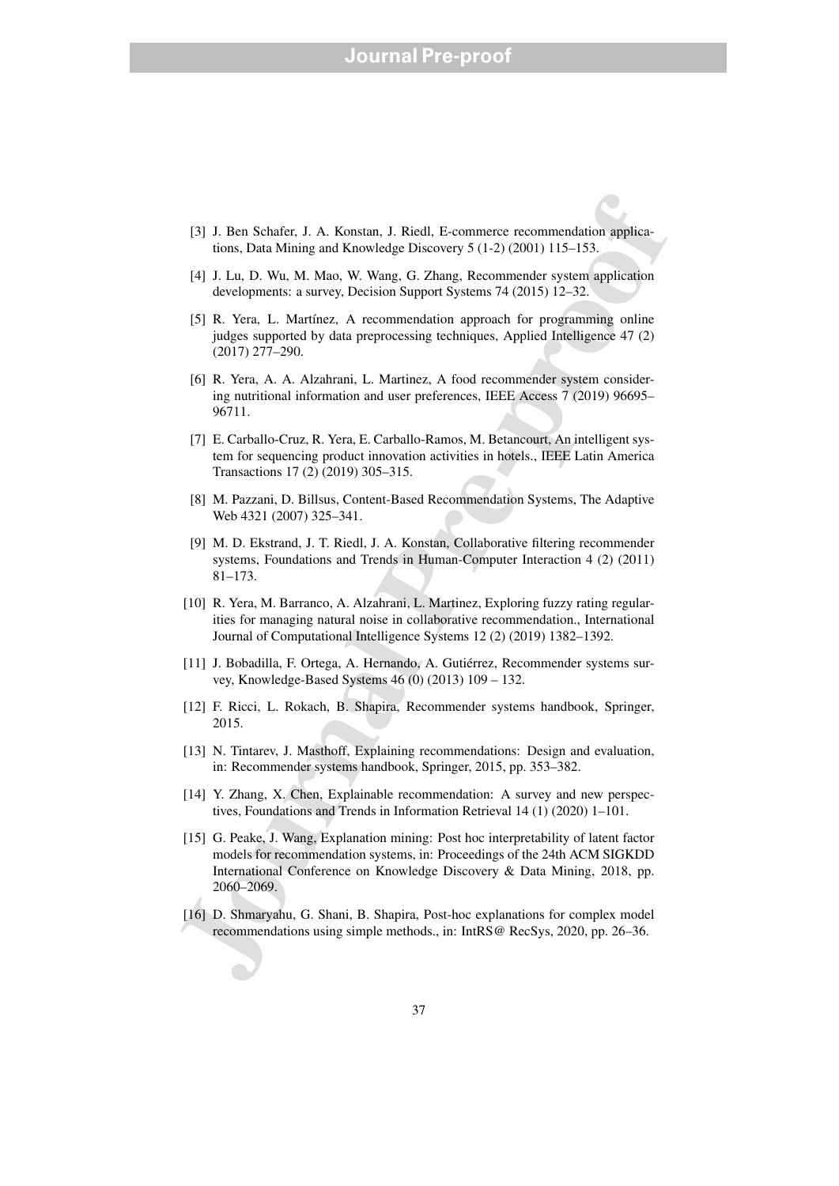[3] J. Ben Schafer, J. A. Konstan, J. Riedl, E-commerce recommendation applications, Data Mining and Knowledge Discovery 5 (1-2) (2001) 115–153.

[4] J. Lu, D. Wu, M. Mao, W. Wang, G. Zhang, Recommender system application developments: a survey, Decision Support Systems 74 (2015) 12–32.

[5] R. Yera, L. Martínez, A recommendation approach for programming online judges supported by data preprocessing techniques, Applied Intelligence 47 (2) (2017) 277–290.

[6] R. Yera, A. A. Alzahrani, L. Martinez, A food recommender system considering nutritional information and user preferences, IEEE Access 7 (2019) 96695–96711.

[7] E. Carballo-Cruz, R. Yera, E. Carballo-Ramos, M. Betancourt, An intelligent system for sequencing product innovation activities in hotels., IEEE Latin America Transactions 17 (2) (2019) 305–315.

[8] M. Pazzani, D. Billsus, Content-Based Recommendation Systems, The Adaptive Web 4321 (2007) 325–341.

[9] M. D. Ekstrand, J. T. Riedl, J. A. Konstan, Collaborative filtering recommender systems, Foundations and Trends in Human-Computer Interaction 4 (2) (2011) 81–173.

[10] R. Yera, M. Barranco, A. Alzahrani, L. Martinez, Exploring fuzzy rating regularities for managing natural noise in collaborative recommendation., International Journal of Computational Intelligence Systems 12 (2) (2019) 1382–1392.

[11] J. Bobadilla, F. Ortega, A. Hernando, A. Gutiérrez, Recommender systems survey, Knowledge-Based Systems 46 (0) (2013) 109 – 132.

[12] F. Ricci, L. Rokach, B. Shapira, Recommender systems handbook, Springer, 2015.

[13] N. Tintarev, J. Masthoff, Explaining recommendations: Design and evaluation, in: Recommender systems handbook, Springer, 2015, pp. 353–382.

[14] Y. Zhang, X. Chen, Explainable recommendation: A survey and new perspectives, Foundations and Trends in Information Retrieval 14 (1) (2020) 1–101.

[15] G. Peake, J. Wang, Explanation mining: Post hoc interpretability of latent factor models for recommendation systems, in: Proceedings of the 24th ACM SIGKDD International Conference on Knowledge Discovery & Data Mining, 2018, pp. 2060–2069.

[16] D. Shmaryahu, G. Shani, B. Shapira, Post-hoc explanations for complex model recommendations using simple methods., in: IntRS@ RecSys, 2020, pp. 26–36.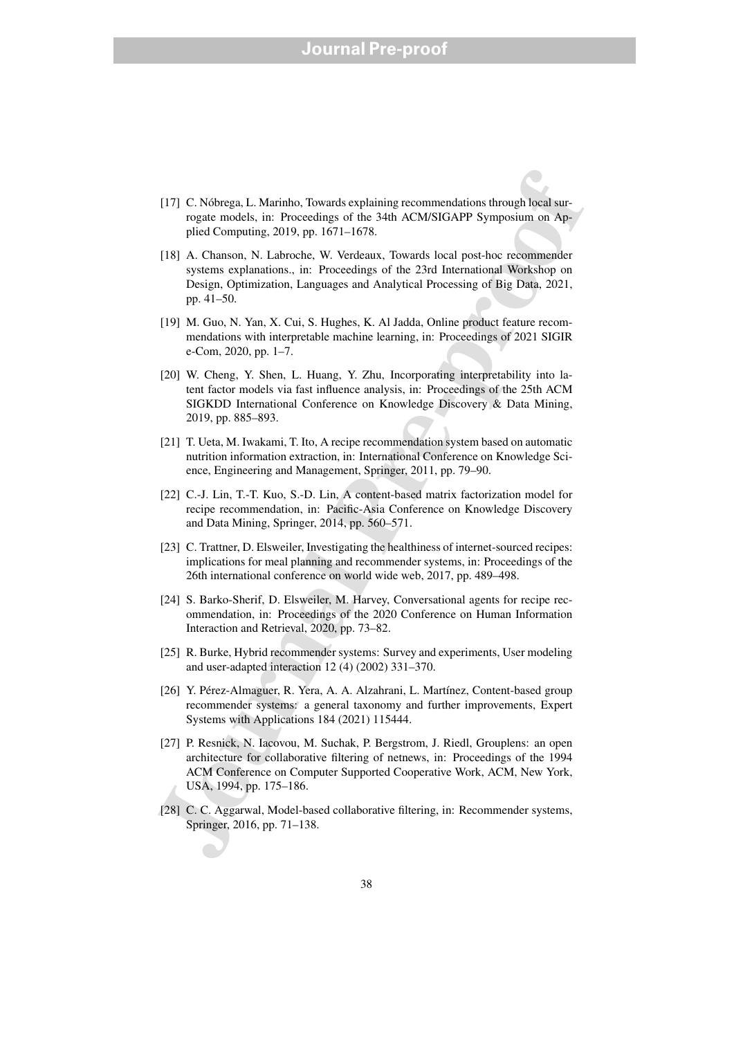[17] C. Nóbrega, L. Marinho, Towards explaining recommendations through local surrogate models, in: Proceedings of the 34th ACM/SIGAPP Symposium on Applied Computing, 2019, pp. 1671–1678.

[18] A. Chanson, N. Labroche, W. Verdeaux, Towards local post-hoc recommender systems explanations., in: Proceedings of the 23rd International Workshop on Design, Optimization, Languages and Analytical Processing of Big Data, 2021, pp. 41–50.

[19] M. Guo, N. Yan, X. Cui, S. Hughes, K. Al Jadda, Online product feature recommendations with interpretable machine learning, in: Proceedings of 2021 SIGIR e-Com, 2020, pp. 1–7.

[20] W. Cheng, Y. Shen, L. Huang, Y. Zhu, Incorporating interpretability into latent factor models via fast influence analysis, in: Proceedings of the 25th ACM SIGKDD International Conference on Knowledge Discovery & Data Mining, 2019, pp. 885–893.

[21] T. Ueta, M. Iwakami, T. Ito, A recipe recommendation system based on automatic nutrition information extraction, in: International Conference on Knowledge Science, Engineering and Management, Springer, 2011, pp. 79–90.

[22] C.-J. Lin, T.-T. Kuo, S.-D. Lin, A content-based matrix factorization model for recipe recommendation, in: Pacific-Asia Conference on Knowledge Discovery and Data Mining, Springer, 2014, pp. 560–571.

[23] C. Trattner, D. Elsweiler, Investigating the healthiness of internet-sourced recipes: implications for meal planning and recommender systems, in: Proceedings of the 26th international conference on world wide web, 2017, pp. 489–498.

[24] S. Barko-Sherif, D. Elsweiler, M. Harvey, Conversational agents for recipe recommendation, in: Proceedings of the 2020 Conference on Human Information Interaction and Retrieval, 2020, pp. 73–82.

[25] R. Burke, Hybrid recommender systems: Survey and experiments, User modeling and user-adapted interaction 12 (4) (2002) 331–370.

[26] Y. Pérez-Almaguer, R. Yera, A. A. Alzahrani, L. Martínez, Content-based group recommender systems: a general taxonomy and further improvements, Expert Systems with Applications 184 (2021) 115444.

[27] P. Resnick, N. Iacovou, M. Suchak, P. Bergstrom, J. Riedl, Grouplens: an open architecture for collaborative filtering of netnews, in: Proceedings of the 1994 ACM Conference on Computer Supported Cooperative Work, ACM, New York, USA, 1994, pp. 175–186.

[28] C. C. Aggarwal, Model-based collaborative filtering, in: Recommender systems, Springer, 2016, pp. 71–138.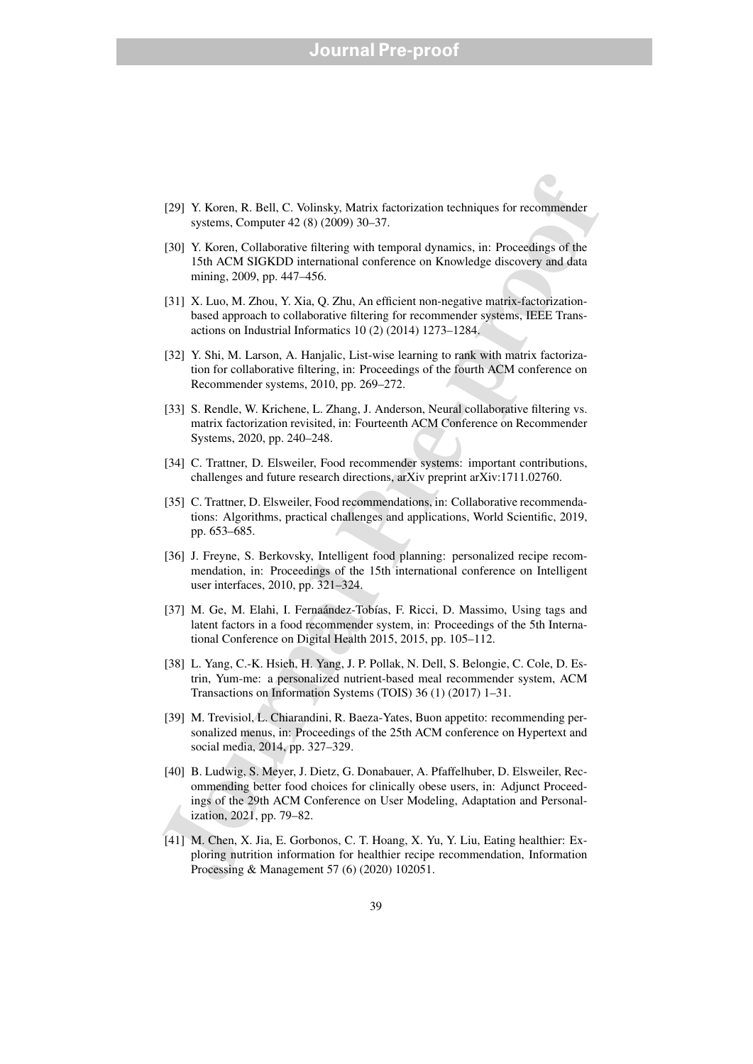[29] Y. Koren, R. Bell, C. Volinsky, Matrix factorization techniques for recommender systems, Computer 42 (8) (2009) 30–37.

[30] Y. Koren, Collaborative filtering with temporal dynamics, in: Proceedings of the 15th ACM SIGKDD international conference on Knowledge discovery and data mining, 2009, pp. 447–456.

[31] X. Luo, M. Zhou, Y. Xia, Q. Zhu, An efficient non-negative matrix-factorization-based approach to collaborative filtering for recommender systems, IEEE Transactions on Industrial Informatics 10 (2) (2014) 1273–1284.

[32] Y. Shi, M. Larson, A. Hanjalic, List-wise learning to rank with matrix factorization for collaborative filtering, in: Proceedings of the fourth ACM conference on Recommender systems, 2010, pp. 269–272.

[33] S. Rendle, W. Krichene, L. Zhang, J. Anderson, Neural collaborative filtering vs. matrix factorization revisited, in: Fourteenth ACM Conference on Recommender Systems, 2020, pp. 240–248.

[34] C. Trattner, D. Elsweiler, Food recommender systems: important contributions, challenges and future research directions, arXiv preprint arXiv:1711.02760.

[35] C. Trattner, D. Elsweiler, Food recommendations, in: Collaborative recommendations: Algorithms, practical challenges and applications, World Scientific, 2019, pp. 653–685.

[36] J. Freyne, S. Berkovsky, Intelligent food planning: personalized recipe recommendation, in: Proceedings of the 15th international conference on Intelligent user interfaces, 2010, pp. 321–324.

[37] M. Ge, M. Elahi, I. Fernaández-Tobías, F. Ricci, D. Massimo, Using tags and latent factors in a food recommender system, in: Proceedings of the 5th International Conference on Digital Health 2015, 2015, pp. 105–112.

[38] L. Yang, C.-K. Hsieh, H. Yang, J. P. Pollak, N. Dell, S. Belongie, C. Cole, D. Estrin, Yum-me: a personalized nutrient-based meal recommender system, ACM Transactions on Information Systems (TOIS) 36 (1) (2017) 1–31.

[39] M. Trevisiol, L. Chiarandini, R. Baeza-Yates, Buon appetito: recommending personalized menus, in: Proceedings of the 25th ACM conference on Hypertext and social media, 2014, pp. 327–329.

[40] B. Ludwig, S. Meyer, J. Dietz, G. Donabauer, A. Pfaffelhuber, D. Elsweiler, Recommending better food choices for clinically obese users, in: Adjunct Proceedings of the 29th ACM Conference on User Modeling, Adaptation and Personalization, 2021, pp. 79–82.

[41] M. Chen, X. Jia, E. Gorbonos, C. T. Hoang, X. Yu, Y. Liu, Eating healthier: Exploring nutrition information for healthier recipe recommendation, Information Processing & Management 57 (6) (2020) 102051.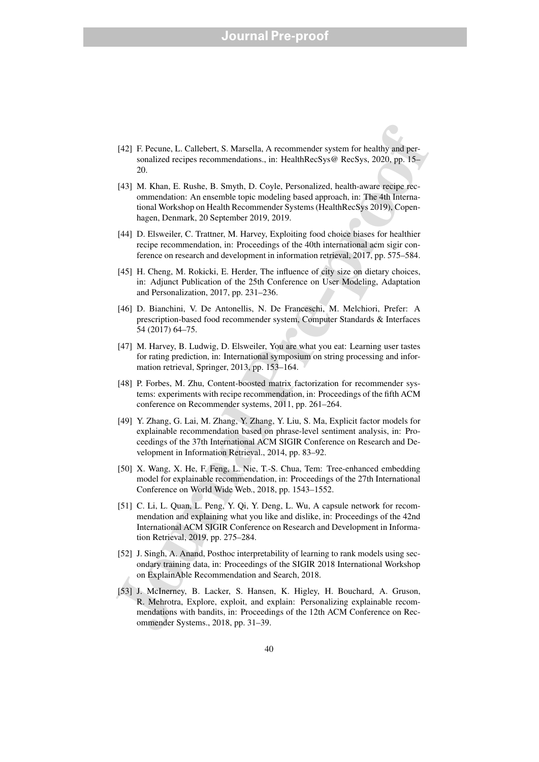[42] F. Pecune, L. Callebert, S. Marsella, A recommender system for healthy and personalized recipes recommendations., in: HealthRecSys@ RecSys, 2020, pp. 15–20.

[43] M. Khan, E. Rushe, B. Smyth, D. Coyle, Personalized, health-aware recipe recommendation: An ensemble topic modeling based approach, in: The 4th International Workshop on Health Recommender Systems (HealthRecSys 2019), Copenhagen, Denmark, 20 September 2019, 2019.

[44] D. Elsweiler, C. Trattner, M. Harvey, Exploiting food choice biases for healthier recipe recommendation, in: Proceedings of the 40th international acm sigir conference on research and development in information retrieval, 2017, pp. 575–584.

[45] H. Cheng, M. Rokicki, E. Herder, The influence of city size on dietary choices, in: Adjunct Publication of the 25th Conference on User Modeling, Adaptation and Personalization, 2017, pp. 231–236.

[46] D. Bianchini, V. De Antonellis, N. De Franceschi, M. Melchiori, Prefer: A prescription-based food recommender system, Computer Standards & Interfaces 54 (2017) 64–75.

[47] M. Harvey, B. Ludwig, D. Elsweiler, You are what you eat: Learning user tastes for rating prediction, in: International symposium on string processing and information retrieval, Springer, 2013, pp. 153–164.

[48] P. Forbes, M. Zhu, Content-boosted matrix factorization for recommender systems: experiments with recipe recommendation, in: Proceedings of the fifth ACM conference on Recommender systems, 2011, pp. 261–264.

[49] Y. Zhang, G. Lai, M. Zhang, Y. Zhang, Y. Liu, S. Ma, Explicit factor models for explainable recommendation based on phrase-level sentiment analysis, in: Proceedings of the 37th International ACM SIGIR Conference on Research and Development in Information Retrieval., 2014, pp. 83–92.

[50] X. Wang, X. He, F. Feng, L. Nie, T.-S. Chua, Tem: Tree-enhanced embedding model for explainable recommendation, in: Proceedings of the 27th International Conference on World Wide Web., 2018, pp. 1543–1552.

[51] C. Li, L. Quan, L. Peng, Y. Qi, Y. Deng, L. Wu, A capsule network for recommendation and explaining what you like and dislike, in: Proceedings of the 42nd International ACM SIGIR Conference on Research and Development in Information Retrieval, 2019, pp. 275–284.

[52] J. Singh, A. Anand, Posthoc interpretability of learning to rank models using secondary training data, in: Proceedings of the SIGIR 2018 International Workshop on ExplainAble Recommendation and Search, 2018.

[53] J. McInerney, B. Lacker, S. Hansen, K. Higley, H. Bouchard, A. Gruson, R. Mehrotra, Explore, exploit, and explain: Personalizing explainable recommendations with bandits, in: Proceedings of the 12th ACM Conference on Recommender Systems., 2018, pp. 31–39.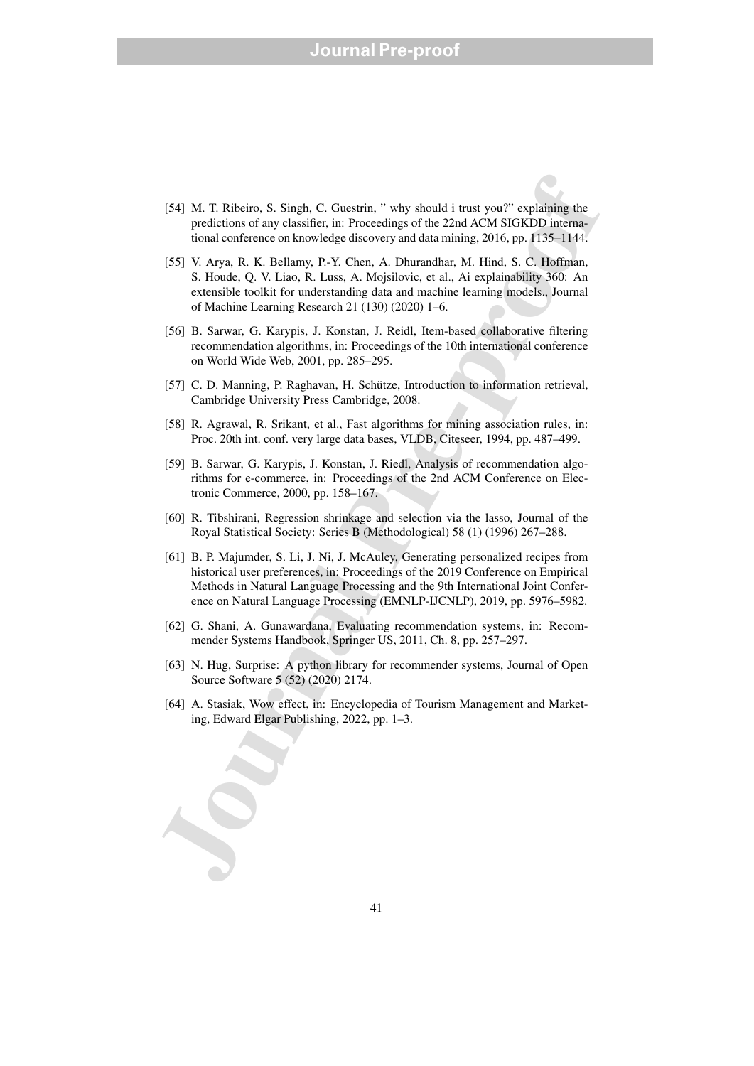[54] M. T. Ribeiro, S. Singh, C. Guestrin, " why should i trust you?" explaining the predictions of any classifier, in: Proceedings of the 22nd ACM SIGKDD international conference on knowledge discovery and data mining, 2016, pp. 1135–1144.

[55] V. Arya, R. K. Bellamy, P.-Y. Chen, A. Dhurandhar, M. Hind, S. C. Hoffman, S. Houde, Q. V. Liao, R. Luss, A. Mojsilovic, et al., Ai explainability 360: An extensible toolkit for understanding data and machine learning models., Journal of Machine Learning Research 21 (130) (2020) 1–6.

[56] B. Sarwar, G. Karypis, J. Konstan, J. Reidl, Item-based collaborative filtering recommendation algorithms, in: Proceedings of the 10th international conference on World Wide Web, 2001, pp. 285–295.

[57] C. D. Manning, P. Raghavan, H. Schütze, Introduction to information retrieval, Cambridge University Press Cambridge, 2008.

[58] R. Agrawal, R. Srikant, et al., Fast algorithms for mining association rules, in: Proc. 20th int. conf. very large data bases, VLDB, Citeseer, 1994, pp. 487–499.

[59] B. Sarwar, G. Karypis, J. Konstan, J. Riedl, Analysis of recommendation algorithms for e-commerce, in: Proceedings of the 2nd ACM Conference on Electronic Commerce, 2000, pp. 158–167.

[60] R. Tibshirani, Regression shrinkage and selection via the lasso, Journal of the Royal Statistical Society: Series B (Methodological) 58 (1) (1996) 267–288.

[61] B. P. Majumder, S. Li, J. Ni, J. McAuley, Generating personalized recipes from historical user preferences, in: Proceedings of the 2019 Conference on Empirical Methods in Natural Language Processing and the 9th International Joint Conference on Natural Language Processing (EMNLP-IJCNLP), 2019, pp. 5976–5982.

[62] G. Shani, A. Gunawardana, Evaluating recommendation systems, in: Recommender Systems Handbook, Springer US, 2011, Ch. 8, pp. 257–297.

[63] N. Hug, Surprise: A python library for recommender systems, Journal of Open Source Software 5 (52) (2020) 2174.

[64] A. Stasiak, Wow effect, in: Encyclopedia of Tourism Management and Marketing, Edward Elgar Publishing, 2022, pp. 1–3.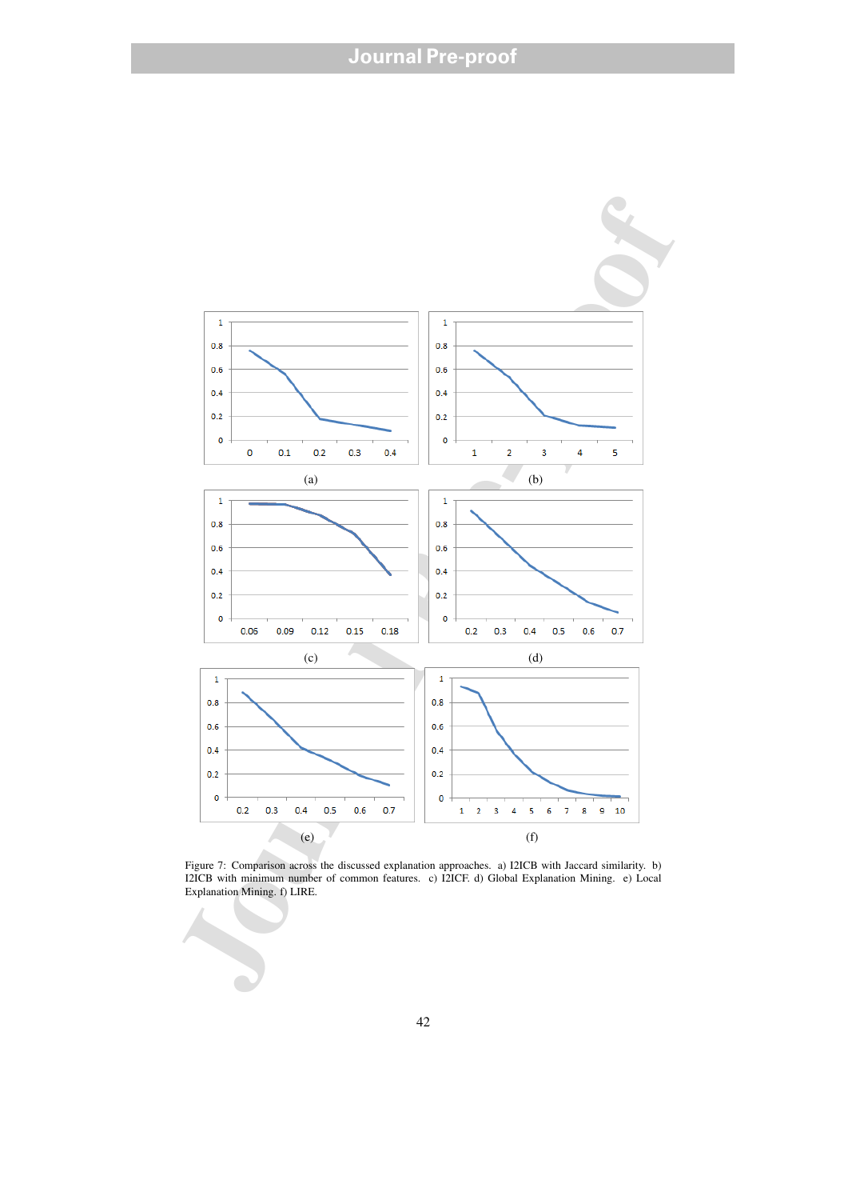1
0.8
0.6
0.4
0.2
0
0 0.1 0.2 0.3 0.4

(a)

1
0.8
0.6
0.4
0.2
0
1 2 3 4 5

(b)

1
0.8
0.6
0.4
0.2
0
0.06 0.09 0.12 0.15 0.18

(c)

1
0.8
0.6
0.4
0.2
0
0.2 0.3 0.4 0.5 0.6 0.7

(d)

1
0.8
0.6
0.4
0.2
0
0.2 0.3 0.4 0.5 0.6 0.7

(e)

1
0.8
0.6
0.4
0.2
0
1 2 3 4 5 6 7 8 9 10

(f)

Figure 7: Comparison across the discussed explanation approaches. a) I2ICB with Jaccard similarity. b) I2ICB with minimum number of common features. c) I2ICF. d) Global Explanation Mining. e) Local Explanation Mining. f) LIRE.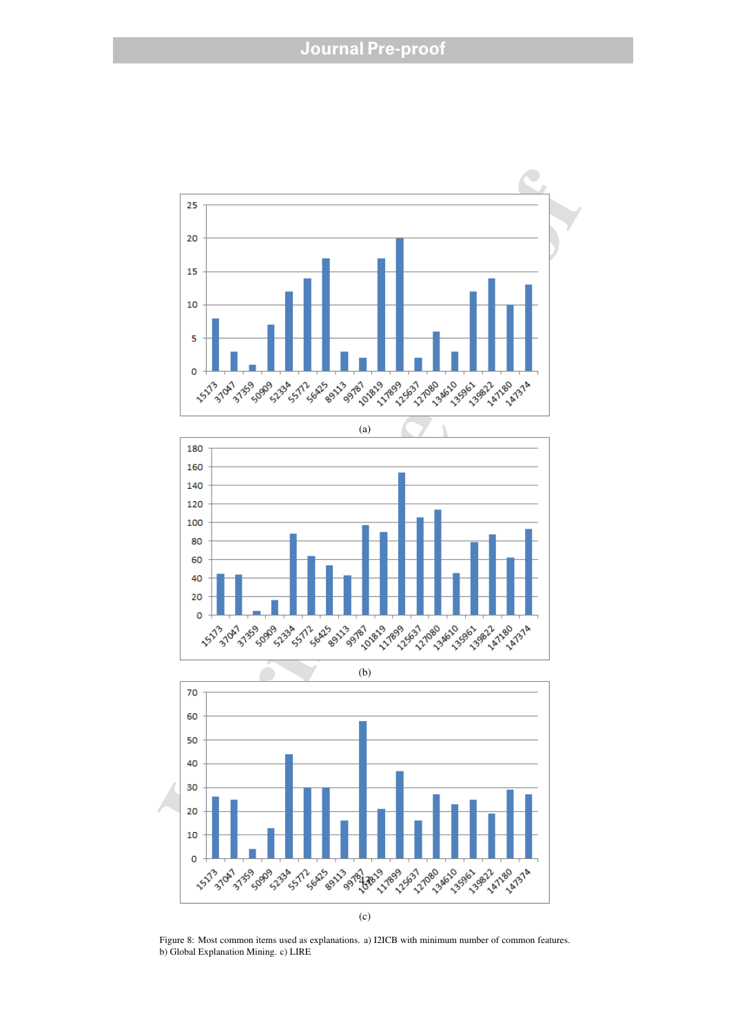25
20
15
10
5
0

15173 37047 37359 50909 52334 55772 56425 89113 99787 101819 117899 125637 127080 134610 135961 139822 147180 147374

(a)

180
160
140
120
100
80
60
40
20
0

15173 37047 37359 50909 52334 55772 56425 89113 99787 101819 117899 125637 127080 134610 135961 139822 147180 147374

(b)

70
60
50
40
30
20
10
0

15173 37047 37359 50909 52334 55772 56425 89113 99787 101819 117899 125637 127080 134610 135961 139822 147180 147374

(c)

Figure 8: Most common items used as explanations. a) I2ICB with minimum number of common features. b) Global Explanation Mining. c) LIRE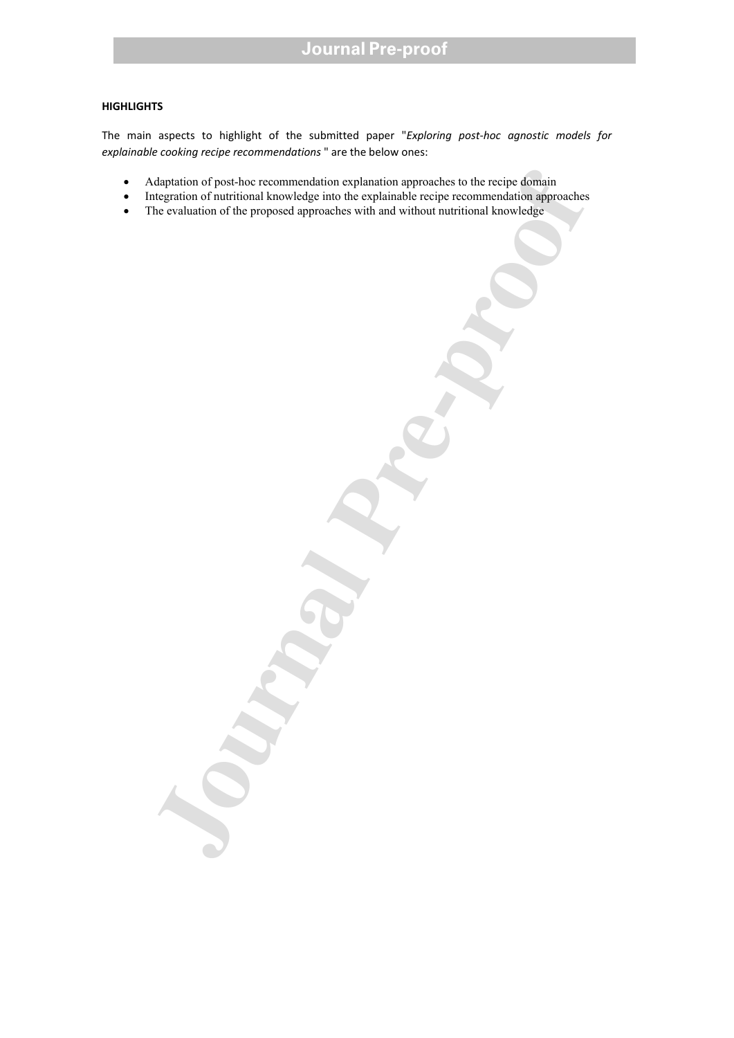**HIGHLIGHTS**

The main aspects to highlight of the submitted paper "*Exploring post-hoc agnostic models for explainable cooking recipe recommendations* " are the below ones:

- Adaptation of post-hoc recommendation explanation approaches to the recipe domain
- Integration of nutritional knowledge into the explainable recipe recommendation approaches
- The evaluation of the proposed approaches with and without nutritional knowledge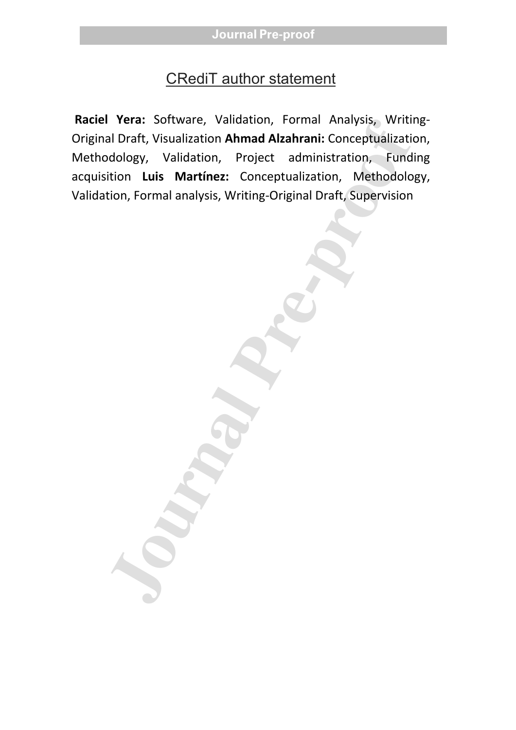# CRediT author statement

**Raciel Yera:** Software, Validation, Formal Analysis, Writing-Original Draft, Visualization **Ahmad Alzahrani:** Conceptualization, Methodology, Validation, Project administration, Funding acquisition **Luis Martínez:** Conceptualization, Methodology, Validation, Formal analysis, Writing-Original Draft, Supervision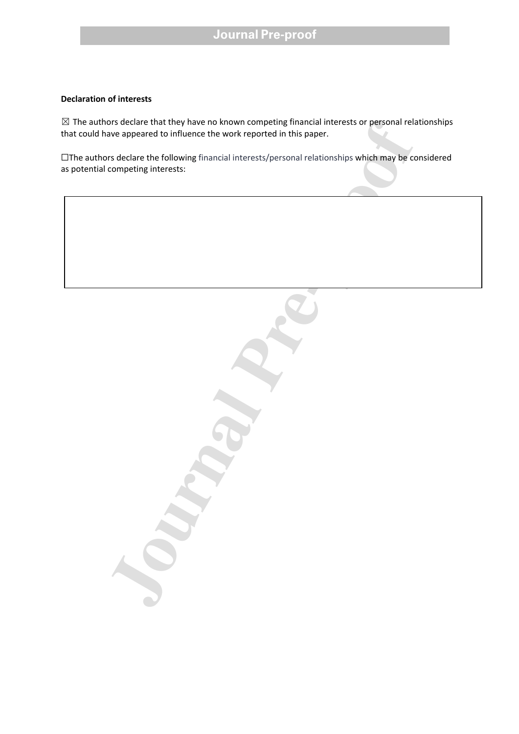**Declaration of interests**

☒ The authors declare that they have no known competing financial interests or personal relationships that could have appeared to influence the work reported in this paper.

☐The authors declare the following financial interests/personal relationships which may be considered as potential competing interests: